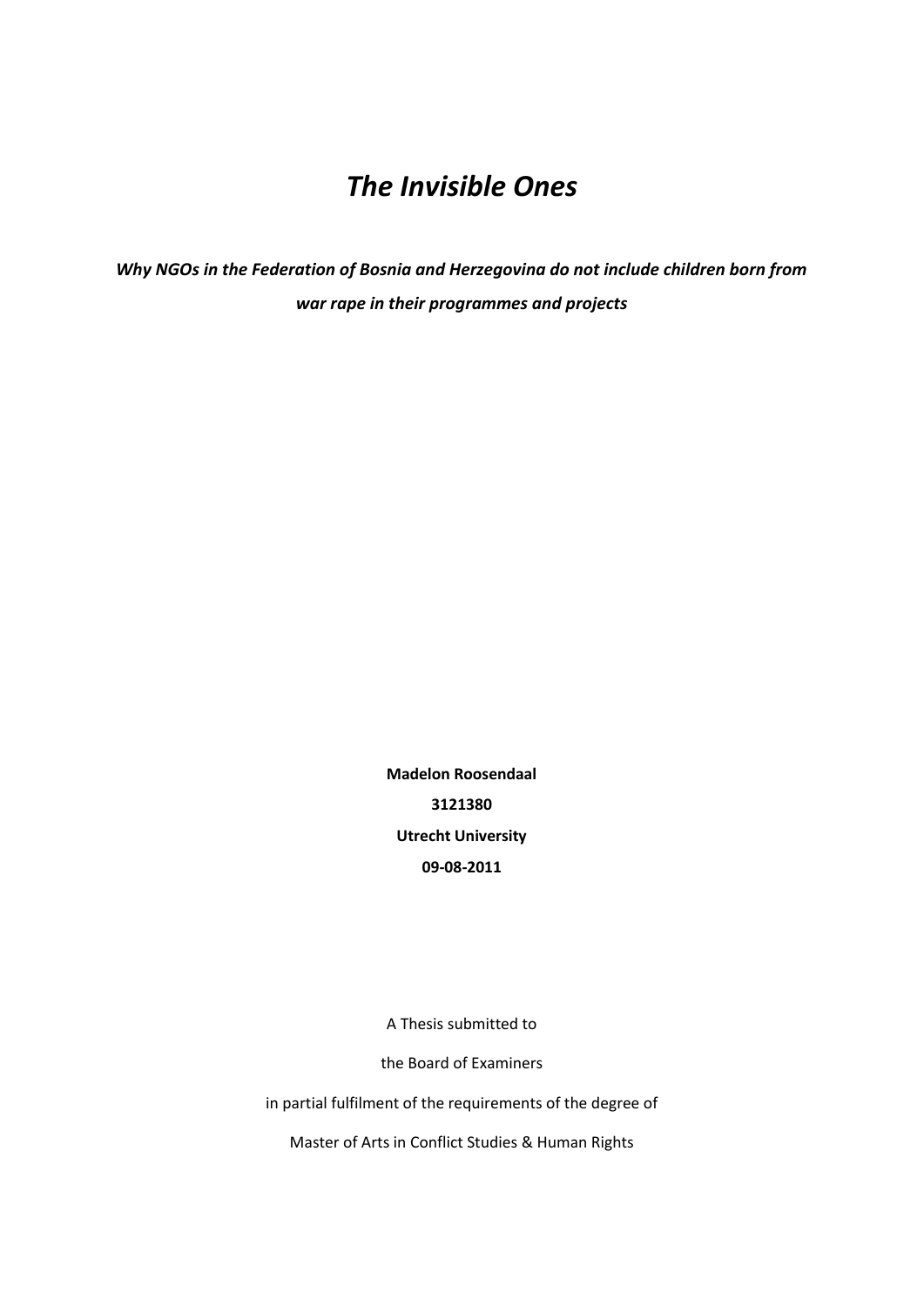# *The Invisible Ones*

***Why NGOs in the Federation of Bosnia and Herzegovina do not include children born from war rape in their programmes and projects***

**Madelon Roosendaal**

**3121380**

**Utrecht University**

**09-08-2011**

A Thesis submitted to

the Board of Examiners

in partial fulfilment of the requirements of the degree of

Master of Arts in Conflict Studies & Human Rights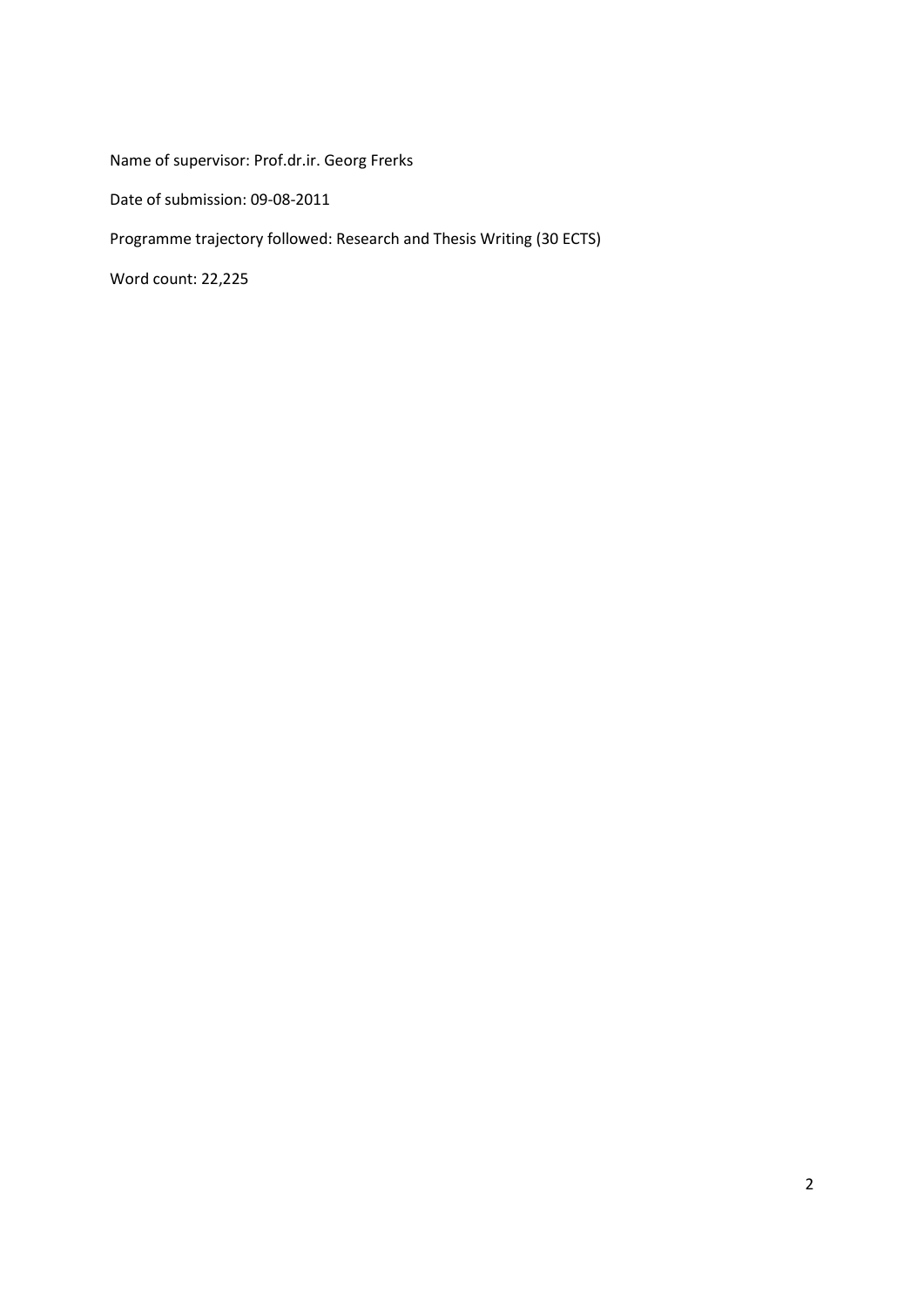Name of supervisor: Prof.dr.ir. Georg Frerks

Date of submission: 09-08-2011

Programme trajectory followed: Research and Thesis Writing (30 ECTS)

Word count: 22,225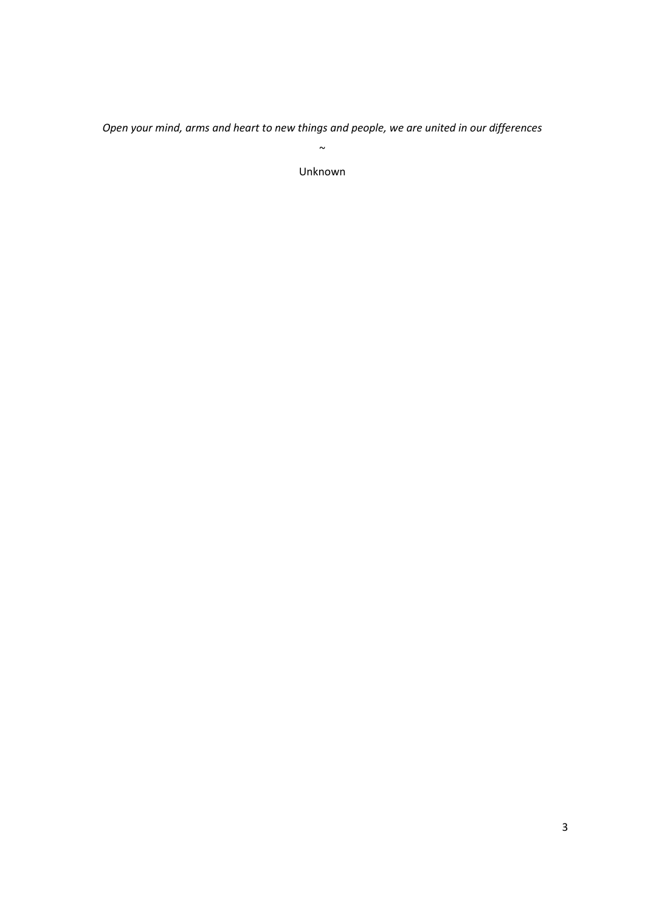*Open your mind, arms and heart to new things and people, we are united in our differences*

~

Unknown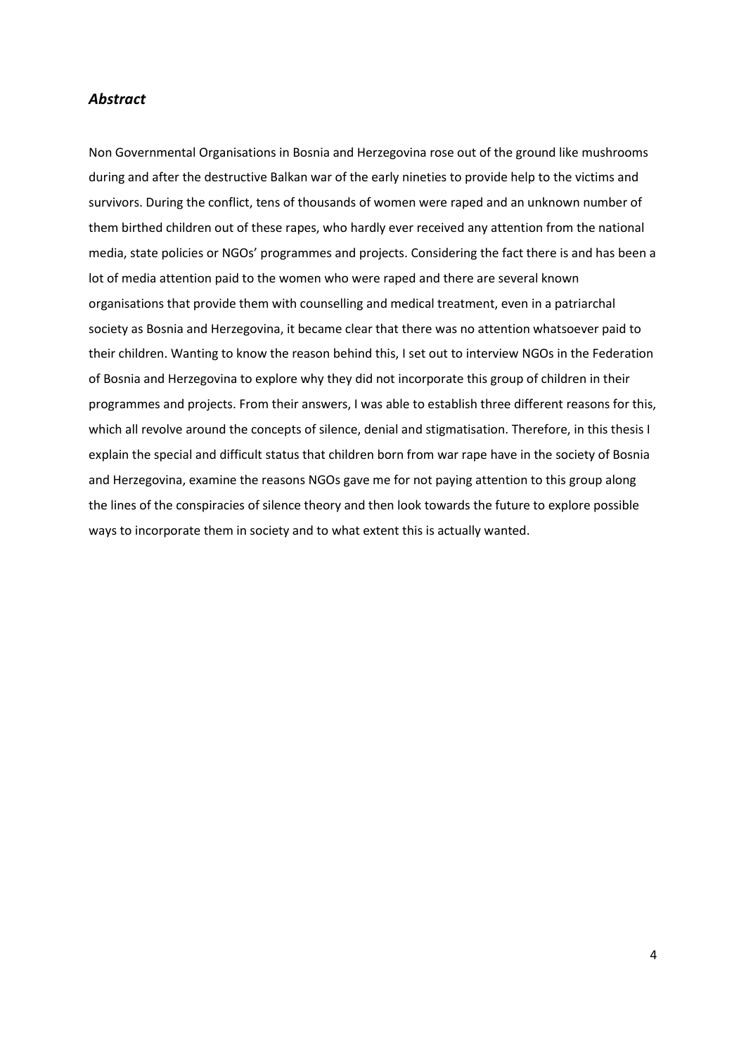## *Abstract*

Non Governmental Organisations in Bosnia and Herzegovina rose out of the ground like mushrooms during and after the destructive Balkan war of the early nineties to provide help to the victims and survivors. During the conflict, tens of thousands of women were raped and an unknown number of them birthed children out of these rapes, who hardly ever received any attention from the national media, state policies or NGOs' programmes and projects. Considering the fact there is and has been a lot of media attention paid to the women who were raped and there are several known organisations that provide them with counselling and medical treatment, even in a patriarchal society as Bosnia and Herzegovina, it became clear that there was no attention whatsoever paid to their children. Wanting to know the reason behind this, I set out to interview NGOs in the Federation of Bosnia and Herzegovina to explore why they did not incorporate this group of children in their programmes and projects. From their answers, I was able to establish three different reasons for this, which all revolve around the concepts of silence, denial and stigmatisation. Therefore, in this thesis I explain the special and difficult status that children born from war rape have in the society of Bosnia and Herzegovina, examine the reasons NGOs gave me for not paying attention to this group along the lines of the conspiracies of silence theory and then look towards the future to explore possible ways to incorporate them in society and to what extent this is actually wanted.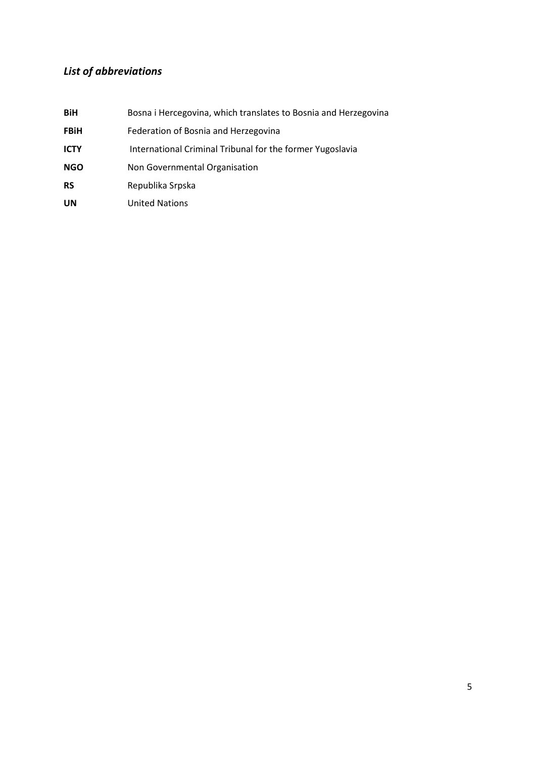## *List of abbreviations*

| | |
|---|---|
| **BiH** | Bosna i Hercegovina, which translates to Bosnia and Herzegovina |
| **FBiH** | Federation of Bosnia and Herzegovina |
| **ICTY** | International Criminal Tribunal for the former Yugoslavia |
| **NGO** | Non Governmental Organisation |
| **RS** | Republika Srpska |
| **UN** | United Nations |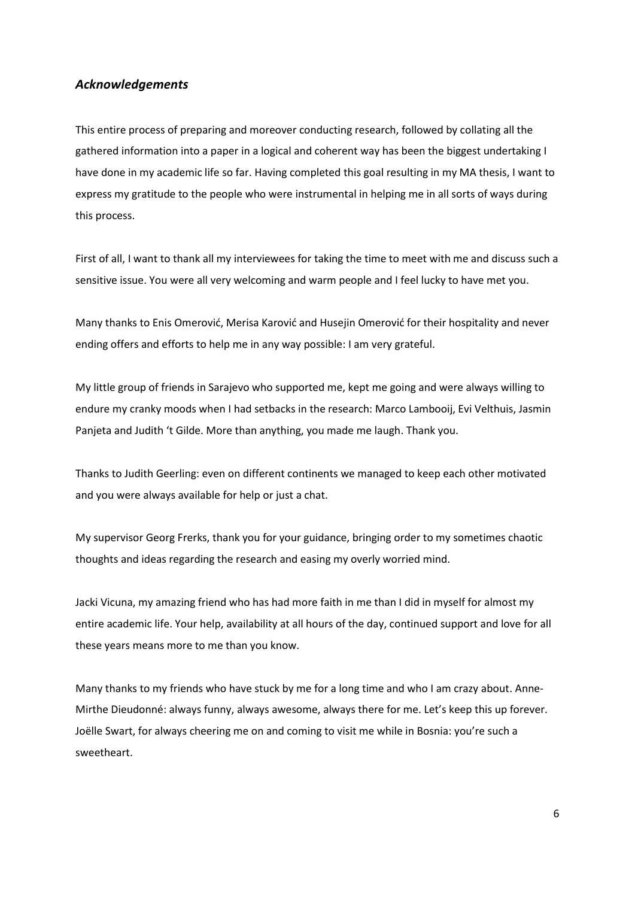## *Acknowledgements*

This entire process of preparing and moreover conducting research, followed by collating all the gathered information into a paper in a logical and coherent way has been the biggest undertaking I have done in my academic life so far. Having completed this goal resulting in my MA thesis, I want to express my gratitude to the people who were instrumental in helping me in all sorts of ways during this process.

First of all, I want to thank all my interviewees for taking the time to meet with me and discuss such a sensitive issue. You were all very welcoming and warm people and I feel lucky to have met you.

Many thanks to Enis Omerović, Merisa Karović and Husejin Omerović for their hospitality and never ending offers and efforts to help me in any way possible: I am very grateful.

My little group of friends in Sarajevo who supported me, kept me going and were always willing to endure my cranky moods when I had setbacks in the research: Marco Lambooij, Evi Velthuis, Jasmin Panjeta and Judith 't Gilde. More than anything, you made me laugh. Thank you.

Thanks to Judith Geerling: even on different continents we managed to keep each other motivated and you were always available for help or just a chat.

My supervisor Georg Frerks, thank you for your guidance, bringing order to my sometimes chaotic thoughts and ideas regarding the research and easing my overly worried mind.

Jacki Vicuna, my amazing friend who has had more faith in me than I did in myself for almost my entire academic life. Your help, availability at all hours of the day, continued support and love for all these years means more to me than you know.

Many thanks to my friends who have stuck by me for a long time and who I am crazy about. Anne-Mirthe Dieudonné: always funny, always awesome, always there for me. Let's keep this up forever. Joëlle Swart, for always cheering me on and coming to visit me while in Bosnia: you're such a sweetheart.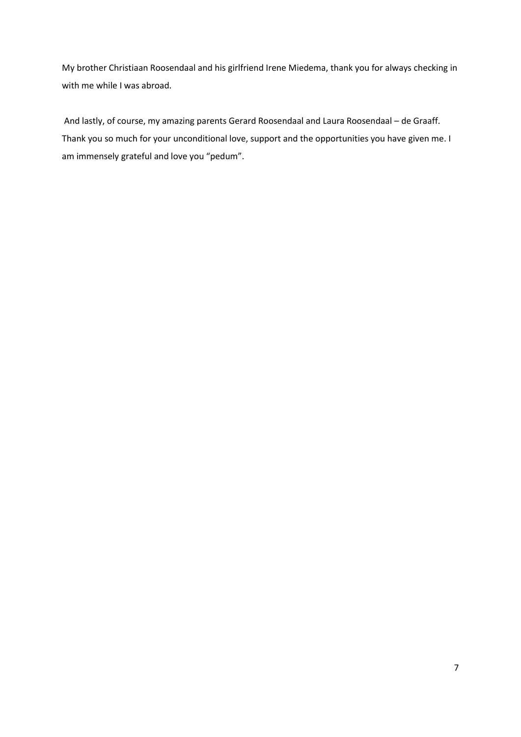My brother Christiaan Roosendaal and his girlfriend Irene Miedema, thank you for always checking in with me while I was abroad.

And lastly, of course, my amazing parents Gerard Roosendaal and Laura Roosendaal – de Graaff. Thank you so much for your unconditional love, support and the opportunities you have given me. I am immensely grateful and love you "pedum".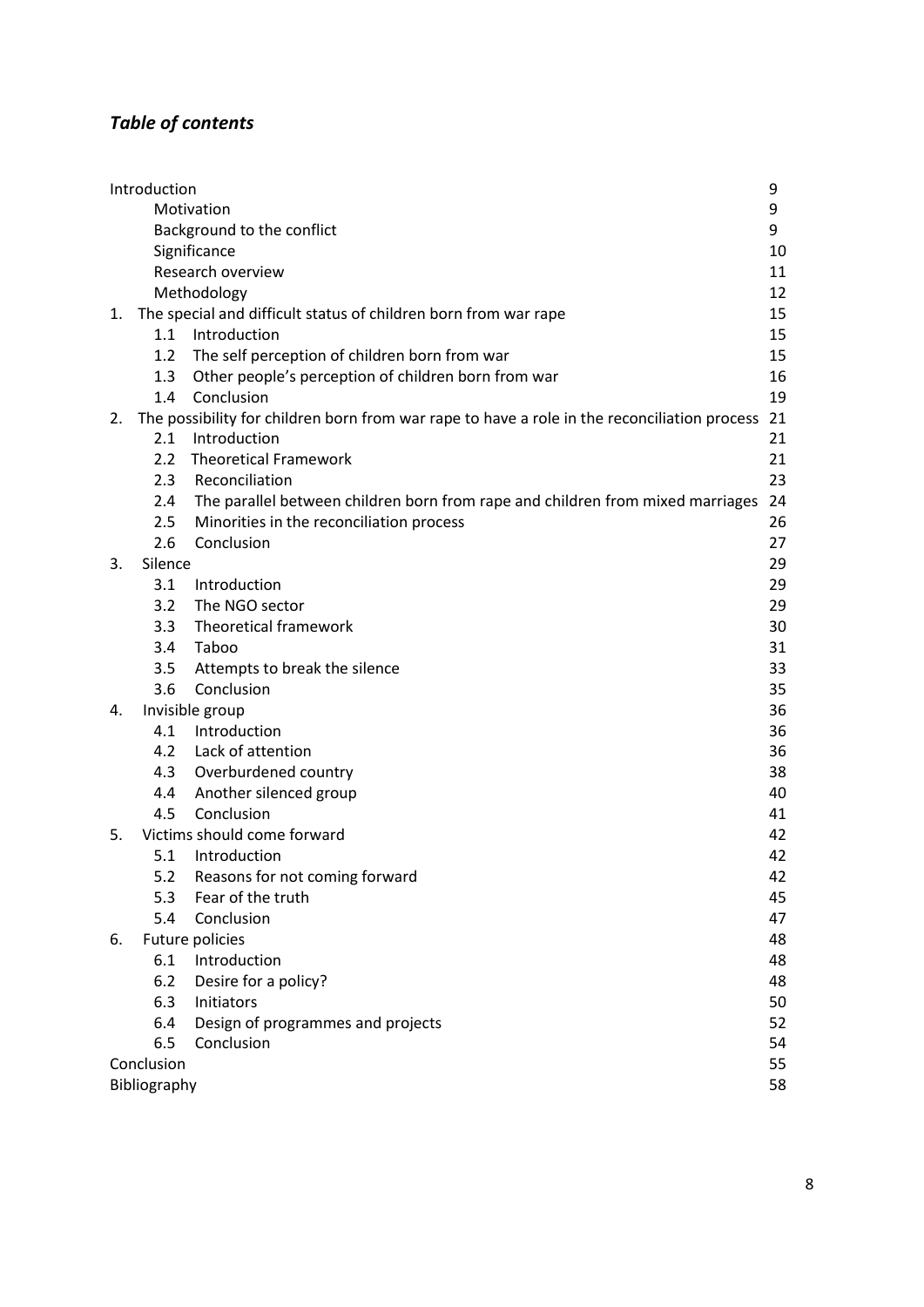# *Table of contents*

| | |
|---|---|
| Introduction | 9 |
| Motivation | 9 |
| Background to the conflict | 9 |
| Significance | 10 |
| Research overview | 11 |
| Methodology | 12 |
| 1. The special and difficult status of children born from war rape | 15 |
| 1.1 Introduction | 15 |
| 1.2 The self perception of children born from war | 15 |
| 1.3 Other people's perception of children born from war | 16 |
| 1.4 Conclusion | 19 |
| 2. The possibility for children born from war rape to have a role in the reconciliation process | 21 |
| 2.1 Introduction | 21 |
| 2.2 Theoretical Framework | 21 |
| 2.3 Reconciliation | 23 |
| 2.4 The parallel between children born from rape and children from mixed marriages | 24 |
| 2.5 Minorities in the reconciliation process | 26 |
| 2.6 Conclusion | 27 |
| 3. Silence | 29 |
| 3.1 Introduction | 29 |
| 3.2 The NGO sector | 29 |
| 3.3 Theoretical framework | 30 |
| 3.4 Taboo | 31 |
| 3.5 Attempts to break the silence | 33 |
| 3.6 Conclusion | 35 |
| 4. Invisible group | 36 |
| 4.1 Introduction | 36 |
| 4.2 Lack of attention | 36 |
| 4.3 Overburdened country | 38 |
| 4.4 Another silenced group | 40 |
| 4.5 Conclusion | 41 |
| 5. Victims should come forward | 42 |
| 5.1 Introduction | 42 |
| 5.2 Reasons for not coming forward | 42 |
| 5.3 Fear of the truth | 45 |
| 5.4 Conclusion | 47 |
| 6. Future policies | 48 |
| 6.1 Introduction | 48 |
| 6.2 Desire for a policy? | 48 |
| 6.3 Initiators | 50 |
| 6.4 Design of programmes and projects | 52 |
| 6.5 Conclusion | 54 |
| Conclusion | 55 |
| Bibliography | 58 |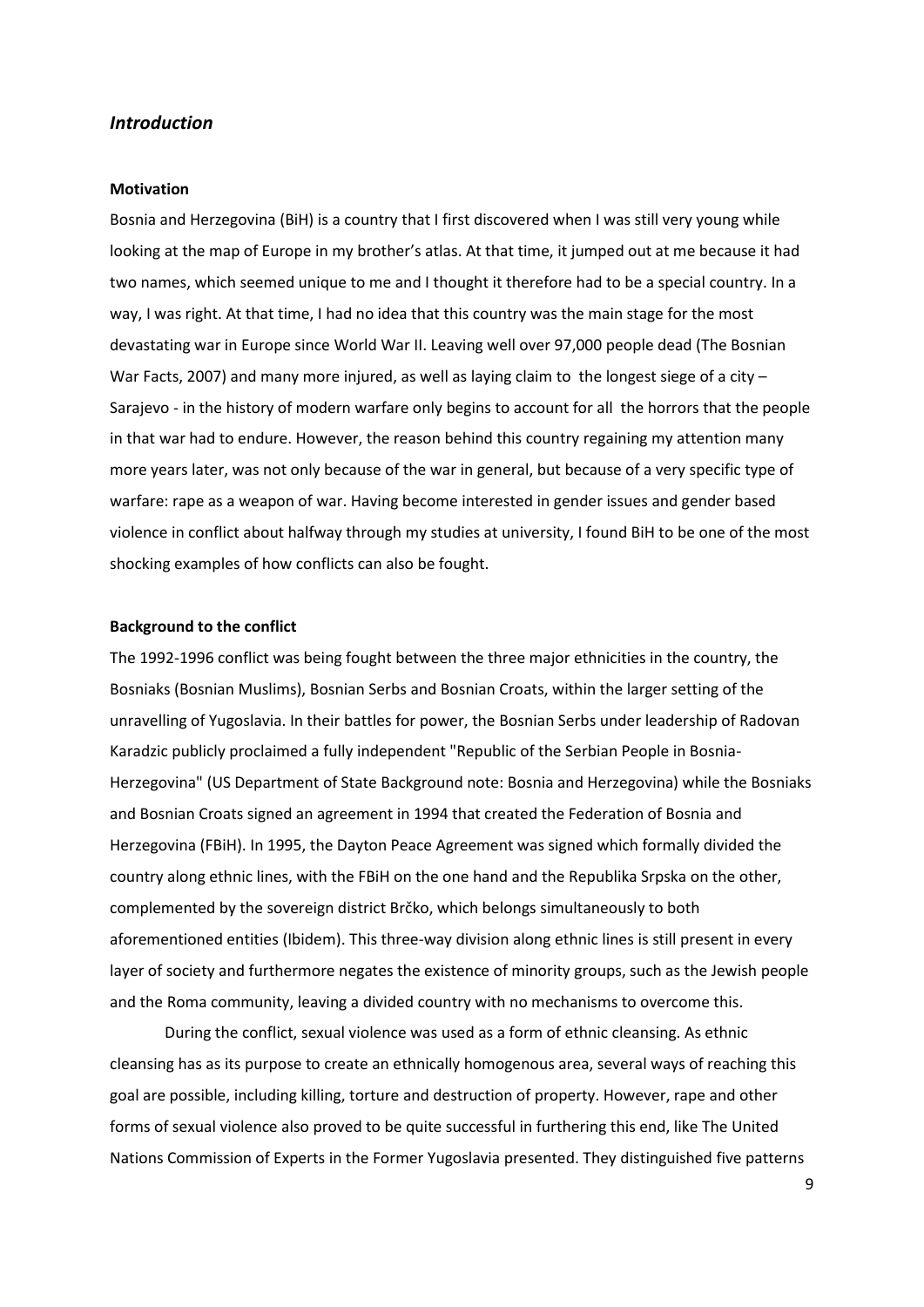## *Introduction*

### Motivation

Bosnia and Herzegovina (BiH) is a country that I first discovered when I was still very young while looking at the map of Europe in my brother's atlas. At that time, it jumped out at me because it had two names, which seemed unique to me and I thought it therefore had to be a special country. In a way, I was right. At that time, I had no idea that this country was the main stage for the most devastating war in Europe since World War II. Leaving well over 97,000 people dead (The Bosnian War Facts, 2007) and many more injured, as well as laying claim to the longest siege of a city – Sarajevo - in the history of modern warfare only begins to account for all the horrors that the people in that war had to endure. However, the reason behind this country regaining my attention many more years later, was not only because of the war in general, but because of a very specific type of warfare: rape as a weapon of war. Having become interested in gender issues and gender based violence in conflict about halfway through my studies at university, I found BiH to be one of the most shocking examples of how conflicts can also be fought.

### Background to the conflict

The 1992-1996 conflict was being fought between the three major ethnicities in the country, the Bosniaks (Bosnian Muslims), Bosnian Serbs and Bosnian Croats, within the larger setting of the unravelling of Yugoslavia. In their battles for power, the Bosnian Serbs under leadership of Radovan Karadzic publicly proclaimed a fully independent "Republic of the Serbian People in Bosnia-Herzegovina" (US Department of State Background note: Bosnia and Herzegovina) while the Bosniaks and Bosnian Croats signed an agreement in 1994 that created the Federation of Bosnia and Herzegovina (FBiH). In 1995, the Dayton Peace Agreement was signed which formally divided the country along ethnic lines, with the FBiH on the one hand and the Republika Srpska on the other, complemented by the sovereign district Brčko, which belongs simultaneously to both aforementioned entities (Ibidem). This three-way division along ethnic lines is still present in every layer of society and furthermore negates the existence of minority groups, such as the Jewish people and the Roma community, leaving a divided country with no mechanisms to overcome this.

During the conflict, sexual violence was used as a form of ethnic cleansing. As ethnic cleansing has as its purpose to create an ethnically homogenous area, several ways of reaching this goal are possible, including killing, torture and destruction of property. However, rape and other forms of sexual violence also proved to be quite successful in furthering this end, like The United Nations Commission of Experts in the Former Yugoslavia presented. They distinguished five patterns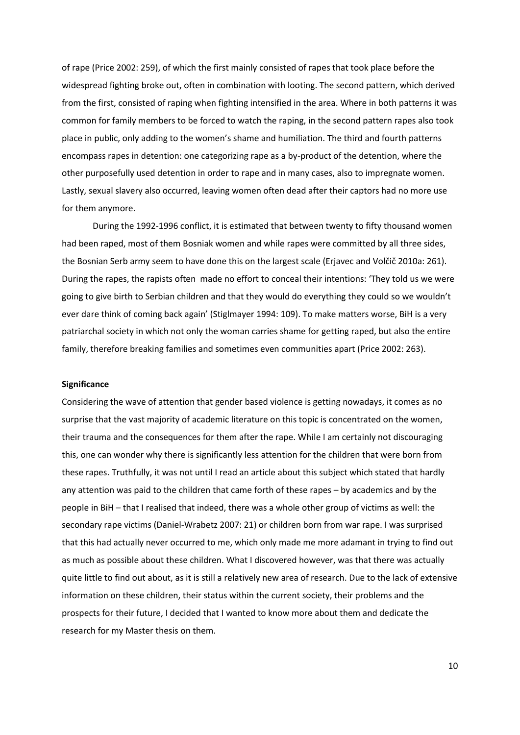of rape (Price 2002: 259), of which the first mainly consisted of rapes that took place before the widespread fighting broke out, often in combination with looting. The second pattern, which derived from the first, consisted of raping when fighting intensified in the area. Where in both patterns it was common for family members to be forced to watch the raping, in the second pattern rapes also took place in public, only adding to the women's shame and humiliation. The third and fourth patterns encompass rapes in detention: one categorizing rape as a by-product of the detention, where the other purposefully used detention in order to rape and in many cases, also to impregnate women. Lastly, sexual slavery also occurred, leaving women often dead after their captors had no more use for them anymore.

During the 1992-1996 conflict, it is estimated that between twenty to fifty thousand women had been raped, most of them Bosniak women and while rapes were committed by all three sides, the Bosnian Serb army seem to have done this on the largest scale (Erjavec and Volčič 2010a: 261). During the rapes, the rapists often made no effort to conceal their intentions: 'They told us we were going to give birth to Serbian children and that they would do everything they could so we wouldn't ever dare think of coming back again' (Stiglmayer 1994: 109). To make matters worse, BiH is a very patriarchal society in which not only the woman carries shame for getting raped, but also the entire family, therefore breaking families and sometimes even communities apart (Price 2002: 263).

**Significance**

Considering the wave of attention that gender based violence is getting nowadays, it comes as no surprise that the vast majority of academic literature on this topic is concentrated on the women, their trauma and the consequences for them after the rape. While I am certainly not discouraging this, one can wonder why there is significantly less attention for the children that were born from these rapes. Truthfully, it was not until I read an article about this subject which stated that hardly any attention was paid to the children that came forth of these rapes – by academics and by the people in BiH – that I realised that indeed, there was a whole other group of victims as well: the secondary rape victims (Daniel-Wrabetz 2007: 21) or children born from war rape. I was surprised that this had actually never occurred to me, which only made me more adamant in trying to find out as much as possible about these children. What I discovered however, was that there was actually quite little to find out about, as it is still a relatively new area of research. Due to the lack of extensive information on these children, their status within the current society, their problems and the prospects for their future, I decided that I wanted to know more about them and dedicate the research for my Master thesis on them.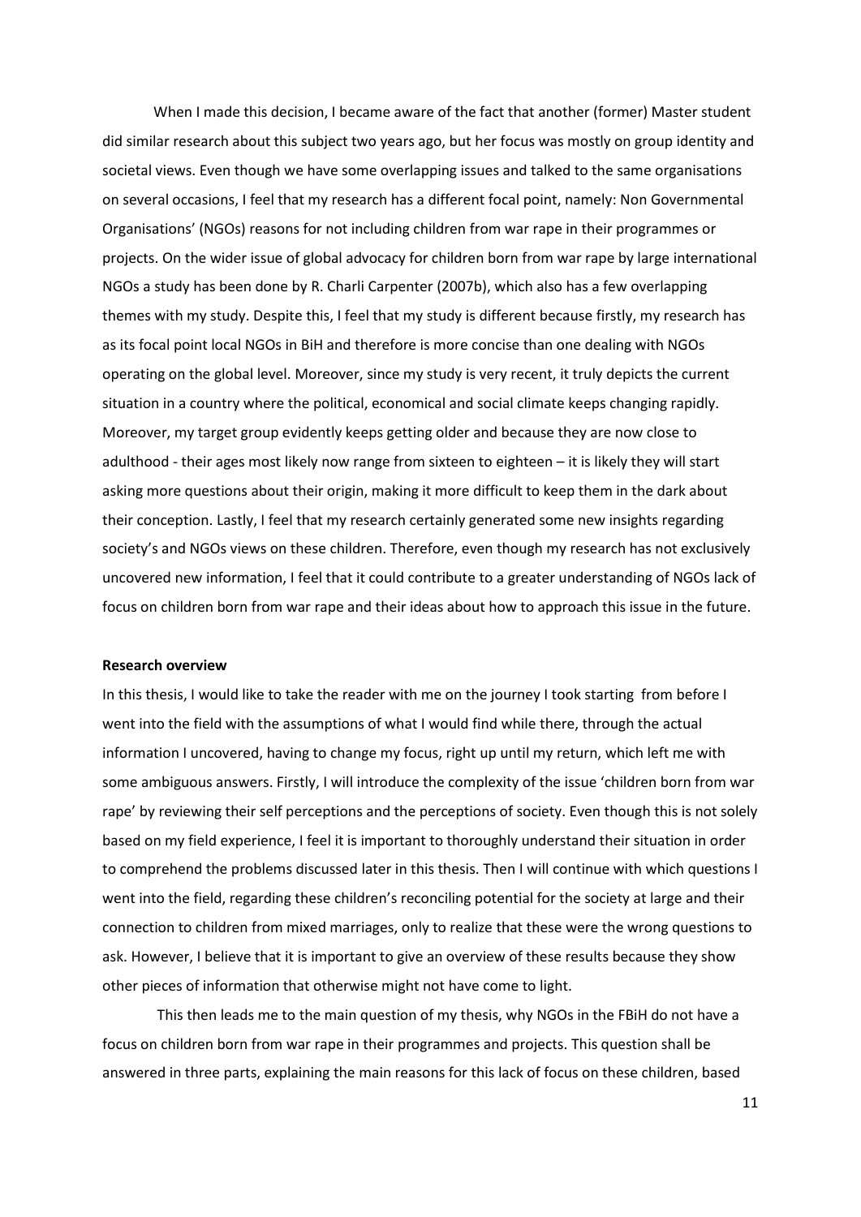When I made this decision, I became aware of the fact that another (former) Master student did similar research about this subject two years ago, but her focus was mostly on group identity and societal views. Even though we have some overlapping issues and talked to the same organisations on several occasions, I feel that my research has a different focal point, namely: Non Governmental Organisations' (NGOs) reasons for not including children from war rape in their programmes or projects. On the wider issue of global advocacy for children born from war rape by large international NGOs a study has been done by R. Charli Carpenter (2007b), which also has a few overlapping themes with my study. Despite this, I feel that my study is different because firstly, my research has as its focal point local NGOs in BiH and therefore is more concise than one dealing with NGOs operating on the global level. Moreover, since my study is very recent, it truly depicts the current situation in a country where the political, economical and social climate keeps changing rapidly. Moreover, my target group evidently keeps getting older and because they are now close to adulthood - their ages most likely now range from sixteen to eighteen – it is likely they will start asking more questions about their origin, making it more difficult to keep them in the dark about their conception. Lastly, I feel that my research certainly generated some new insights regarding society's and NGOs views on these children. Therefore, even though my research has not exclusively uncovered new information, I feel that it could contribute to a greater understanding of NGOs lack of focus on children born from war rape and their ideas about how to approach this issue in the future.

**Research overview**

In this thesis, I would like to take the reader with me on the journey I took starting from before I went into the field with the assumptions of what I would find while there, through the actual information I uncovered, having to change my focus, right up until my return, which left me with some ambiguous answers. Firstly, I will introduce the complexity of the issue 'children born from war rape' by reviewing their self perceptions and the perceptions of society. Even though this is not solely based on my field experience, I feel it is important to thoroughly understand their situation in order to comprehend the problems discussed later in this thesis. Then I will continue with which questions I went into the field, regarding these children's reconciling potential for the society at large and their connection to children from mixed marriages, only to realize that these were the wrong questions to ask. However, I believe that it is important to give an overview of these results because they show other pieces of information that otherwise might not have come to light.

This then leads me to the main question of my thesis, why NGOs in the FBiH do not have a focus on children born from war rape in their programmes and projects. This question shall be answered in three parts, explaining the main reasons for this lack of focus on these children, based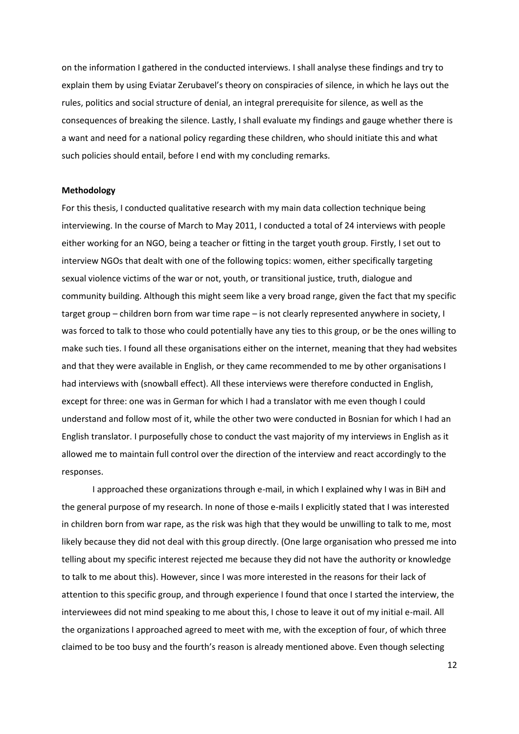on the information I gathered in the conducted interviews. I shall analyse these findings and try to explain them by using Eviatar Zerubavel's theory on conspiracies of silence, in which he lays out the rules, politics and social structure of denial, an integral prerequisite for silence, as well as the consequences of breaking the silence. Lastly, I shall evaluate my findings and gauge whether there is a want and need for a national policy regarding these children, who should initiate this and what such policies should entail, before I end with my concluding remarks.

**Methodology**

For this thesis, I conducted qualitative research with my main data collection technique being interviewing. In the course of March to May 2011, I conducted a total of 24 interviews with people either working for an NGO, being a teacher or fitting in the target youth group. Firstly, I set out to interview NGOs that dealt with one of the following topics: women, either specifically targeting sexual violence victims of the war or not, youth, or transitional justice, truth, dialogue and community building. Although this might seem like a very broad range, given the fact that my specific target group – children born from war time rape – is not clearly represented anywhere in society, I was forced to talk to those who could potentially have any ties to this group, or be the ones willing to make such ties. I found all these organisations either on the internet, meaning that they had websites and that they were available in English, or they came recommended to me by other organisations I had interviews with (snowball effect). All these interviews were therefore conducted in English, except for three: one was in German for which I had a translator with me even though I could understand and follow most of it, while the other two were conducted in Bosnian for which I had an English translator. I purposefully chose to conduct the vast majority of my interviews in English as it allowed me to maintain full control over the direction of the interview and react accordingly to the responses.

I approached these organizations through e-mail, in which I explained why I was in BiH and the general purpose of my research. In none of those e-mails I explicitly stated that I was interested in children born from war rape, as the risk was high that they would be unwilling to talk to me, most likely because they did not deal with this group directly. (One large organisation who pressed me into telling about my specific interest rejected me because they did not have the authority or knowledge to talk to me about this). However, since I was more interested in the reasons for their lack of attention to this specific group, and through experience I found that once I started the interview, the interviewees did not mind speaking to me about this, I chose to leave it out of my initial e-mail. All the organizations I approached agreed to meet with me, with the exception of four, of which three claimed to be too busy and the fourth's reason is already mentioned above. Even though selecting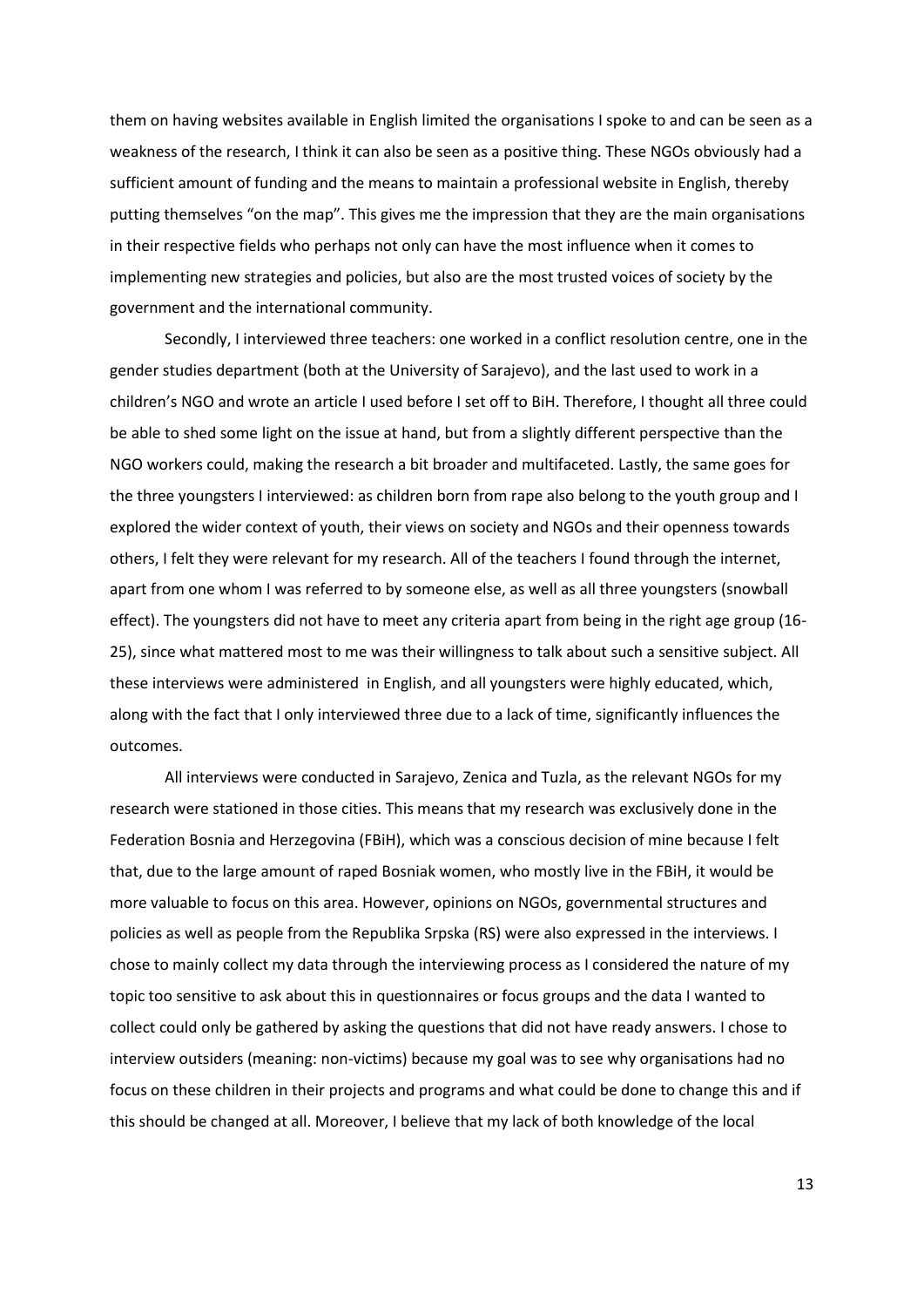them on having websites available in English limited the organisations I spoke to and can be seen as a weakness of the research, I think it can also be seen as a positive thing. These NGOs obviously had a sufficient amount of funding and the means to maintain a professional website in English, thereby putting themselves "on the map". This gives me the impression that they are the main organisations in their respective fields who perhaps not only can have the most influence when it comes to implementing new strategies and policies, but also are the most trusted voices of society by the government and the international community.

Secondly, I interviewed three teachers: one worked in a conflict resolution centre, one in the gender studies department (both at the University of Sarajevo), and the last used to work in a children's NGO and wrote an article I used before I set off to BiH. Therefore, I thought all three could be able to shed some light on the issue at hand, but from a slightly different perspective than the NGO workers could, making the research a bit broader and multifaceted. Lastly, the same goes for the three youngsters I interviewed: as children born from rape also belong to the youth group and I explored the wider context of youth, their views on society and NGOs and their openness towards others, I felt they were relevant for my research. All of the teachers I found through the internet, apart from one whom I was referred to by someone else, as well as all three youngsters (snowball effect). The youngsters did not have to meet any criteria apart from being in the right age group (16-25), since what mattered most to me was their willingness to talk about such a sensitive subject. All these interviews were administered in English, and all youngsters were highly educated, which, along with the fact that I only interviewed three due to a lack of time, significantly influences the outcomes.

All interviews were conducted in Sarajevo, Zenica and Tuzla, as the relevant NGOs for my research were stationed in those cities. This means that my research was exclusively done in the Federation Bosnia and Herzegovina (FBiH), which was a conscious decision of mine because I felt that, due to the large amount of raped Bosniak women, who mostly live in the FBiH, it would be more valuable to focus on this area. However, opinions on NGOs, governmental structures and policies as well as people from the Republika Srpska (RS) were also expressed in the interviews. I chose to mainly collect my data through the interviewing process as I considered the nature of my topic too sensitive to ask about this in questionnaires or focus groups and the data I wanted to collect could only be gathered by asking the questions that did not have ready answers. I chose to interview outsiders (meaning: non-victims) because my goal was to see why organisations had no focus on these children in their projects and programs and what could be done to change this and if this should be changed at all. Moreover, I believe that my lack of both knowledge of the local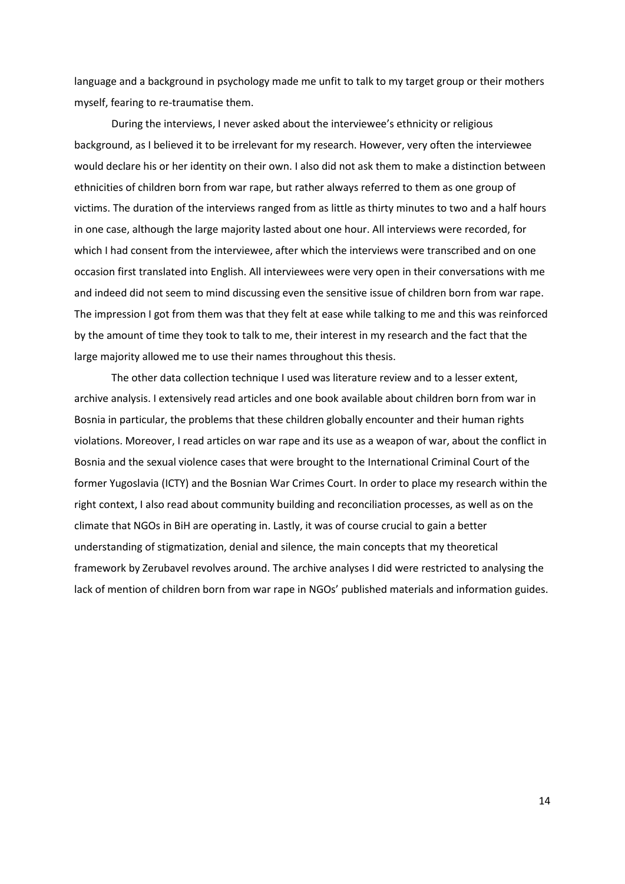language and a background in psychology made me unfit to talk to my target group or their mothers myself, fearing to re-traumatise them.

During the interviews, I never asked about the interviewee's ethnicity or religious background, as I believed it to be irrelevant for my research. However, very often the interviewee would declare his or her identity on their own. I also did not ask them to make a distinction between ethnicities of children born from war rape, but rather always referred to them as one group of victims. The duration of the interviews ranged from as little as thirty minutes to two and a half hours in one case, although the large majority lasted about one hour. All interviews were recorded, for which I had consent from the interviewee, after which the interviews were transcribed and on one occasion first translated into English. All interviewees were very open in their conversations with me and indeed did not seem to mind discussing even the sensitive issue of children born from war rape. The impression I got from them was that they felt at ease while talking to me and this was reinforced by the amount of time they took to talk to me, their interest in my research and the fact that the large majority allowed me to use their names throughout this thesis.

The other data collection technique I used was literature review and to a lesser extent, archive analysis. I extensively read articles and one book available about children born from war in Bosnia in particular, the problems that these children globally encounter and their human rights violations. Moreover, I read articles on war rape and its use as a weapon of war, about the conflict in Bosnia and the sexual violence cases that were brought to the International Criminal Court of the former Yugoslavia (ICTY) and the Bosnian War Crimes Court. In order to place my research within the right context, I also read about community building and reconciliation processes, as well as on the climate that NGOs in BiH are operating in. Lastly, it was of course crucial to gain a better understanding of stigmatization, denial and silence, the main concepts that my theoretical framework by Zerubavel revolves around. The archive analyses I did were restricted to analysing the lack of mention of children born from war rape in NGOs' published materials and information guides.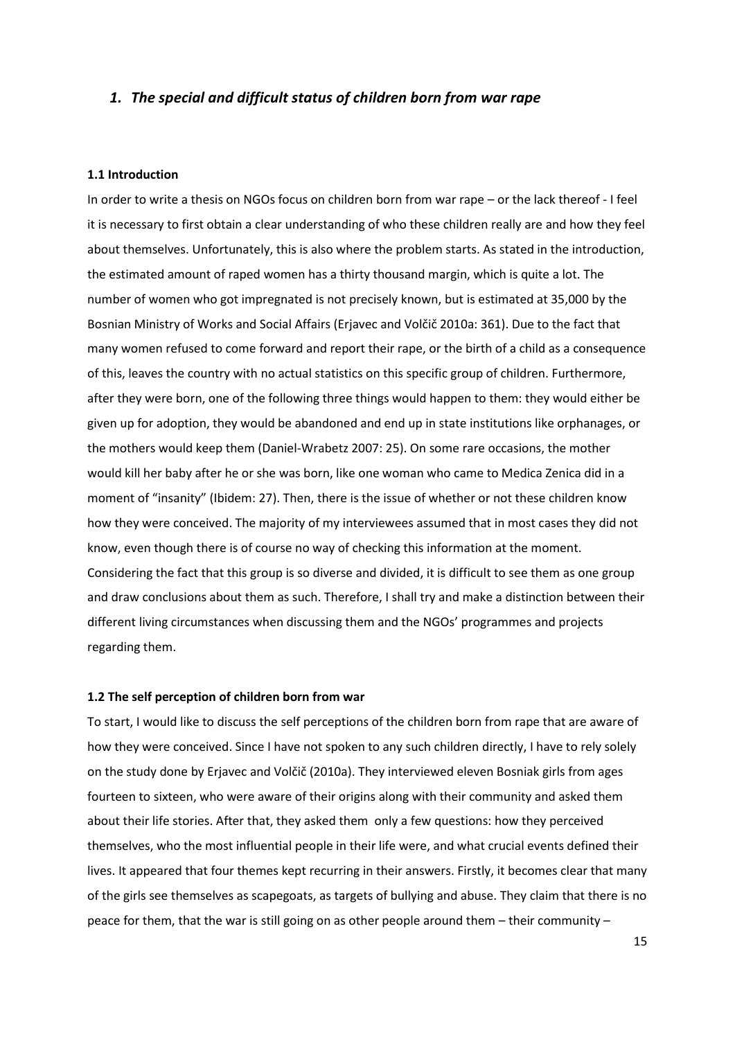## *1. The special and difficult status of children born from war rape*

### 1.1 Introduction

In order to write a thesis on NGOs focus on children born from war rape – or the lack thereof - I feel it is necessary to first obtain a clear understanding of who these children really are and how they feel about themselves. Unfortunately, this is also where the problem starts. As stated in the introduction, the estimated amount of raped women has a thirty thousand margin, which is quite a lot. The number of women who got impregnated is not precisely known, but is estimated at 35,000 by the Bosnian Ministry of Works and Social Affairs (Erjavec and Volčič 2010a: 361). Due to the fact that many women refused to come forward and report their rape, or the birth of a child as a consequence of this, leaves the country with no actual statistics on this specific group of children. Furthermore, after they were born, one of the following three things would happen to them: they would either be given up for adoption, they would be abandoned and end up in state institutions like orphanages, or the mothers would keep them (Daniel-Wrabetz 2007: 25). On some rare occasions, the mother would kill her baby after he or she was born, like one woman who came to Medica Zenica did in a moment of "insanity" (Ibidem: 27). Then, there is the issue of whether or not these children know how they were conceived. The majority of my interviewees assumed that in most cases they did not know, even though there is of course no way of checking this information at the moment. Considering the fact that this group is so diverse and divided, it is difficult to see them as one group and draw conclusions about them as such. Therefore, I shall try and make a distinction between their different living circumstances when discussing them and the NGOs' programmes and projects regarding them.

### 1.2 The self perception of children born from war

To start, I would like to discuss the self perceptions of the children born from rape that are aware of how they were conceived. Since I have not spoken to any such children directly, I have to rely solely on the study done by Erjavec and Volčič (2010a). They interviewed eleven Bosniak girls from ages fourteen to sixteen, who were aware of their origins along with their community and asked them about their life stories. After that, they asked them only a few questions: how they perceived themselves, who the most influential people in their life were, and what crucial events defined their lives. It appeared that four themes kept recurring in their answers. Firstly, it becomes clear that many of the girls see themselves as scapegoats, as targets of bullying and abuse. They claim that there is no peace for them, that the war is still going on as other people around them – their community –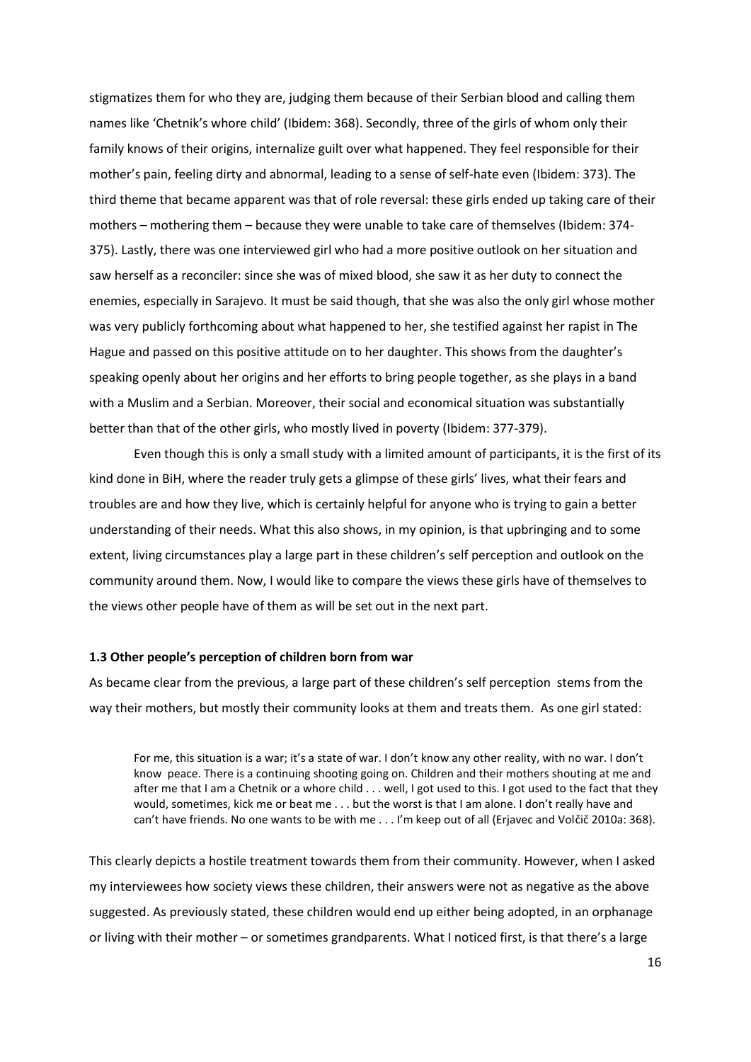stigmatizes them for who they are, judging them because of their Serbian blood and calling them names like 'Chetnik's whore child' (Ibidem: 368). Secondly, three of the girls of whom only their family knows of their origins, internalize guilt over what happened. They feel responsible for their mother's pain, feeling dirty and abnormal, leading to a sense of self-hate even (Ibidem: 373). The third theme that became apparent was that of role reversal: these girls ended up taking care of their mothers – mothering them – because they were unable to take care of themselves (Ibidem: 374-375). Lastly, there was one interviewed girl who had a more positive outlook on her situation and saw herself as a reconciler: since she was of mixed blood, she saw it as her duty to connect the enemies, especially in Sarajevo. It must be said though, that she was also the only girl whose mother was very publicly forthcoming about what happened to her, she testified against her rapist in The Hague and passed on this positive attitude on to her daughter. This shows from the daughter's speaking openly about her origins and her efforts to bring people together, as she plays in a band with a Muslim and a Serbian. Moreover, their social and economical situation was substantially better than that of the other girls, who mostly lived in poverty (Ibidem: 377-379).

Even though this is only a small study with a limited amount of participants, it is the first of its kind done in BiH, where the reader truly gets a glimpse of these girls' lives, what their fears and troubles are and how they live, which is certainly helpful for anyone who is trying to gain a better understanding of their needs. What this also shows, in my opinion, is that upbringing and to some extent, living circumstances play a large part in these children's self perception and outlook on the community around them. Now, I would like to compare the views these girls have of themselves to the views other people have of them as will be set out in the next part.

### 1.3 Other people's perception of children born from war

As became clear from the previous, a large part of these children's self perception stems from the way their mothers, but mostly their community looks at them and treats them. As one girl stated:

> For me, this situation is a war; it's a state of war. I don't know any other reality, with no war. I don't know peace. There is a continuing shooting going on. Children and their mothers shouting at me and after me that I am a Chetnik or a whore child . . . well, I got used to this. I got used to the fact that they would, sometimes, kick me or beat me . . . but the worst is that I am alone. I don't really have and can't have friends. No one wants to be with me . . . I'm keep out of all (Erjavec and Volčič 2010a: 368).

This clearly depicts a hostile treatment towards them from their community. However, when I asked my interviewees how society views these children, their answers were not as negative as the above suggested. As previously stated, these children would end up either being adopted, in an orphanage or living with their mother – or sometimes grandparents. What I noticed first, is that there's a large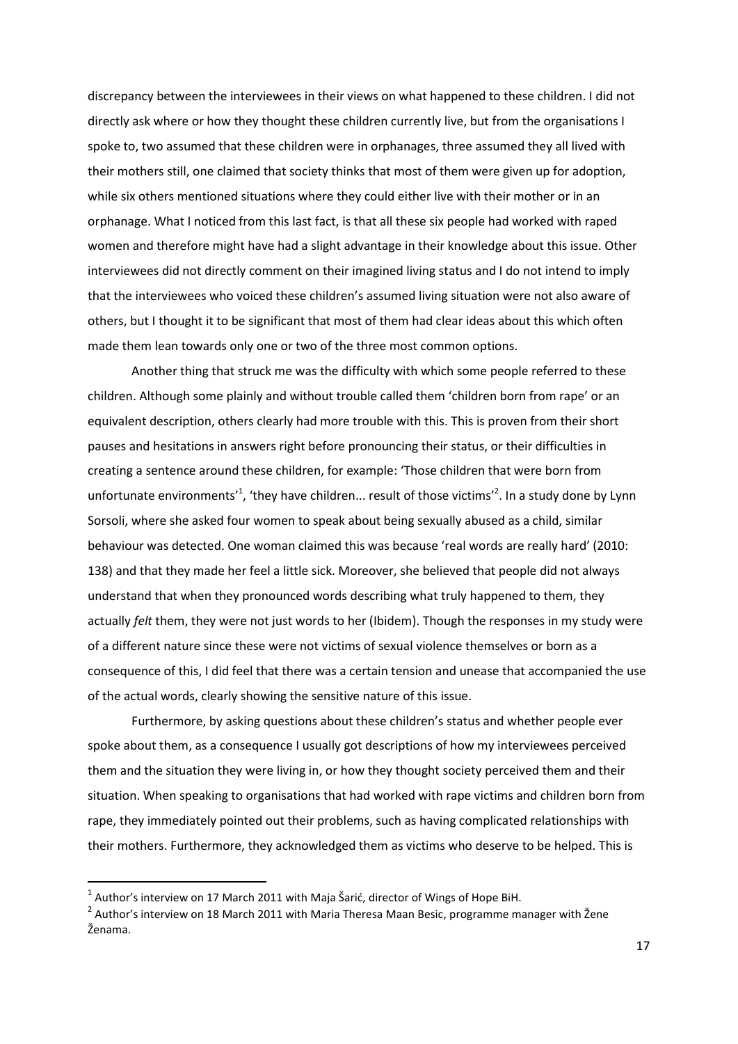discrepancy between the interviewees in their views on what happened to these children. I did not directly ask where or how they thought these children currently live, but from the organisations I spoke to, two assumed that these children were in orphanages, three assumed they all lived with their mothers still, one claimed that society thinks that most of them were given up for adoption, while six others mentioned situations where they could either live with their mother or in an orphanage. What I noticed from this last fact, is that all these six people had worked with raped women and therefore might have had a slight advantage in their knowledge about this issue. Other interviewees did not directly comment on their imagined living status and I do not intend to imply that the interviewees who voiced these children's assumed living situation were not also aware of others, but I thought it to be significant that most of them had clear ideas about this which often made them lean towards only one or two of the three most common options.

Another thing that struck me was the difficulty with which some people referred to these children. Although some plainly and without trouble called them 'children born from rape' or an equivalent description, others clearly had more trouble with this. This is proven from their short pauses and hesitations in answers right before pronouncing their status, or their difficulties in creating a sentence around these children, for example: 'Those children that were born from unfortunate environments'[1], 'they have children... result of those victims'[2]. In a study done by Lynn Sorsoli, where she asked four women to speak about being sexually abused as a child, similar behaviour was detected. One woman claimed this was because 'real words are really hard' (2010: 138) and that they made her feel a little sick. Moreover, she believed that people did not always understand that when they pronounced words describing what truly happened to them, they actually *felt* them, they were not just words to her (Ibidem). Though the responses in my study were of a different nature since these were not victims of sexual violence themselves or born as a consequence of this, I did feel that there was a certain tension and unease that accompanied the use of the actual words, clearly showing the sensitive nature of this issue.

Furthermore, by asking questions about these children's status and whether people ever spoke about them, as a consequence I usually got descriptions of how my interviewees perceived them and the situation they were living in, or how they thought society perceived them and their situation. When speaking to organisations that had worked with rape victims and children born from rape, they immediately pointed out their problems, such as having complicated relationships with their mothers. Furthermore, they acknowledged them as victims who deserve to be helped. This is

[1] Author's interview on 17 March 2011 with Maja Šarić, director of Wings of Hope BiH.

[2] Author's interview on 18 March 2011 with Maria Theresa Maan Besic, programme manager with Žene Ženama.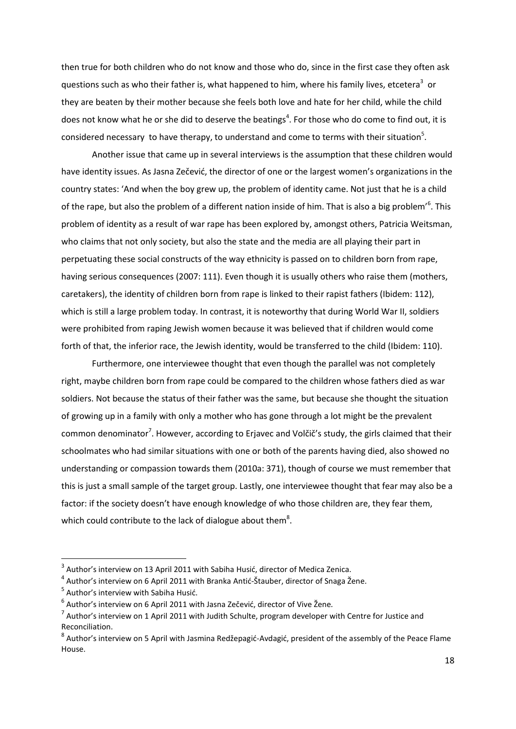then true for both children who do not know and those who do, since in the first case they often ask questions such as who their father is, what happened to him, where his family lives, etcetera[3] or they are beaten by their mother because she feels both love and hate for her child, while the child does not know what he or she did to deserve the beatings[4]. For those who do come to find out, it is considered necessary to have therapy, to understand and come to terms with their situation[5].

Another issue that came up in several interviews is the assumption that these children would have identity issues. As Jasna Zečević, the director of one or the largest women's organizations in the country states: 'And when the boy grew up, the problem of identity came. Not just that he is a child of the rape, but also the problem of a different nation inside of him. That is also a big problem'[6]. This problem of identity as a result of war rape has been explored by, amongst others, Patricia Weitsman, who claims that not only society, but also the state and the media are all playing their part in perpetuating these social constructs of the way ethnicity is passed on to children born from rape, having serious consequences (2007: 111). Even though it is usually others who raise them (mothers, caretakers), the identity of children born from rape is linked to their rapist fathers (Ibidem: 112), which is still a large problem today. In contrast, it is noteworthy that during World War II, soldiers were prohibited from raping Jewish women because it was believed that if children would come forth of that, the inferior race, the Jewish identity, would be transferred to the child (Ibidem: 110).

Furthermore, one interviewee thought that even though the parallel was not completely right, maybe children born from rape could be compared to the children whose fathers died as war soldiers. Not because the status of their father was the same, but because she thought the situation of growing up in a family with only a mother who has gone through a lot might be the prevalent common denominator[7]. However, according to Erjavec and Volčič's study, the girls claimed that their schoolmates who had similar situations with one or both of the parents having died, also showed no understanding or compassion towards them (2010a: 371), though of course we must remember that this is just a small sample of the target group. Lastly, one interviewee thought that fear may also be a factor: if the society doesn't have enough knowledge of who those children are, they fear them, which could contribute to the lack of dialogue about them[8].

---

[3] Author's interview on 13 April 2011 with Sabiha Husić, director of Medica Zenica.

[4] Author's interview on 6 April 2011 with Branka Antić-Štauber, director of Snaga Žene.

[5] Author's interview with Sabiha Husić.

[6] Author's interview on 6 April 2011 with Jasna Zečević, director of Vive Žene.

[7] Author's interview on 1 April 2011 with Judith Schulte, program developer with Centre for Justice and Reconciliation.

[8] Author's interview on 5 April with Jasmina Redžepagić-Avdagić, president of the assembly of the Peace Flame House.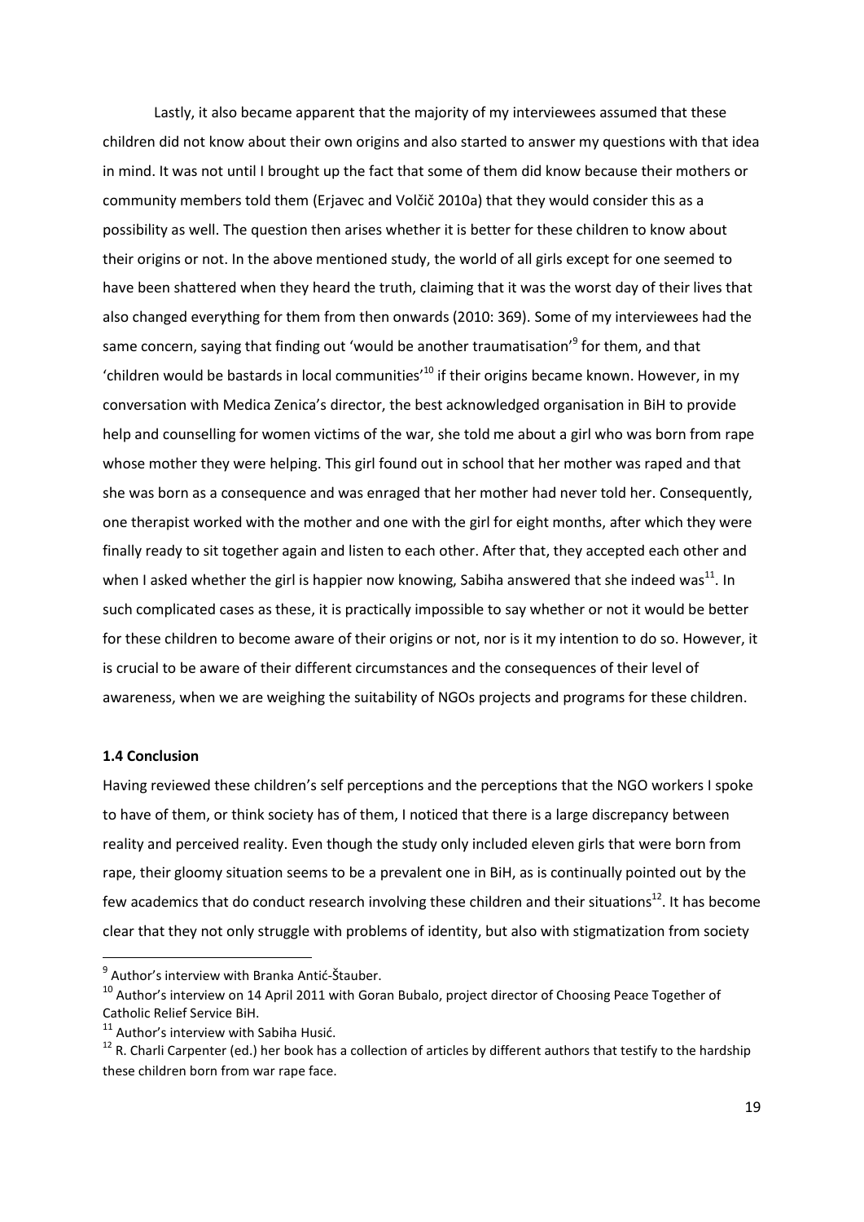Lastly, it also became apparent that the majority of my interviewees assumed that these children did not know about their own origins and also started to answer my questions with that idea in mind. It was not until I brought up the fact that some of them did know because their mothers or community members told them (Erjavec and Volčič 2010a) that they would consider this as a possibility as well. The question then arises whether it is better for these children to know about their origins or not. In the above mentioned study, the world of all girls except for one seemed to have been shattered when they heard the truth, claiming that it was the worst day of their lives that also changed everything for them from then onwards (2010: 369). Some of my interviewees had the same concern, saying that finding out 'would be another traumatisation'[9] for them, and that 'children would be bastards in local communities'[10] if their origins became known. However, in my conversation with Medica Zenica's director, the best acknowledged organisation in BiH to provide help and counselling for women victims of the war, she told me about a girl who was born from rape whose mother they were helping. This girl found out in school that her mother was raped and that she was born as a consequence and was enraged that her mother had never told her. Consequently, one therapist worked with the mother and one with the girl for eight months, after which they were finally ready to sit together again and listen to each other. After that, they accepted each other and when I asked whether the girl is happier now knowing, Sabiha answered that she indeed was[11]. In such complicated cases as these, it is practically impossible to say whether or not it would be better for these children to become aware of their origins or not, nor is it my intention to do so. However, it is crucial to be aware of their different circumstances and the consequences of their level of awareness, when we are weighing the suitability of NGOs projects and programs for these children.

**1.4 Conclusion**

Having reviewed these children's self perceptions and the perceptions that the NGO workers I spoke to have of them, or think society has of them, I noticed that there is a large discrepancy between reality and perceived reality. Even though the study only included eleven girls that were born from rape, their gloomy situation seems to be a prevalent one in BiH, as is continually pointed out by the few academics that do conduct research involving these children and their situations[12]. It has become clear that they not only struggle with problems of identity, but also with stigmatization from society

---

[9] Author's interview with Branka Antić-Štauber.

[10] Author's interview on 14 April 2011 with Goran Bubalo, project director of Choosing Peace Together of Catholic Relief Service BiH.

[11] Author's interview with Sabiha Husić.

[12] R. Charli Carpenter (ed.) her book has a collection of articles by different authors that testify to the hardship these children born from war rape face.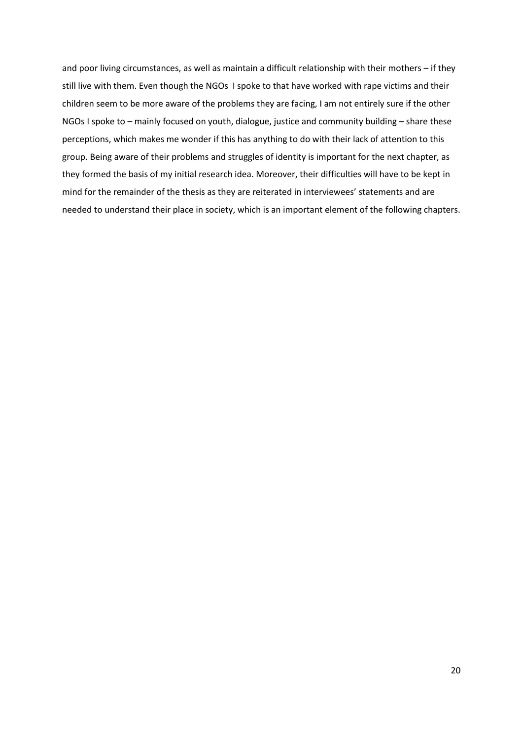and poor living circumstances, as well as maintain a difficult relationship with their mothers – if they still live with them. Even though the NGOs I spoke to that have worked with rape victims and their children seem to be more aware of the problems they are facing, I am not entirely sure if the other NGOs I spoke to – mainly focused on youth, dialogue, justice and community building – share these perceptions, which makes me wonder if this has anything to do with their lack of attention to this group. Being aware of their problems and struggles of identity is important for the next chapter, as they formed the basis of my initial research idea. Moreover, their difficulties will have to be kept in mind for the remainder of the thesis as they are reiterated in interviewees' statements and are needed to understand their place in society, which is an important element of the following chapters.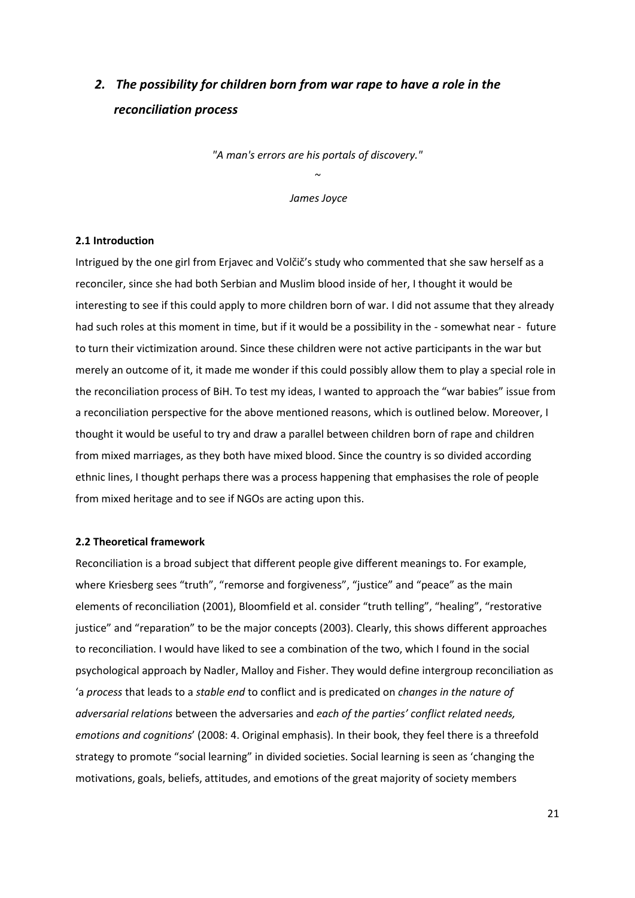## *2. The possibility for children born from war rape to have a role in the reconciliation process*

*"A man's errors are his portals of discovery."*

~

*James Joyce*

### 2.1 Introduction

Intrigued by the one girl from Erjavec and Volčič's study who commented that she saw herself as a reconciler, since she had both Serbian and Muslim blood inside of her, I thought it would be interesting to see if this could apply to more children born of war. I did not assume that they already had such roles at this moment in time, but if it would be a possibility in the - somewhat near - future to turn their victimization around. Since these children were not active participants in the war but merely an outcome of it, it made me wonder if this could possibly allow them to play a special role in the reconciliation process of BiH. To test my ideas, I wanted to approach the "war babies" issue from a reconciliation perspective for the above mentioned reasons, which is outlined below. Moreover, I thought it would be useful to try and draw a parallel between children born of rape and children from mixed marriages, as they both have mixed blood. Since the country is so divided according ethnic lines, I thought perhaps there was a process happening that emphasises the role of people from mixed heritage and to see if NGOs are acting upon this.

### 2.2 Theoretical framework

Reconciliation is a broad subject that different people give different meanings to. For example, where Kriesberg sees "truth", "remorse and forgiveness", "justice" and "peace" as the main elements of reconciliation (2001), Bloomfield et al. consider "truth telling", "healing", "restorative justice" and "reparation" to be the major concepts (2003). Clearly, this shows different approaches to reconciliation. I would have liked to see a combination of the two, which I found in the social psychological approach by Nadler, Malloy and Fisher. They would define intergroup reconciliation as 'a *process* that leads to a *stable end* to conflict and is predicated on *changes in the nature of adversarial relations* between the adversaries and *each of the parties' conflict related needs, emotions and cognitions*' (2008: 4. Original emphasis). In their book, they feel there is a threefold strategy to promote "social learning" in divided societies. Social learning is seen as 'changing the motivations, goals, beliefs, attitudes, and emotions of the great majority of society members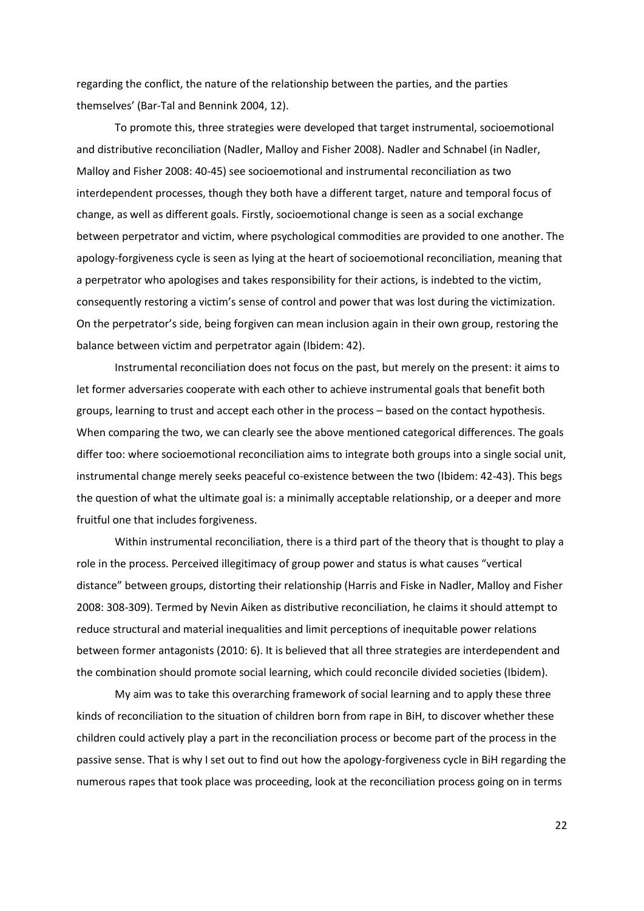regarding the conflict, the nature of the relationship between the parties, and the parties themselves' (Bar-Tal and Bennink 2004, 12).

To promote this, three strategies were developed that target instrumental, socioemotional and distributive reconciliation (Nadler, Malloy and Fisher 2008). Nadler and Schnabel (in Nadler, Malloy and Fisher 2008: 40-45) see socioemotional and instrumental reconciliation as two interdependent processes, though they both have a different target, nature and temporal focus of change, as well as different goals. Firstly, socioemotional change is seen as a social exchange between perpetrator and victim, where psychological commodities are provided to one another. The apology-forgiveness cycle is seen as lying at the heart of socioemotional reconciliation, meaning that a perpetrator who apologises and takes responsibility for their actions, is indebted to the victim, consequently restoring a victim's sense of control and power that was lost during the victimization. On the perpetrator's side, being forgiven can mean inclusion again in their own group, restoring the balance between victim and perpetrator again (Ibidem: 42).

Instrumental reconciliation does not focus on the past, but merely on the present: it aims to let former adversaries cooperate with each other to achieve instrumental goals that benefit both groups, learning to trust and accept each other in the process – based on the contact hypothesis. When comparing the two, we can clearly see the above mentioned categorical differences. The goals differ too: where socioemotional reconciliation aims to integrate both groups into a single social unit, instrumental change merely seeks peaceful co-existence between the two (Ibidem: 42-43). This begs the question of what the ultimate goal is: a minimally acceptable relationship, or a deeper and more fruitful one that includes forgiveness.

Within instrumental reconciliation, there is a third part of the theory that is thought to play a role in the process. Perceived illegitimacy of group power and status is what causes "vertical distance" between groups, distorting their relationship (Harris and Fiske in Nadler, Malloy and Fisher 2008: 308-309). Termed by Nevin Aiken as distributive reconciliation, he claims it should attempt to reduce structural and material inequalities and limit perceptions of inequitable power relations between former antagonists (2010: 6). It is believed that all three strategies are interdependent and the combination should promote social learning, which could reconcile divided societies (Ibidem).

My aim was to take this overarching framework of social learning and to apply these three kinds of reconciliation to the situation of children born from rape in BiH, to discover whether these children could actively play a part in the reconciliation process or become part of the process in the passive sense. That is why I set out to find out how the apology-forgiveness cycle in BiH regarding the numerous rapes that took place was proceeding, look at the reconciliation process going on in terms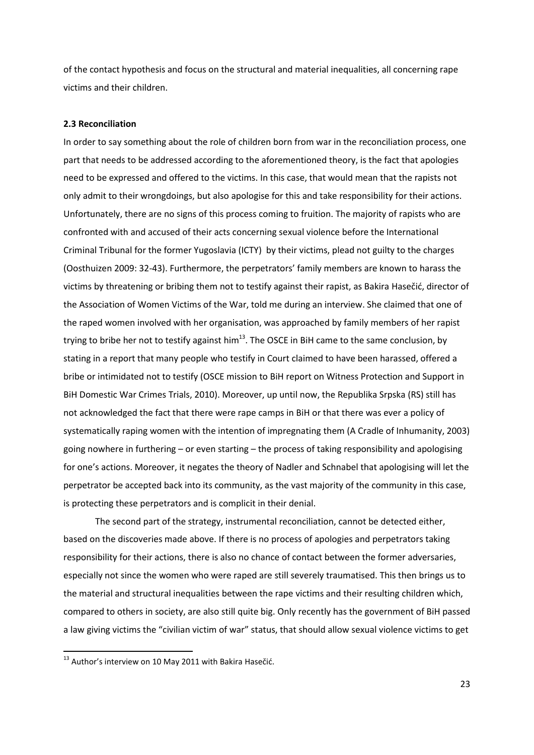of the contact hypothesis and focus on the structural and material inequalities, all concerning rape victims and their children.

### 2.3 Reconciliation

In order to say something about the role of children born from war in the reconciliation process, one part that needs to be addressed according to the aforementioned theory, is the fact that apologies need to be expressed and offered to the victims. In this case, that would mean that the rapists not only admit to their wrongdoings, but also apologise for this and take responsibility for their actions. Unfortunately, there are no signs of this process coming to fruition. The majority of rapists who are confronted with and accused of their acts concerning sexual violence before the International Criminal Tribunal for the former Yugoslavia (ICTY) by their victims, plead not guilty to the charges (Oosthuizen 2009: 32-43). Furthermore, the perpetrators' family members are known to harass the victims by threatening or bribing them not to testify against their rapist, as Bakira Hasečić, director of the Association of Women Victims of the War, told me during an interview. She claimed that one of the raped women involved with her organisation, was approached by family members of her rapist trying to bribe her not to testify against him[13]. The OSCE in BiH came to the same conclusion, by stating in a report that many people who testify in Court claimed to have been harassed, offered a bribe or intimidated not to testify (OSCE mission to BiH report on Witness Protection and Support in BiH Domestic War Crimes Trials, 2010). Moreover, up until now, the Republika Srpska (RS) still has not acknowledged the fact that there were rape camps in BiH or that there was ever a policy of systematically raping women with the intention of impregnating them (A Cradle of Inhumanity, 2003) going nowhere in furthering – or even starting – the process of taking responsibility and apologising for one's actions. Moreover, it negates the theory of Nadler and Schnabel that apologising will let the perpetrator be accepted back into its community, as the vast majority of the community in this case, is protecting these perpetrators and is complicit in their denial.

The second part of the strategy, instrumental reconciliation, cannot be detected either, based on the discoveries made above. If there is no process of apologies and perpetrators taking responsibility for their actions, there is also no chance of contact between the former adversaries, especially not since the women who were raped are still severely traumatised. This then brings us to the material and structural inequalities between the rape victims and their resulting children which, compared to others in society, are also still quite big. Only recently has the government of BiH passed a law giving victims the "civilian victim of war" status, that should allow sexual violence victims to get

[13] Author's interview on 10 May 2011 with Bakira Hasečić.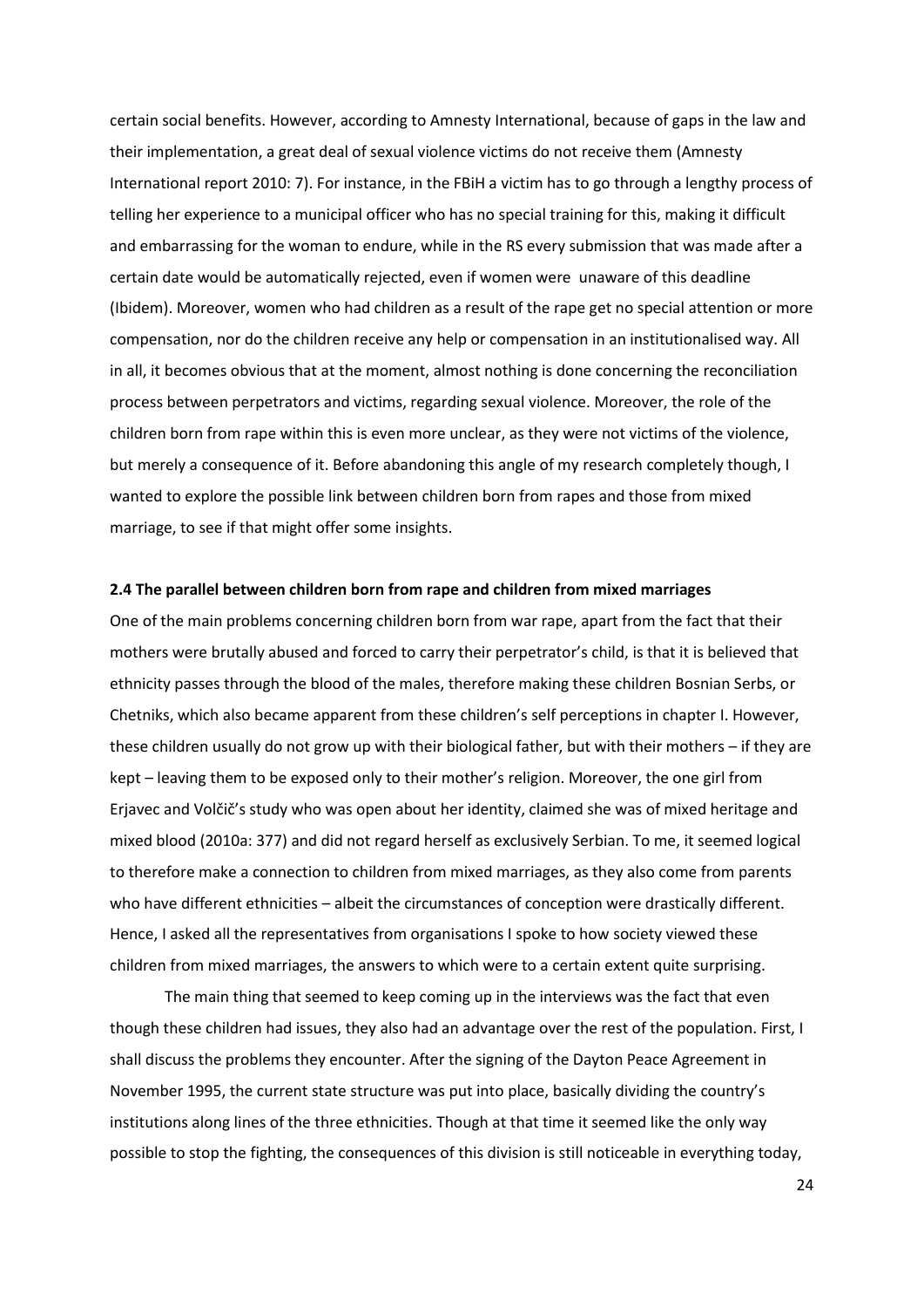certain social benefits. However, according to Amnesty International, because of gaps in the law and their implementation, a great deal of sexual violence victims do not receive them (Amnesty International report 2010: 7). For instance, in the FBiH a victim has to go through a lengthy process of telling her experience to a municipal officer who has no special training for this, making it difficult and embarrassing for the woman to endure, while in the RS every submission that was made after a certain date would be automatically rejected, even if women were unaware of this deadline (Ibidem). Moreover, women who had children as a result of the rape get no special attention or more compensation, nor do the children receive any help or compensation in an institutionalised way. All in all, it becomes obvious that at the moment, almost nothing is done concerning the reconciliation process between perpetrators and victims, regarding sexual violence. Moreover, the role of the children born from rape within this is even more unclear, as they were not victims of the violence, but merely a consequence of it. Before abandoning this angle of my research completely though, I wanted to explore the possible link between children born from rapes and those from mixed marriage, to see if that might offer some insights.

### 2.4 The parallel between children born from rape and children from mixed marriages

One of the main problems concerning children born from war rape, apart from the fact that their mothers were brutally abused and forced to carry their perpetrator's child, is that it is believed that ethnicity passes through the blood of the males, therefore making these children Bosnian Serbs, or Chetniks, which also became apparent from these children's self perceptions in chapter I. However, these children usually do not grow up with their biological father, but with their mothers – if they are kept – leaving them to be exposed only to their mother's religion. Moreover, the one girl from Erjavec and Volčič's study who was open about her identity, claimed she was of mixed heritage and mixed blood (2010a: 377) and did not regard herself as exclusively Serbian. To me, it seemed logical to therefore make a connection to children from mixed marriages, as they also come from parents who have different ethnicities – albeit the circumstances of conception were drastically different. Hence, I asked all the representatives from organisations I spoke to how society viewed these children from mixed marriages, the answers to which were to a certain extent quite surprising.

The main thing that seemed to keep coming up in the interviews was the fact that even though these children had issues, they also had an advantage over the rest of the population. First, I shall discuss the problems they encounter. After the signing of the Dayton Peace Agreement in November 1995, the current state structure was put into place, basically dividing the country's institutions along lines of the three ethnicities. Though at that time it seemed like the only way possible to stop the fighting, the consequences of this division is still noticeable in everything today,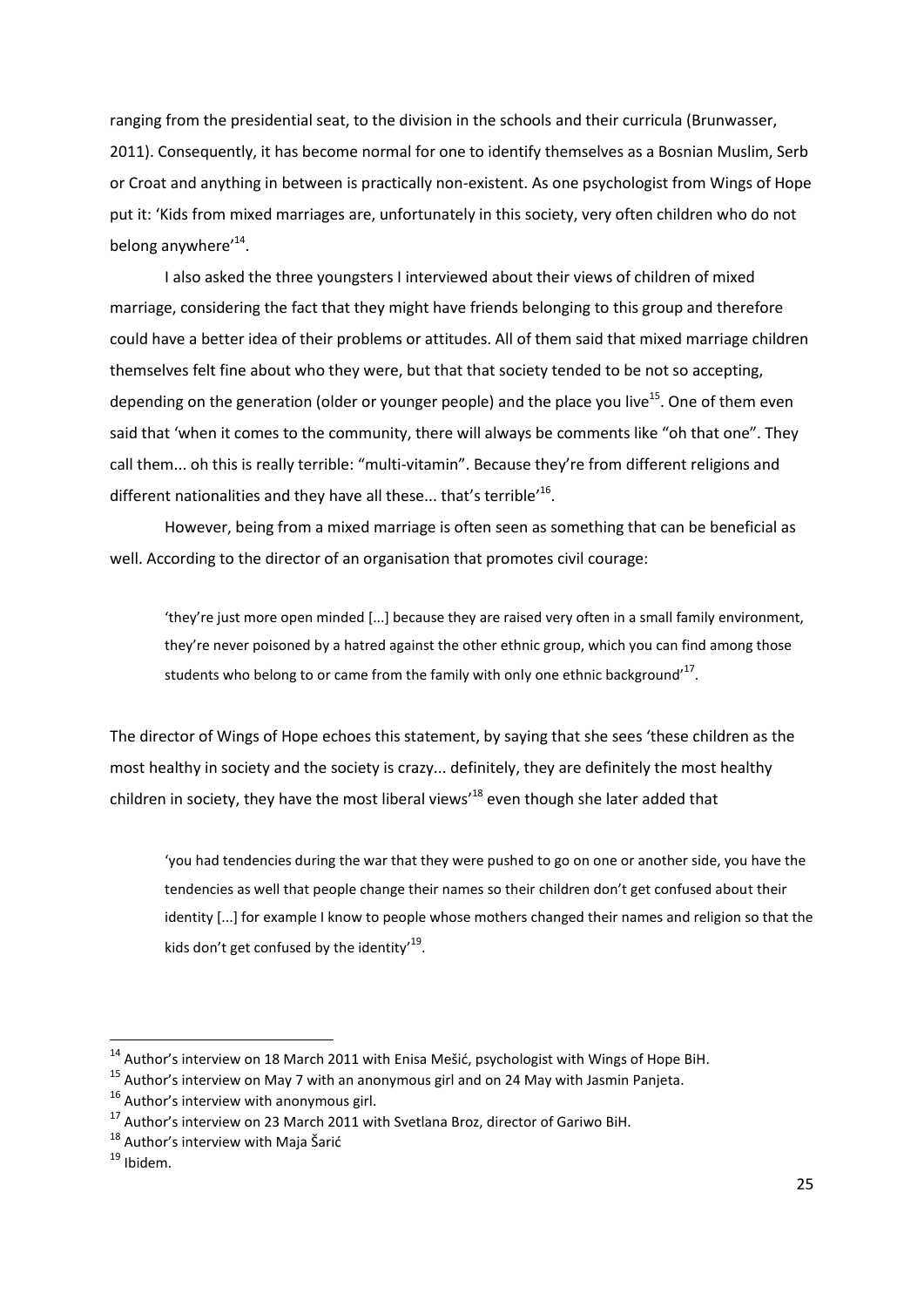ranging from the presidential seat, to the division in the schools and their curricula (Brunwasser, 2011). Consequently, it has become normal for one to identify themselves as a Bosnian Muslim, Serb or Croat and anything in between is practically non-existent. As one psychologist from Wings of Hope put it: 'Kids from mixed marriages are, unfortunately in this society, very often children who do not belong anywhere'[14].

I also asked the three youngsters I interviewed about their views of children of mixed marriage, considering the fact that they might have friends belonging to this group and therefore could have a better idea of their problems or attitudes. All of them said that mixed marriage children themselves felt fine about who they were, but that that society tended to be not so accepting, depending on the generation (older or younger people) and the place you live[15]. One of them even said that 'when it comes to the community, there will always be comments like "oh that one". They call them... oh this is really terrible: "multi-vitamin". Because they're from different religions and different nationalities and they have all these... that's terrible'[16].

However, being from a mixed marriage is often seen as something that can be beneficial as well. According to the director of an organisation that promotes civil courage:

> 'they're just more open minded [...] because they are raised very often in a small family environment, they're never poisoned by a hatred against the other ethnic group, which you can find among those students who belong to or came from the family with only one ethnic background'[17].

The director of Wings of Hope echoes this statement, by saying that she sees 'these children as the most healthy in society and the society is crazy... definitely, they are definitely the most healthy children in society, they have the most liberal views'[18] even though she later added that

> 'you had tendencies during the war that they were pushed to go on one or another side, you have the tendencies as well that people change their names so their children don't get confused about their identity [...] for example I know to people whose mothers changed their names and religion so that the kids don't get confused by the identity'[19].

---

[14] Author's interview on 18 March 2011 with Enisa Mešić, psychologist with Wings of Hope BiH.

[15] Author's interview on May 7 with an anonymous girl and on 24 May with Jasmin Panjeta.

[16] Author's interview with anonymous girl.

[17] Author's interview on 23 March 2011 with Svetlana Broz, director of Gariwo BiH.

[18] Author's interview with Maja Šarić

[19] Ibidem.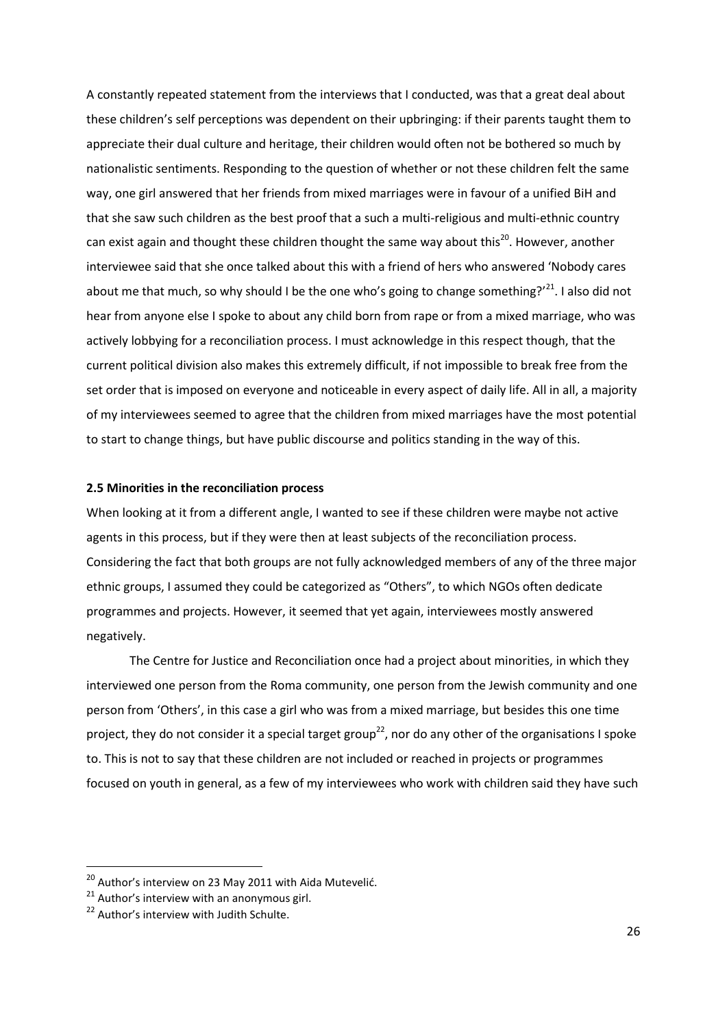A constantly repeated statement from the interviews that I conducted, was that a great deal about these children's self perceptions was dependent on their upbringing: if their parents taught them to appreciate their dual culture and heritage, their children would often not be bothered so much by nationalistic sentiments. Responding to the question of whether or not these children felt the same way, one girl answered that her friends from mixed marriages were in favour of a unified BiH and that she saw such children as the best proof that a such a multi-religious and multi-ethnic country can exist again and thought these children thought the same way about this[20]. However, another interviewee said that she once talked about this with a friend of hers who answered 'Nobody cares about me that much, so why should I be the one who's going to change something?'[21]. I also did not hear from anyone else I spoke to about any child born from rape or from a mixed marriage, who was actively lobbying for a reconciliation process. I must acknowledge in this respect though, that the current political division also makes this extremely difficult, if not impossible to break free from the set order that is imposed on everyone and noticeable in every aspect of daily life. All in all, a majority of my interviewees seemed to agree that the children from mixed marriages have the most potential to start to change things, but have public discourse and politics standing in the way of this.

### 2.5 Minorities in the reconciliation process

When looking at it from a different angle, I wanted to see if these children were maybe not active agents in this process, but if they were then at least subjects of the reconciliation process. Considering the fact that both groups are not fully acknowledged members of any of the three major ethnic groups, I assumed they could be categorized as "Others", to which NGOs often dedicate programmes and projects. However, it seemed that yet again, interviewees mostly answered negatively.

The Centre for Justice and Reconciliation once had a project about minorities, in which they interviewed one person from the Roma community, one person from the Jewish community and one person from 'Others', in this case a girl who was from a mixed marriage, but besides this one time project, they do not consider it a special target group[22], nor do any other of the organisations I spoke to. This is not to say that these children are not included or reached in projects or programmes focused on youth in general, as a few of my interviewees who work with children said they have such

[20] Author's interview on 23 May 2011 with Aida Mutevelić.

[21] Author's interview with an anonymous girl.

[22] Author's interview with Judith Schulte.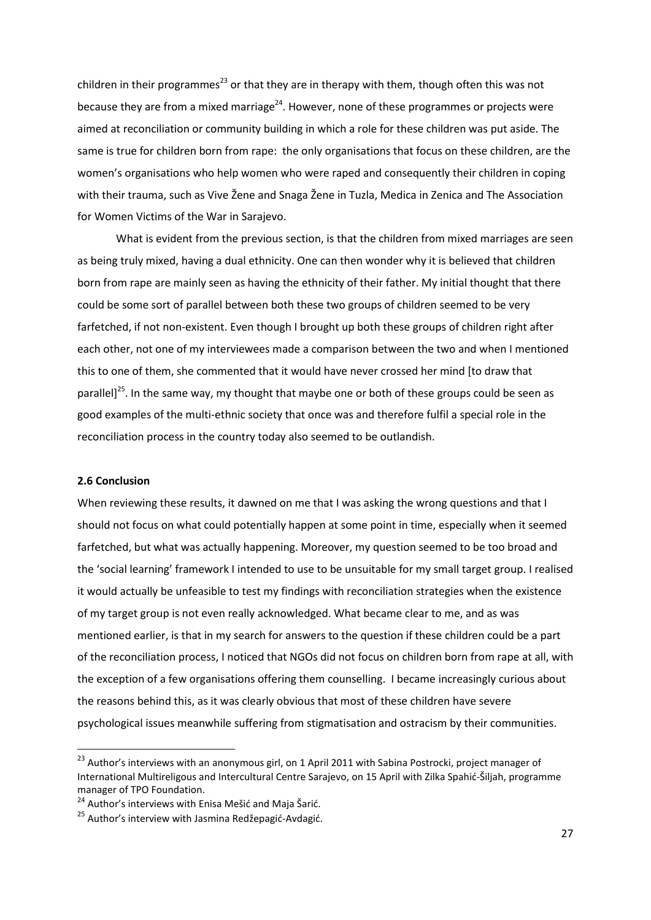children in their programmes[23] or that they are in therapy with them, though often this was not because they are from a mixed marriage[24]. However, none of these programmes or projects were aimed at reconciliation or community building in which a role for these children was put aside. The same is true for children born from rape: the only organisations that focus on these children, are the women's organisations who help women who were raped and consequently their children in coping with their trauma, such as Vive Žene and Snaga Žene in Tuzla, Medica in Zenica and The Association for Women Victims of the War in Sarajevo.

What is evident from the previous section, is that the children from mixed marriages are seen as being truly mixed, having a dual ethnicity. One can then wonder why it is believed that children born from rape are mainly seen as having the ethnicity of their father. My initial thought that there could be some sort of parallel between both these two groups of children seemed to be very farfetched, if not non-existent. Even though I brought up both these groups of children right after each other, not one of my interviewees made a comparison between the two and when I mentioned this to one of them, she commented that it would have never crossed her mind [to draw that parallel][25]. In the same way, my thought that maybe one or both of these groups could be seen as good examples of the multi-ethnic society that once was and therefore fulfil a special role in the reconciliation process in the country today also seemed to be outlandish.

### 2.6 Conclusion

When reviewing these results, it dawned on me that I was asking the wrong questions and that I should not focus on what could potentially happen at some point in time, especially when it seemed farfetched, but what was actually happening. Moreover, my question seemed to be too broad and the 'social learning' framework I intended to use to be unsuitable for my small target group. I realised it would actually be unfeasible to test my findings with reconciliation strategies when the existence of my target group is not even really acknowledged. What became clear to me, and as was mentioned earlier, is that in my search for answers to the question if these children could be a part of the reconciliation process, I noticed that NGOs did not focus on children born from rape at all, with the exception of a few organisations offering them counselling. I became increasingly curious about the reasons behind this, as it was clearly obvious that most of these children have severe psychological issues meanwhile suffering from stigmatisation and ostracism by their communities.

---

[23] Author's interviews with an anonymous girl, on 1 April 2011 with Sabina Postrocki, project manager of International Multireligous and Intercultural Centre Sarajevo, on 15 April with Zilka Spahić-Šiljah, programme manager of TPO Foundation.

[24] Author's interviews with Enisa Mešić and Maja Šarić.

[25] Author's interview with Jasmina Redžepagić-Avdagić.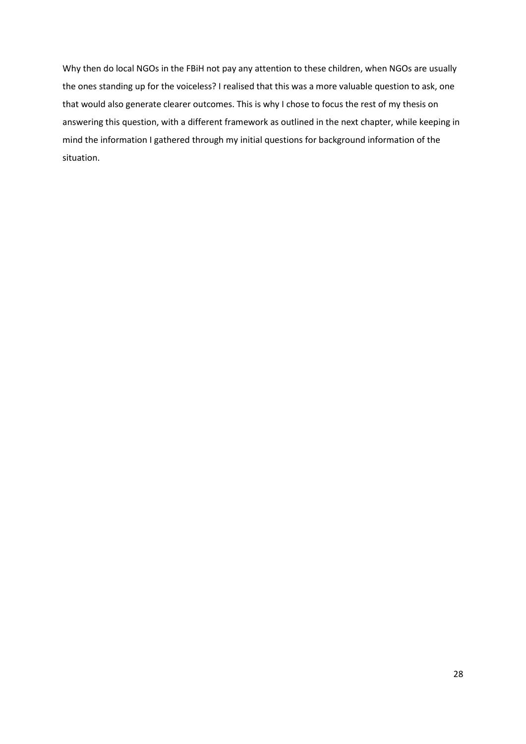Why then do local NGOs in the FBiH not pay any attention to these children, when NGOs are usually the ones standing up for the voiceless? I realised that this was a more valuable question to ask, one that would also generate clearer outcomes. This is why I chose to focus the rest of my thesis on answering this question, with a different framework as outlined in the next chapter, while keeping in mind the information I gathered through my initial questions for background information of the situation.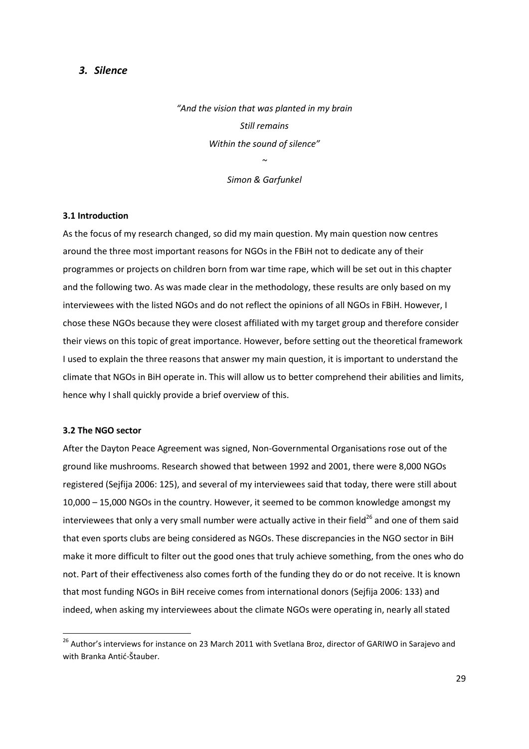## *3. Silence*

*"And the vision that was planted in my brain*
*Still remains*
*Within the sound of silence"*
*~*
*Simon & Garfunkel*

### 3.1 Introduction

As the focus of my research changed, so did my main question. My main question now centres around the three most important reasons for NGOs in the FBiH not to dedicate any of their programmes or projects on children born from war time rape, which will be set out in this chapter and the following two. As was made clear in the methodology, these results are only based on my interviewees with the listed NGOs and do not reflect the opinions of all NGOs in FBiH. However, I chose these NGOs because they were closest affiliated with my target group and therefore consider their views on this topic of great importance. However, before setting out the theoretical framework I used to explain the three reasons that answer my main question, it is important to understand the climate that NGOs in BiH operate in. This will allow us to better comprehend their abilities and limits, hence why I shall quickly provide a brief overview of this.

### 3.2 The NGO sector

After the Dayton Peace Agreement was signed, Non-Governmental Organisations rose out of the ground like mushrooms. Research showed that between 1992 and 2001, there were 8,000 NGOs registered (Sejfija 2006: 125), and several of my interviewees said that today, there were still about 10,000 – 15,000 NGOs in the country. However, it seemed to be common knowledge amongst my interviewees that only a very small number were actually active in their field[26] and one of them said that even sports clubs are being considered as NGOs. These discrepancies in the NGO sector in BiH make it more difficult to filter out the good ones that truly achieve something, from the ones who do not. Part of their effectiveness also comes forth of the funding they do or do not receive. It is known that most funding NGOs in BiH receive comes from international donors (Sejfija 2006: 133) and indeed, when asking my interviewees about the climate NGOs were operating in, nearly all stated

[26] Author's interviews for instance on 23 March 2011 with Svetlana Broz, director of GARIWO in Sarajevo and with Branka Antić-Štauber.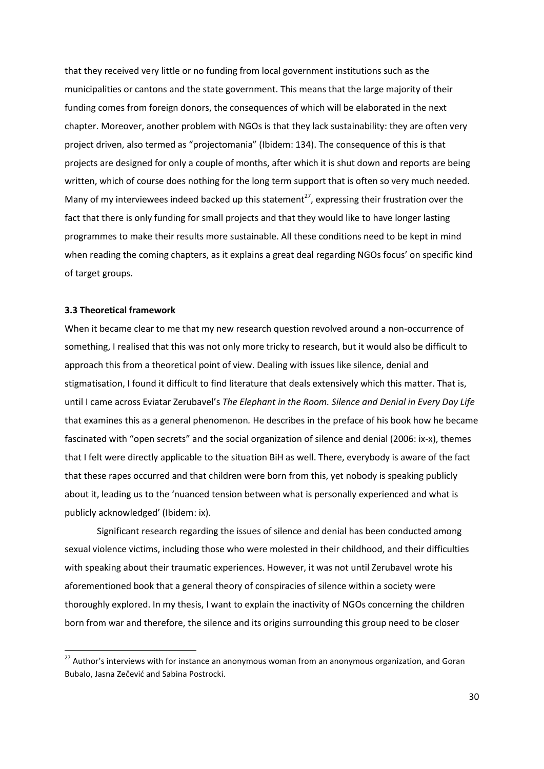that they received very little or no funding from local government institutions such as the municipalities or cantons and the state government. This means that the large majority of their funding comes from foreign donors, the consequences of which will be elaborated in the next chapter. Moreover, another problem with NGOs is that they lack sustainability: they are often very project driven, also termed as "projectomania" (Ibidem: 134). The consequence of this is that projects are designed for only a couple of months, after which it is shut down and reports are being written, which of course does nothing for the long term support that is often so very much needed. Many of my interviewees indeed backed up this statement[27], expressing their frustration over the fact that there is only funding for small projects and that they would like to have longer lasting programmes to make their results more sustainable. All these conditions need to be kept in mind when reading the coming chapters, as it explains a great deal regarding NGOs focus' on specific kind of target groups.

### 3.3 Theoretical framework

When it became clear to me that my new research question revolved around a non-occurrence of something, I realised that this was not only more tricky to research, but it would also be difficult to approach this from a theoretical point of view. Dealing with issues like silence, denial and stigmatisation, I found it difficult to find literature that deals extensively which this matter. That is, until I came across Eviatar Zerubavel's *The Elephant in the Room. Silence and Denial in Every Day Life* that examines this as a general phenomenon*.* He describes in the preface of his book how he became fascinated with "open secrets" and the social organization of silence and denial (2006: ix-x), themes that I felt were directly applicable to the situation BiH as well. There, everybody is aware of the fact that these rapes occurred and that children were born from this, yet nobody is speaking publicly about it, leading us to the 'nuanced tension between what is personally experienced and what is publicly acknowledged' (Ibidem: ix).

Significant research regarding the issues of silence and denial has been conducted among sexual violence victims, including those who were molested in their childhood, and their difficulties with speaking about their traumatic experiences. However, it was not until Zerubavel wrote his aforementioned book that a general theory of conspiracies of silence within a society were thoroughly explored. In my thesis, I want to explain the inactivity of NGOs concerning the children born from war and therefore, the silence and its origins surrounding this group need to be closer

[27] Author's interviews with for instance an anonymous woman from an anonymous organization, and Goran Bubalo, Jasna Zečević and Sabina Postrocki.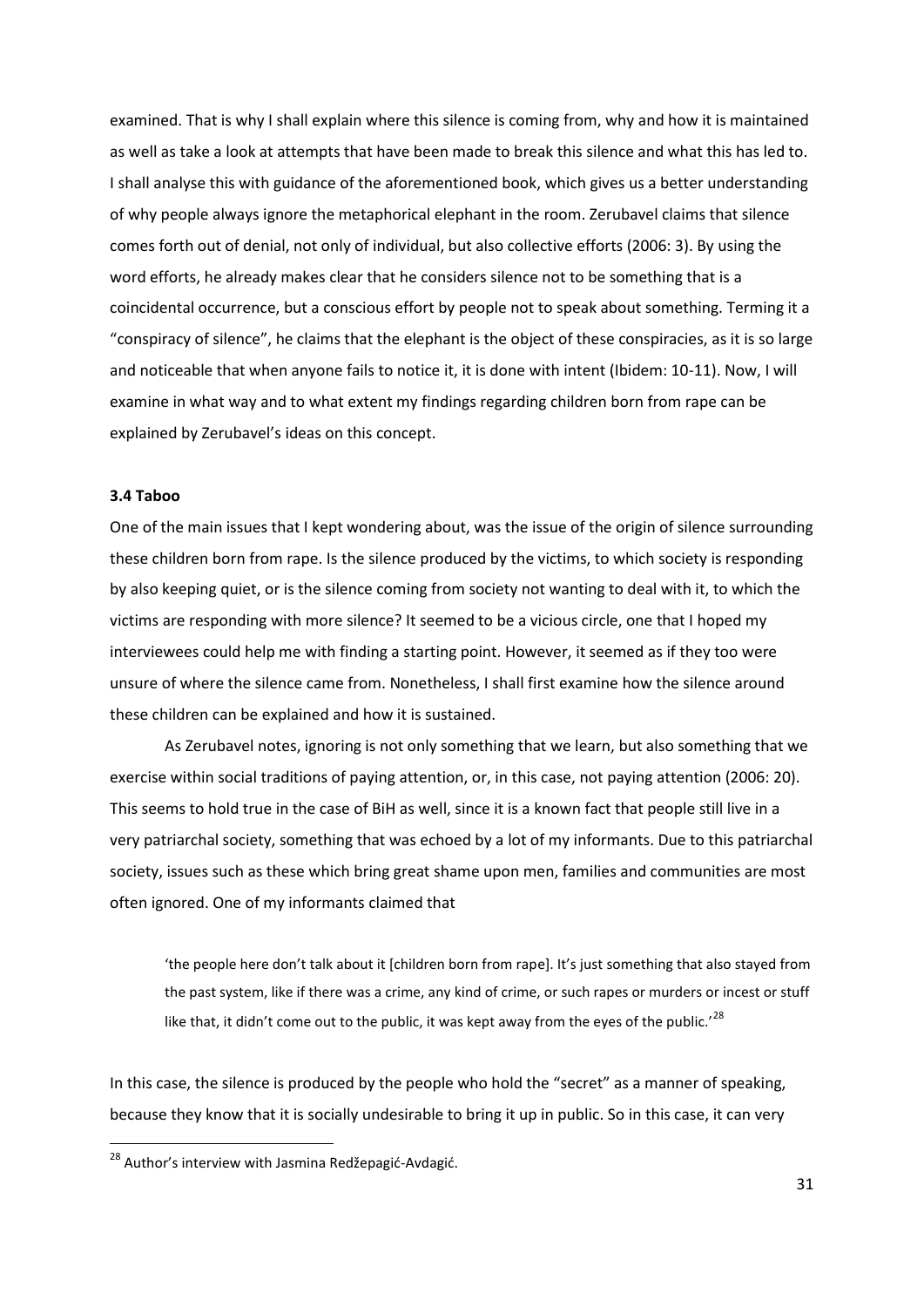examined. That is why I shall explain where this silence is coming from, why and how it is maintained as well as take a look at attempts that have been made to break this silence and what this has led to. I shall analyse this with guidance of the aforementioned book, which gives us a better understanding of why people always ignore the metaphorical elephant in the room. Zerubavel claims that silence comes forth out of denial, not only of individual, but also collective efforts (2006: 3). By using the word efforts, he already makes clear that he considers silence not to be something that is a coincidental occurrence, but a conscious effort by people not to speak about something. Terming it a "conspiracy of silence", he claims that the elephant is the object of these conspiracies, as it is so large and noticeable that when anyone fails to notice it, it is done with intent (Ibidem: 10-11). Now, I will examine in what way and to what extent my findings regarding children born from rape can be explained by Zerubavel's ideas on this concept.

### 3.4 Taboo

One of the main issues that I kept wondering about, was the issue of the origin of silence surrounding these children born from rape. Is the silence produced by the victims, to which society is responding by also keeping quiet, or is the silence coming from society not wanting to deal with it, to which the victims are responding with more silence? It seemed to be a vicious circle, one that I hoped my interviewees could help me with finding a starting point. However, it seemed as if they too were unsure of where the silence came from. Nonetheless, I shall first examine how the silence around these children can be explained and how it is sustained.

As Zerubavel notes, ignoring is not only something that we learn, but also something that we exercise within social traditions of paying attention, or, in this case, not paying attention (2006: 20). This seems to hold true in the case of BiH as well, since it is a known fact that people still live in a very patriarchal society, something that was echoed by a lot of my informants. Due to this patriarchal society, issues such as these which bring great shame upon men, families and communities are most often ignored. One of my informants claimed that

> 'the people here don't talk about it [children born from rape]. It's just something that also stayed from the past system, like if there was a crime, any kind of crime, or such rapes or murders or incest or stuff like that, it didn't come out to the public, it was kept away from the eyes of the public.'[28]

In this case, the silence is produced by the people who hold the "secret" as a manner of speaking, because they know that it is socially undesirable to bring it up in public. So in this case, it can very

[28] Author's interview with Jasmina Redžepagić-Avdagić.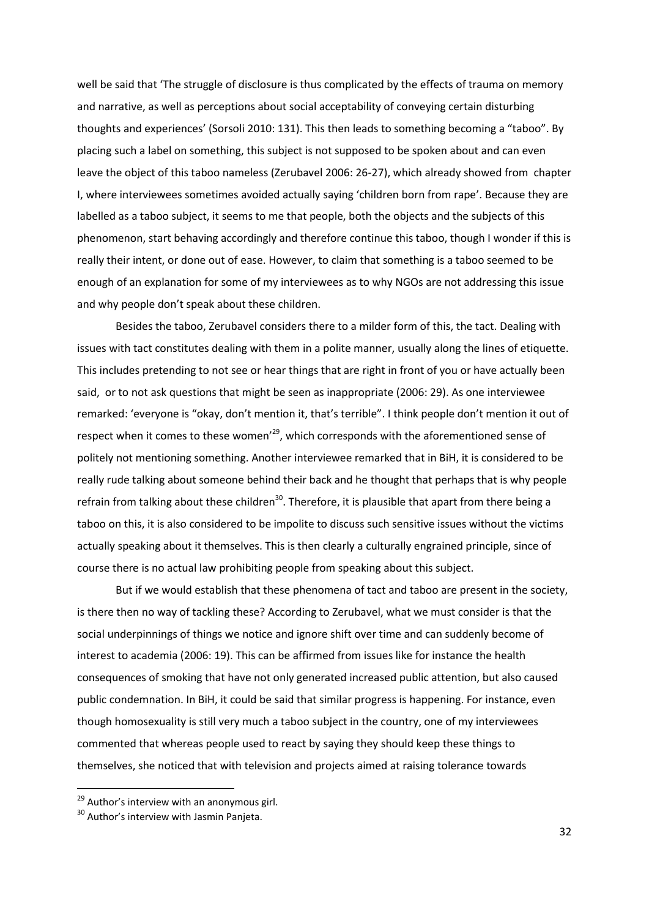well be said that 'The struggle of disclosure is thus complicated by the effects of trauma on memory and narrative, as well as perceptions about social acceptability of conveying certain disturbing thoughts and experiences' (Sorsoli 2010: 131). This then leads to something becoming a "taboo". By placing such a label on something, this subject is not supposed to be spoken about and can even leave the object of this taboo nameless (Zerubavel 2006: 26-27), which already showed from chapter I, where interviewees sometimes avoided actually saying 'children born from rape'. Because they are labelled as a taboo subject, it seems to me that people, both the objects and the subjects of this phenomenon, start behaving accordingly and therefore continue this taboo, though I wonder if this is really their intent, or done out of ease. However, to claim that something is a taboo seemed to be enough of an explanation for some of my interviewees as to why NGOs are not addressing this issue and why people don't speak about these children.

Besides the taboo, Zerubavel considers there to a milder form of this, the tact. Dealing with issues with tact constitutes dealing with them in a polite manner, usually along the lines of etiquette. This includes pretending to not see or hear things that are right in front of you or have actually been said, or to not ask questions that might be seen as inappropriate (2006: 29). As one interviewee remarked: 'everyone is "okay, don't mention it, that's terrible". I think people don't mention it out of respect when it comes to these women'[29], which corresponds with the aforementioned sense of politely not mentioning something. Another interviewee remarked that in BiH, it is considered to be really rude talking about someone behind their back and he thought that perhaps that is why people refrain from talking about these children[30]. Therefore, it is plausible that apart from there being a taboo on this, it is also considered to be impolite to discuss such sensitive issues without the victims actually speaking about it themselves. This is then clearly a culturally engrained principle, since of course there is no actual law prohibiting people from speaking about this subject.

But if we would establish that these phenomena of tact and taboo are present in the society, is there then no way of tackling these? According to Zerubavel, what we must consider is that the social underpinnings of things we notice and ignore shift over time and can suddenly become of interest to academia (2006: 19). This can be affirmed from issues like for instance the health consequences of smoking that have not only generated increased public attention, but also caused public condemnation. In BiH, it could be said that similar progress is happening. For instance, even though homosexuality is still very much a taboo subject in the country, one of my interviewees commented that whereas people used to react by saying they should keep these things to themselves, she noticed that with television and projects aimed at raising tolerance towards

[29] Author's interview with an anonymous girl.

[30] Author's interview with Jasmin Panjeta.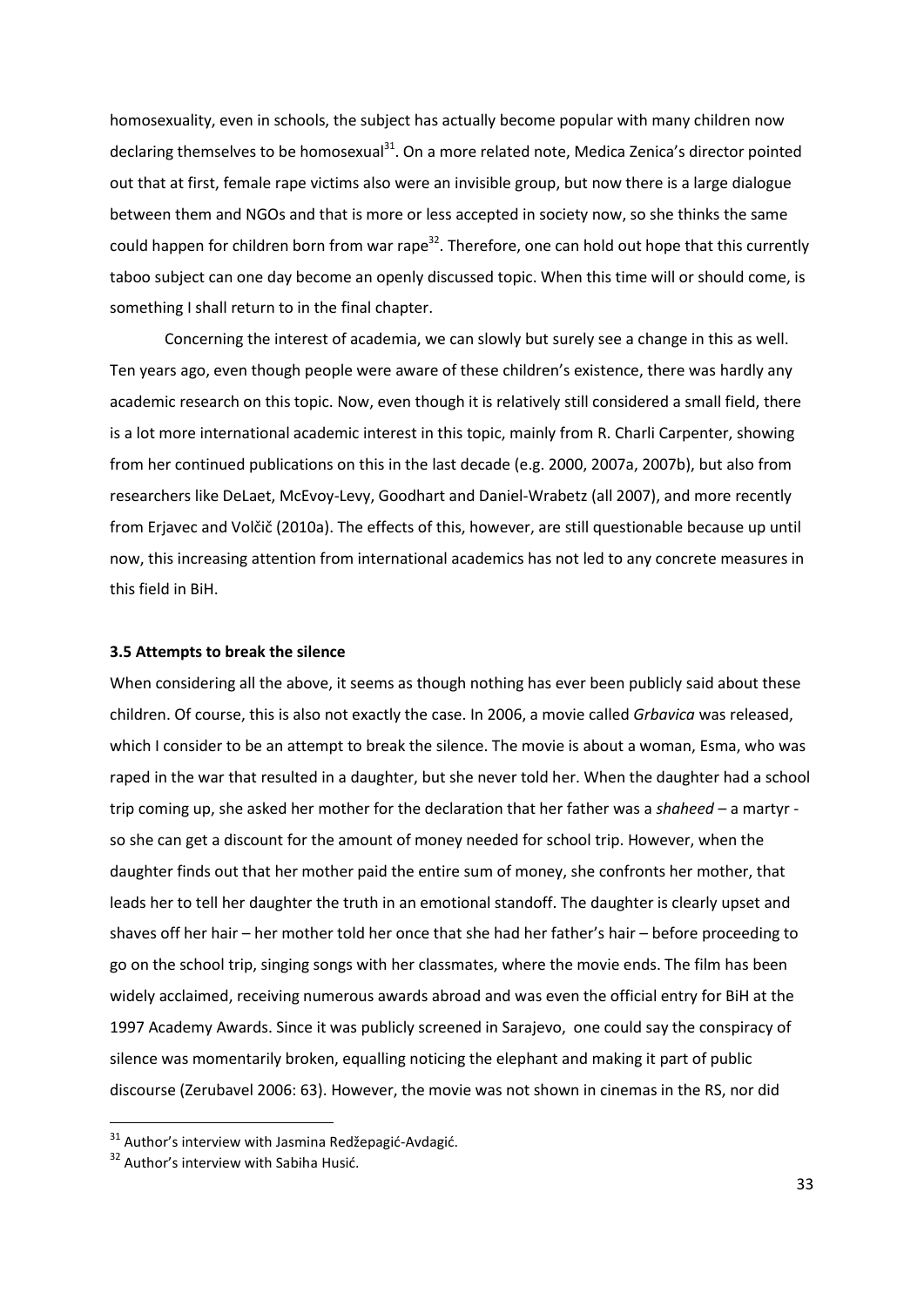homosexuality, even in schools, the subject has actually become popular with many children now declaring themselves to be homosexual[31]. On a more related note, Medica Zenica's director pointed out that at first, female rape victims also were an invisible group, but now there is a large dialogue between them and NGOs and that is more or less accepted in society now, so she thinks the same could happen for children born from war rape[32]. Therefore, one can hold out hope that this currently taboo subject can one day become an openly discussed topic. When this time will or should come, is something I shall return to in the final chapter.

Concerning the interest of academia, we can slowly but surely see a change in this as well. Ten years ago, even though people were aware of these children's existence, there was hardly any academic research on this topic. Now, even though it is relatively still considered a small field, there is a lot more international academic interest in this topic, mainly from R. Charli Carpenter, showing from her continued publications on this in the last decade (e.g. 2000, 2007a, 2007b), but also from researchers like DeLaet, McEvoy-Levy, Goodhart and Daniel-Wrabetz (all 2007), and more recently from Erjavec and Volčič (2010a). The effects of this, however, are still questionable because up until now, this increasing attention from international academics has not led to any concrete measures in this field in BiH.

### 3.5 Attempts to break the silence

When considering all the above, it seems as though nothing has ever been publicly said about these children. Of course, this is also not exactly the case. In 2006, a movie called *Grbavica* was released, which I consider to be an attempt to break the silence. The movie is about a woman, Esma, who was raped in the war that resulted in a daughter, but she never told her. When the daughter had a school trip coming up, she asked her mother for the declaration that her father was a *shaheed* – a martyr - so she can get a discount for the amount of money needed for school trip. However, when the daughter finds out that her mother paid the entire sum of money, she confronts her mother, that leads her to tell her daughter the truth in an emotional standoff. The daughter is clearly upset and shaves off her hair – her mother told her once that she had her father's hair – before proceeding to go on the school trip, singing songs with her classmates, where the movie ends. The film has been widely acclaimed, receiving numerous awards abroad and was even the official entry for BiH at the 1997 Academy Awards. Since it was publicly screened in Sarajevo, one could say the conspiracy of silence was momentarily broken, equalling noticing the elephant and making it part of public discourse (Zerubavel 2006: 63). However, the movie was not shown in cinemas in the RS, nor did

---

[31] Author's interview with Jasmina Redžepagić-Avdagić.

[32] Author's interview with Sabiha Husić.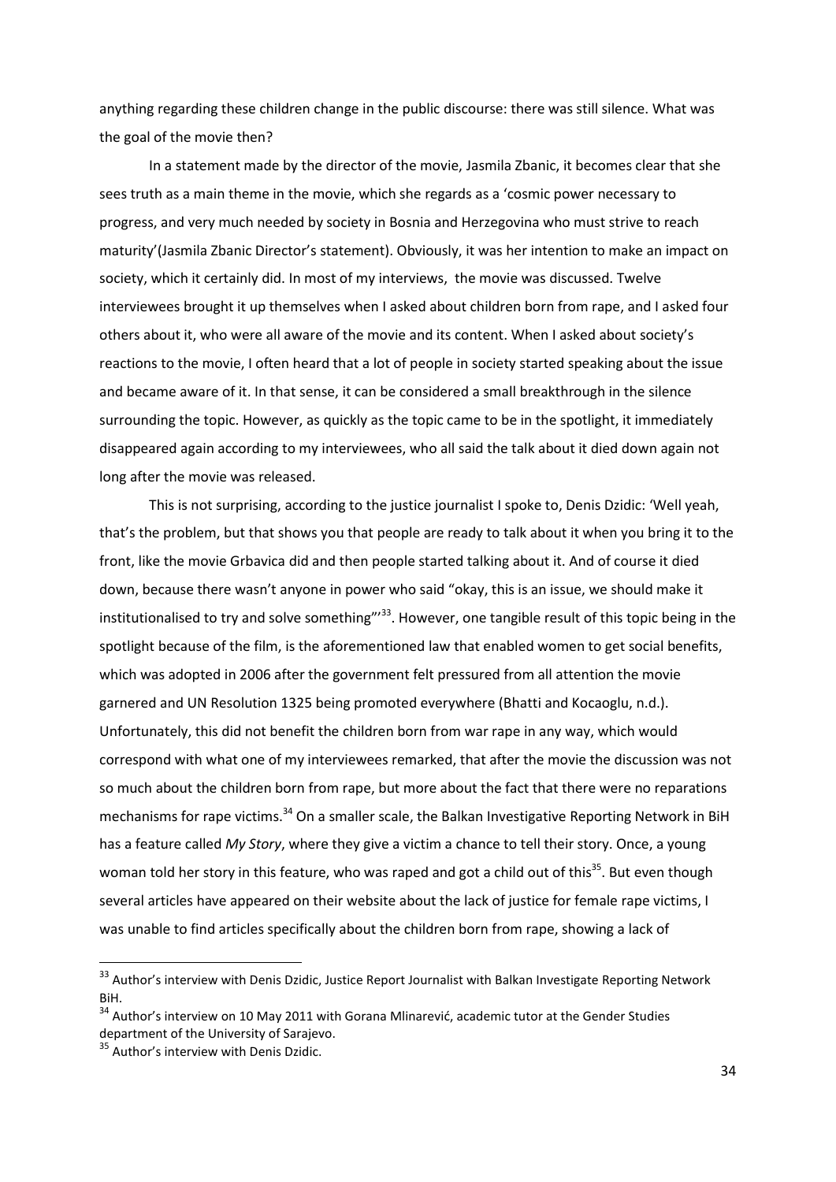anything regarding these children change in the public discourse: there was still silence. What was the goal of the movie then?

In a statement made by the director of the movie, Jasmila Zbanic, it becomes clear that she sees truth as a main theme in the movie, which she regards as a 'cosmic power necessary to progress, and very much needed by society in Bosnia and Herzegovina who must strive to reach maturity'(Jasmila Zbanic Director's statement). Obviously, it was her intention to make an impact on society, which it certainly did. In most of my interviews, the movie was discussed. Twelve interviewees brought it up themselves when I asked about children born from rape, and I asked four others about it, who were all aware of the movie and its content. When I asked about society's reactions to the movie, I often heard that a lot of people in society started speaking about the issue and became aware of it. In that sense, it can be considered a small breakthrough in the silence surrounding the topic. However, as quickly as the topic came to be in the spotlight, it immediately disappeared again according to my interviewees, who all said the talk about it died down again not long after the movie was released.

This is not surprising, according to the justice journalist I spoke to, Denis Dzidic: 'Well yeah, that's the problem, but that shows you that people are ready to talk about it when you bring it to the front, like the movie Grbavica did and then people started talking about it. And of course it died down, because there wasn't anyone in power who said "okay, this is an issue, we should make it institutionalised to try and solve something"'[33]. However, one tangible result of this topic being in the spotlight because of the film, is the aforementioned law that enabled women to get social benefits, which was adopted in 2006 after the government felt pressured from all attention the movie garnered and UN Resolution 1325 being promoted everywhere (Bhatti and Kocaoglu, n.d.). Unfortunately, this did not benefit the children born from war rape in any way, which would correspond with what one of my interviewees remarked, that after the movie the discussion was not so much about the children born from rape, but more about the fact that there were no reparations mechanisms for rape victims.[34] On a smaller scale, the Balkan Investigative Reporting Network in BiH has a feature called *My Story*, where they give a victim a chance to tell their story. Once, a young woman told her story in this feature, who was raped and got a child out of this[35]. But even though several articles have appeared on their website about the lack of justice for female rape victims, I was unable to find articles specifically about the children born from rape, showing a lack of

---

[33] Author's interview with Denis Dzidic, Justice Report Journalist with Balkan Investigate Reporting Network BiH.

[34] Author's interview on 10 May 2011 with Gorana Mlinarević, academic tutor at the Gender Studies department of the University of Sarajevo.

[35] Author's interview with Denis Dzidic.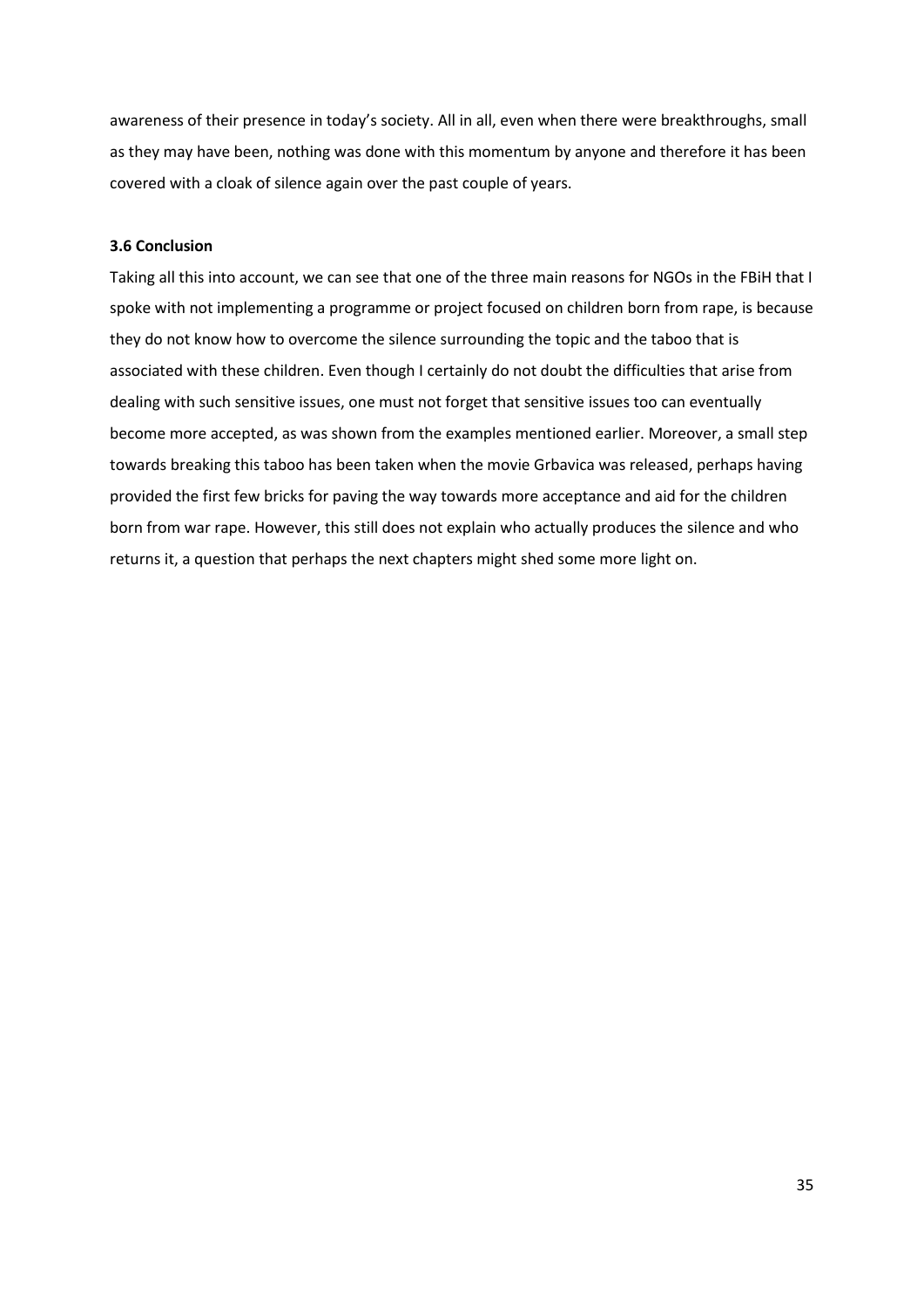awareness of their presence in today's society. All in all, even when there were breakthroughs, small as they may have been, nothing was done with this momentum by anyone and therefore it has been covered with a cloak of silence again over the past couple of years.

### 3.6 Conclusion

Taking all this into account, we can see that one of the three main reasons for NGOs in the FBiH that I spoke with not implementing a programme or project focused on children born from rape, is because they do not know how to overcome the silence surrounding the topic and the taboo that is associated with these children. Even though I certainly do not doubt the difficulties that arise from dealing with such sensitive issues, one must not forget that sensitive issues too can eventually become more accepted, as was shown from the examples mentioned earlier. Moreover, a small step towards breaking this taboo has been taken when the movie Grbavica was released, perhaps having provided the first few bricks for paving the way towards more acceptance and aid for the children born from war rape. However, this still does not explain who actually produces the silence and who returns it, a question that perhaps the next chapters might shed some more light on.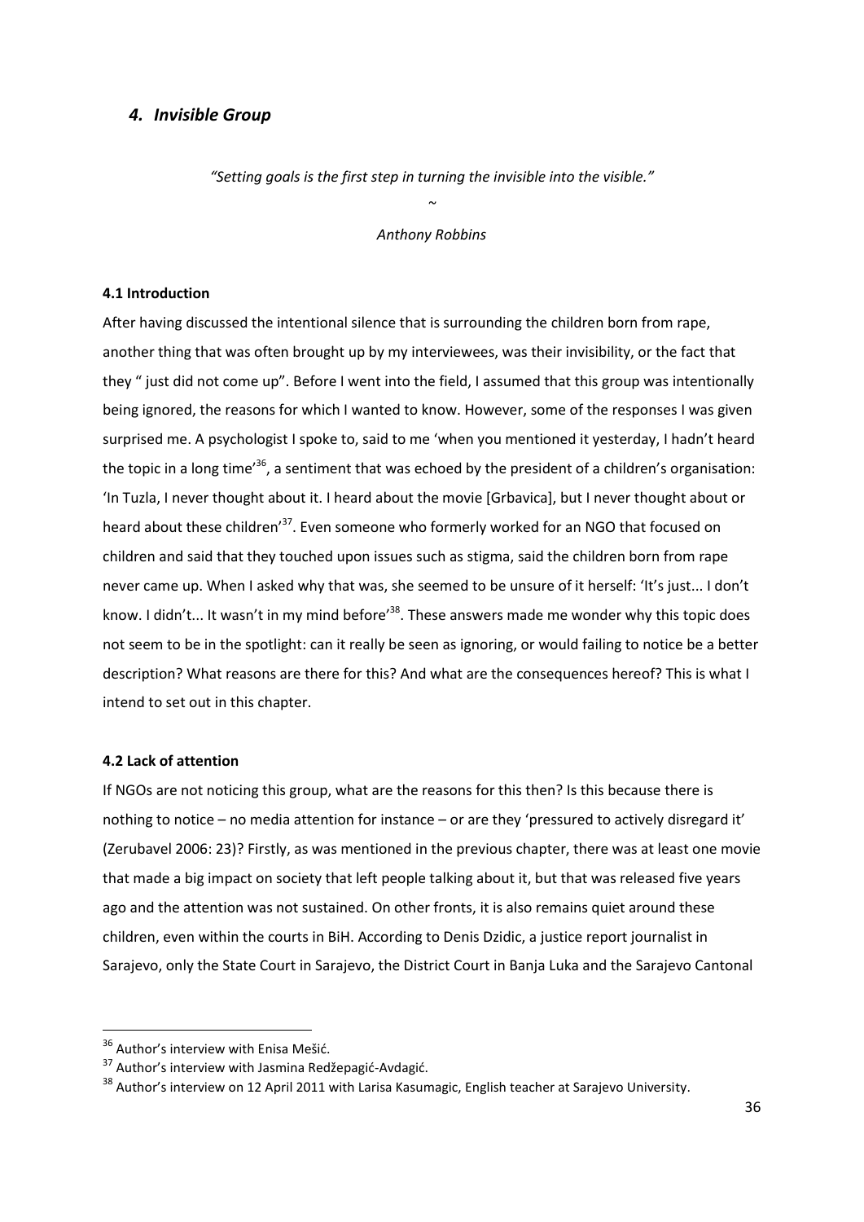## *4. Invisible Group*

*"Setting goals is the first step in turning the invisible into the visible."*

~

*Anthony Robbins*

### 4.1 Introduction

After having discussed the intentional silence that is surrounding the children born from rape, another thing that was often brought up by my interviewees, was their invisibility, or the fact that they " just did not come up". Before I went into the field, I assumed that this group was intentionally being ignored, the reasons for which I wanted to know. However, some of the responses I was given surprised me. A psychologist I spoke to, said to me 'when you mentioned it yesterday, I hadn't heard the topic in a long time'[36], a sentiment that was echoed by the president of a children's organisation: 'In Tuzla, I never thought about it. I heard about the movie [Grbavica], but I never thought about or heard about these children'[37]. Even someone who formerly worked for an NGO that focused on children and said that they touched upon issues such as stigma, said the children born from rape never came up. When I asked why that was, she seemed to be unsure of it herself: 'It's just... I don't know. I didn't... It wasn't in my mind before'[38]. These answers made me wonder why this topic does not seem to be in the spotlight: can it really be seen as ignoring, or would failing to notice be a better description? What reasons are there for this? And what are the consequences hereof? This is what I intend to set out in this chapter.

### 4.2 Lack of attention

If NGOs are not noticing this group, what are the reasons for this then? Is this because there is nothing to notice – no media attention for instance – or are they 'pressured to actively disregard it' (Zerubavel 2006: 23)? Firstly, as was mentioned in the previous chapter, there was at least one movie that made a big impact on society that left people talking about it, but that was released five years ago and the attention was not sustained. On other fronts, it is also remains quiet around these children, even within the courts in BiH. According to Denis Dzidic, a justice report journalist in Sarajevo, only the State Court in Sarajevo, the District Court in Banja Luka and the Sarajevo Cantonal

---

[36] Author's interview with Enisa Mešić.

[37] Author's interview with Jasmina Redžepagić-Avdagić.

[38] Author's interview on 12 April 2011 with Larisa Kasumagic, English teacher at Sarajevo University.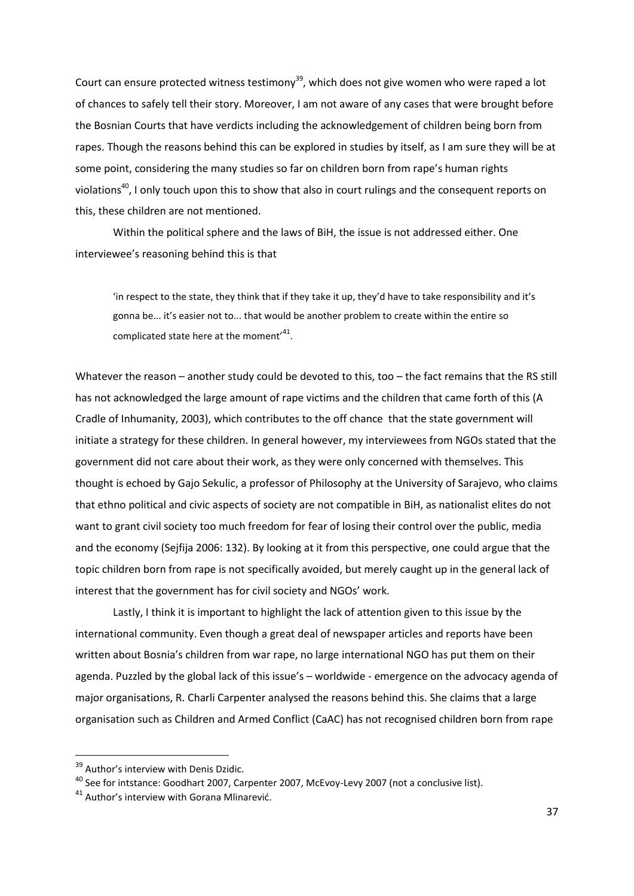Court can ensure protected witness testimony[39], which does not give women who were raped a lot of chances to safely tell their story. Moreover, I am not aware of any cases that were brought before the Bosnian Courts that have verdicts including the acknowledgement of children being born from rapes. Though the reasons behind this can be explored in studies by itself, as I am sure they will be at some point, considering the many studies so far on children born from rape's human rights violations[40], I only touch upon this to show that also in court rulings and the consequent reports on this, these children are not mentioned.

Within the political sphere and the laws of BiH, the issue is not addressed either. One interviewee's reasoning behind this is that

> 'in respect to the state, they think that if they take it up, they'd have to take responsibility and it's gonna be... it's easier not to... that would be another problem to create within the entire so complicated state here at the moment'[41].

Whatever the reason – another study could be devoted to this, too – the fact remains that the RS still has not acknowledged the large amount of rape victims and the children that came forth of this (A Cradle of Inhumanity, 2003), which contributes to the off chance  that the state government will initiate a strategy for these children. In general however, my interviewees from NGOs stated that the government did not care about their work, as they were only concerned with themselves. This thought is echoed by Gajo Sekulic, a professor of Philosophy at the University of Sarajevo, who claims that ethno political and civic aspects of society are not compatible in BiH, as nationalist elites do not want to grant civil society too much freedom for fear of losing their control over the public, media and the economy (Sejfija 2006: 132). By looking at it from this perspective, one could argue that the topic children born from rape is not specifically avoided, but merely caught up in the general lack of interest that the government has for civil society and NGOs' work.

Lastly, I think it is important to highlight the lack of attention given to this issue by the international community. Even though a great deal of newspaper articles and reports have been written about Bosnia's children from war rape, no large international NGO has put them on their agenda. Puzzled by the global lack of this issue's – worldwide - emergence on the advocacy agenda of major organisations, R. Charli Carpenter analysed the reasons behind this. She claims that a large organisation such as Children and Armed Conflict (CaAC) has not recognised children born from rape

---

[39] Author's interview with Denis Dzidic.

[40] See for intstance: Goodhart 2007, Carpenter 2007, McEvoy-Levy 2007 (not a conclusive list).

[41] Author's interview with Gorana Mlinarević.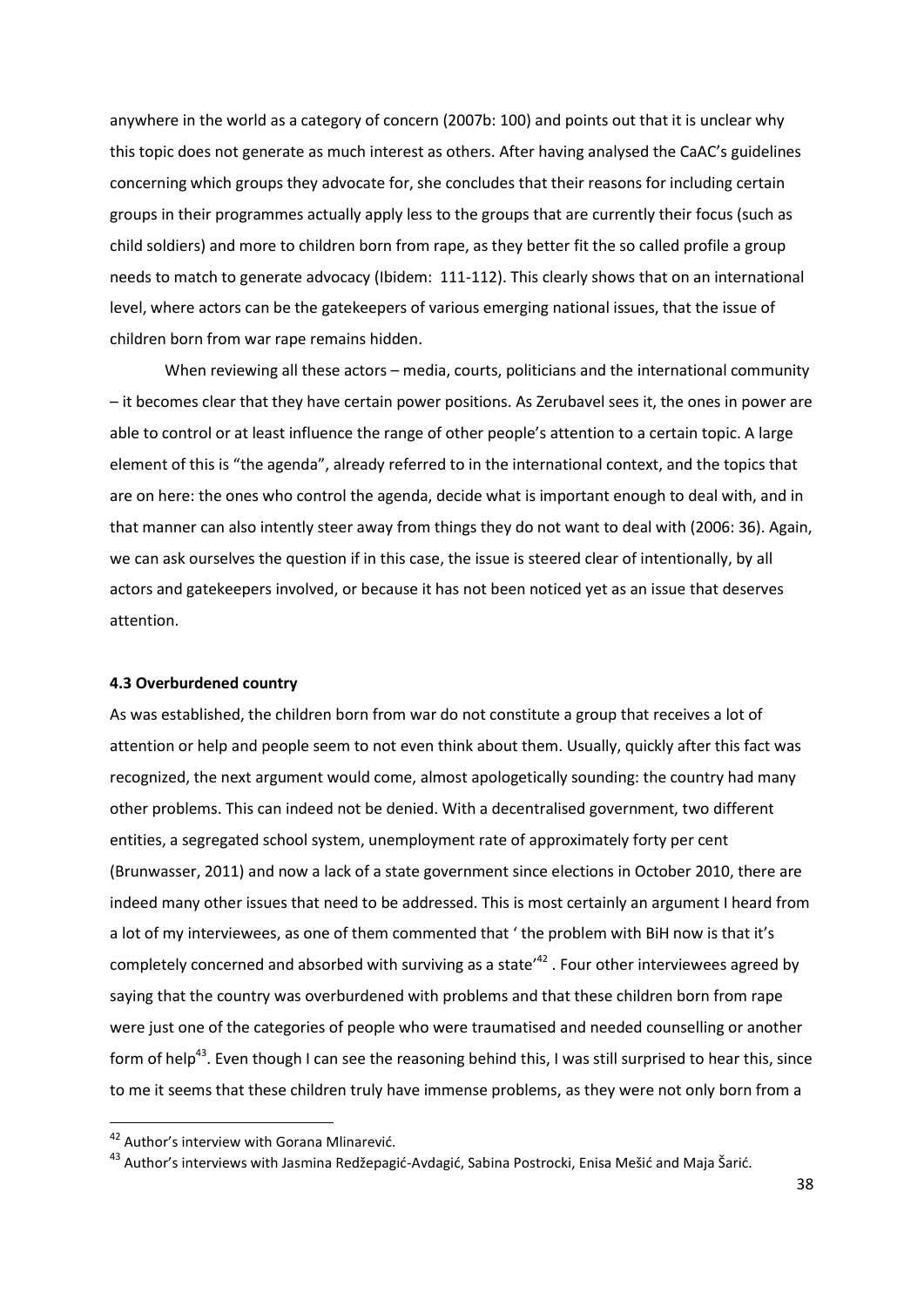anywhere in the world as a category of concern (2007b: 100) and points out that it is unclear why this topic does not generate as much interest as others. After having analysed the CaAC's guidelines concerning which groups they advocate for, she concludes that their reasons for including certain groups in their programmes actually apply less to the groups that are currently their focus (such as child soldiers) and more to children born from rape, as they better fit the so called profile a group needs to match to generate advocacy (Ibidem: 111-112). This clearly shows that on an international level, where actors can be the gatekeepers of various emerging national issues, that the issue of children born from war rape remains hidden.

When reviewing all these actors – media, courts, politicians and the international community – it becomes clear that they have certain power positions. As Zerubavel sees it, the ones in power are able to control or at least influence the range of other people's attention to a certain topic. A large element of this is "the agenda", already referred to in the international context, and the topics that are on here: the ones who control the agenda, decide what is important enough to deal with, and in that manner can also intently steer away from things they do not want to deal with (2006: 36). Again, we can ask ourselves the question if in this case, the issue is steered clear of intentionally, by all actors and gatekeepers involved, or because it has not been noticed yet as an issue that deserves attention.

### 4.3 Overburdened country

As was established, the children born from war do not constitute a group that receives a lot of attention or help and people seem to not even think about them. Usually, quickly after this fact was recognized, the next argument would come, almost apologetically sounding: the country had many other problems. This can indeed not be denied. With a decentralised government, two different entities, a segregated school system, unemployment rate of approximately forty per cent (Brunwasser, 2011) and now a lack of a state government since elections in October 2010, there are indeed many other issues that need to be addressed. This is most certainly an argument I heard from a lot of my interviewees, as one of them commented that ' the problem with BiH now is that it's completely concerned and absorbed with surviving as a state'[42] . Four other interviewees agreed by saying that the country was overburdened with problems and that these children born from rape were just one of the categories of people who were traumatised and needed counselling or another form of help[43]. Even though I can see the reasoning behind this, I was still surprised to hear this, since to me it seems that these children truly have immense problems, as they were not only born from a

[42] Author's interview with Gorana Mlinarević.

[43] Author's interviews with Jasmina Redžepagić-Avdagić, Sabina Postrocki, Enisa Mešić and Maja Šarić.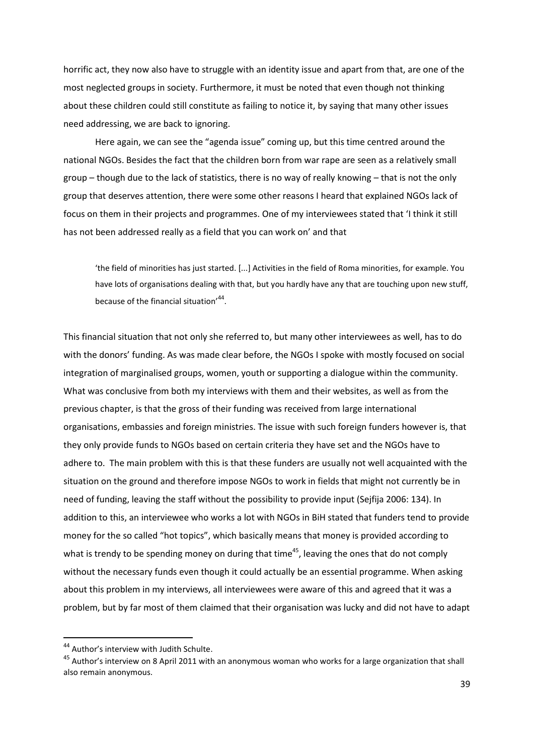horrific act, they now also have to struggle with an identity issue and apart from that, are one of the most neglected groups in society. Furthermore, it must be noted that even though not thinking about these children could still constitute as failing to notice it, by saying that many other issues need addressing, we are back to ignoring.

Here again, we can see the "agenda issue" coming up, but this time centred around the national NGOs. Besides the fact that the children born from war rape are seen as a relatively small group – though due to the lack of statistics, there is no way of really knowing – that is not the only group that deserves attention, there were some other reasons I heard that explained NGOs lack of focus on them in their projects and programmes. One of my interviewees stated that 'I think it still has not been addressed really as a field that you can work on' and that

> 'the field of minorities has just started. [...] Activities in the field of Roma minorities, for example. You have lots of organisations dealing with that, but you hardly have any that are touching upon new stuff, because of the financial situation'[44].

This financial situation that not only she referred to, but many other interviewees as well, has to do with the donors' funding. As was made clear before, the NGOs I spoke with mostly focused on social integration of marginalised groups, women, youth or supporting a dialogue within the community. What was conclusive from both my interviews with them and their websites, as well as from the previous chapter, is that the gross of their funding was received from large international organisations, embassies and foreign ministries. The issue with such foreign funders however is, that they only provide funds to NGOs based on certain criteria they have set and the NGOs have to adhere to. The main problem with this is that these funders are usually not well acquainted with the situation on the ground and therefore impose NGOs to work in fields that might not currently be in need of funding, leaving the staff without the possibility to provide input (Sejfija 2006: 134). In addition to this, an interviewee who works a lot with NGOs in BiH stated that funders tend to provide money for the so called "hot topics", which basically means that money is provided according to what is trendy to be spending money on during that time[45], leaving the ones that do not comply without the necessary funds even though it could actually be an essential programme. When asking about this problem in my interviews, all interviewees were aware of this and agreed that it was a problem, but by far most of them claimed that their organisation was lucky and did not have to adapt

---

[44] Author's interview with Judith Schulte.

[45] Author's interview on 8 April 2011 with an anonymous woman who works for a large organization that shall also remain anonymous.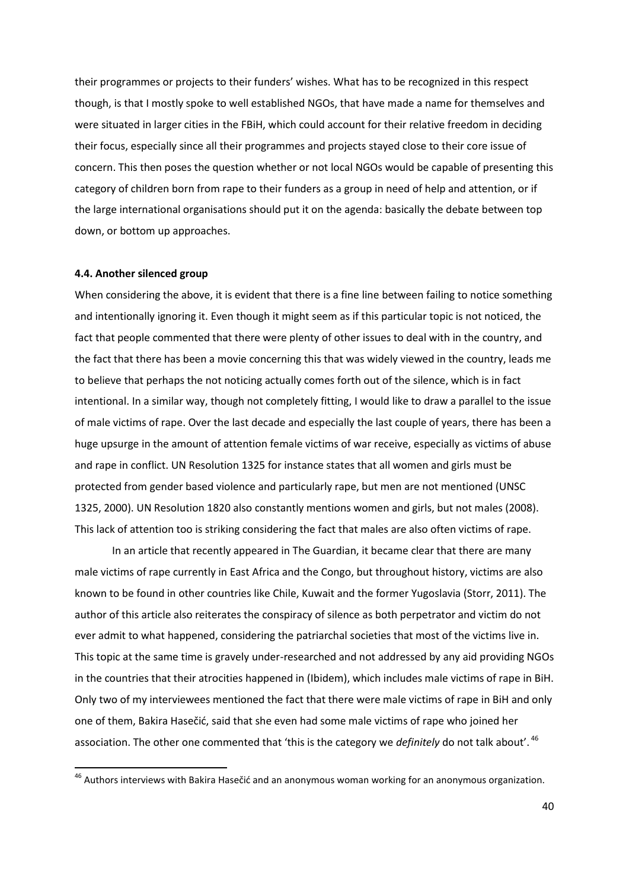their programmes or projects to their funders' wishes. What has to be recognized in this respect though, is that I mostly spoke to well established NGOs, that have made a name for themselves and were situated in larger cities in the FBiH, which could account for their relative freedom in deciding their focus, especially since all their programmes and projects stayed close to their core issue of concern. This then poses the question whether or not local NGOs would be capable of presenting this category of children born from rape to their funders as a group in need of help and attention, or if the large international organisations should put it on the agenda: basically the debate between top down, or bottom up approaches.

#### 4.4. Another silenced group

When considering the above, it is evident that there is a fine line between failing to notice something and intentionally ignoring it. Even though it might seem as if this particular topic is not noticed, the fact that people commented that there were plenty of other issues to deal with in the country, and the fact that there has been a movie concerning this that was widely viewed in the country, leads me to believe that perhaps the not noticing actually comes forth out of the silence, which is in fact intentional. In a similar way, though not completely fitting, I would like to draw a parallel to the issue of male victims of rape. Over the last decade and especially the last couple of years, there has been a huge upsurge in the amount of attention female victims of war receive, especially as victims of abuse and rape in conflict. UN Resolution 1325 for instance states that all women and girls must be protected from gender based violence and particularly rape, but men are not mentioned (UNSC 1325, 2000). UN Resolution 1820 also constantly mentions women and girls, but not males (2008). This lack of attention too is striking considering the fact that males are also often victims of rape.

In an article that recently appeared in The Guardian, it became clear that there are many male victims of rape currently in East Africa and the Congo, but throughout history, victims are also known to be found in other countries like Chile, Kuwait and the former Yugoslavia (Storr, 2011). The author of this article also reiterates the conspiracy of silence as both perpetrator and victim do not ever admit to what happened, considering the patriarchal societies that most of the victims live in. This topic at the same time is gravely under-researched and not addressed by any aid providing NGOs in the countries that their atrocities happened in (Ibidem), which includes male victims of rape in BiH. Only two of my interviewees mentioned the fact that there were male victims of rape in BiH and only one of them, Bakira Hasečić, said that she even had some male victims of rape who joined her association. The other one commented that 'this is the category we *definitely* do not talk about'. [46]

[46] Authors interviews with Bakira Hasečić and an anonymous woman working for an anonymous organization.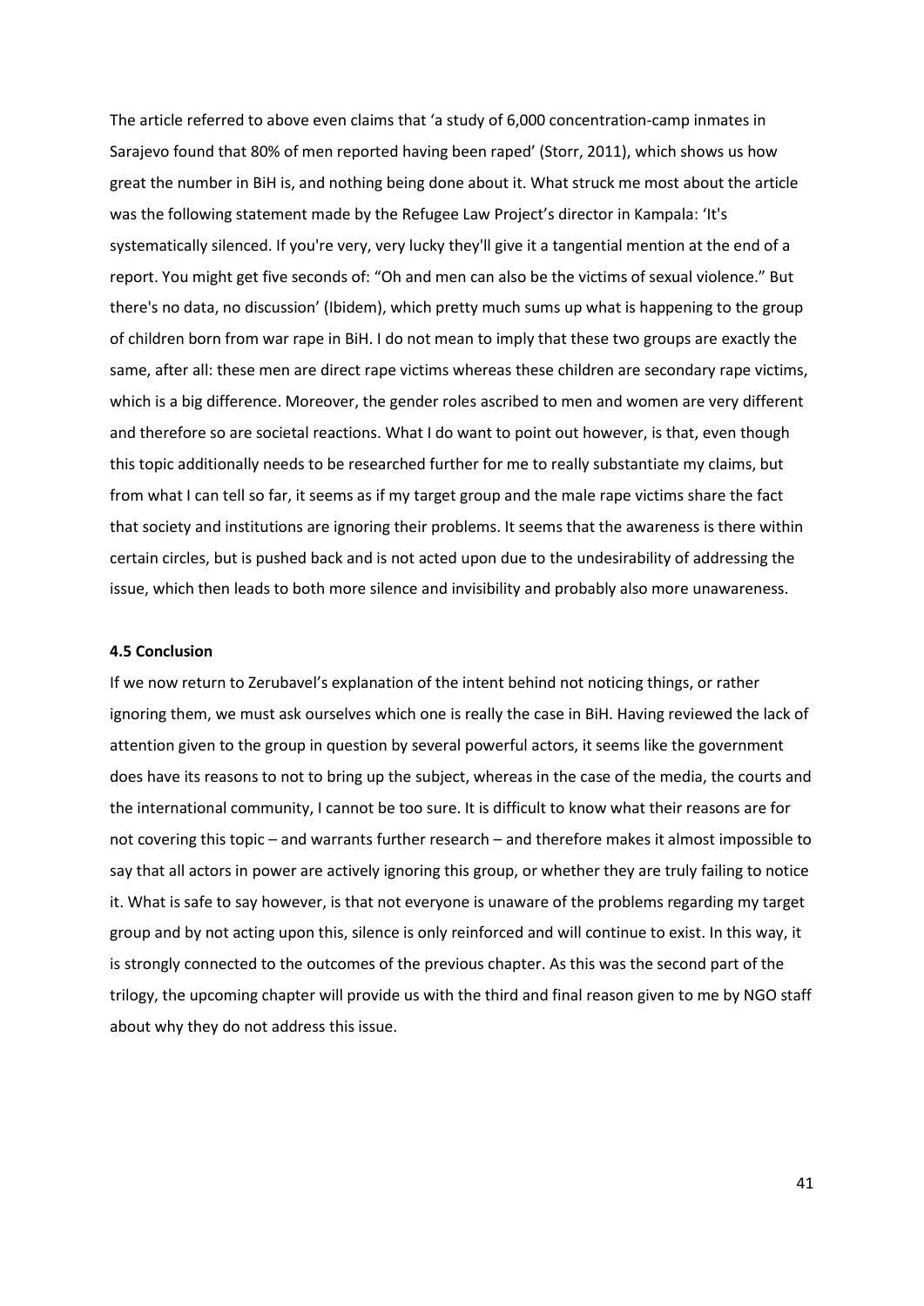The article referred to above even claims that 'a study of 6,000 concentration-camp inmates in Sarajevo found that 80% of men reported having been raped' (Storr, 2011), which shows us how great the number in BiH is, and nothing being done about it. What struck me most about the article was the following statement made by the Refugee Law Project's director in Kampala: 'It's systematically silenced. If you're very, very lucky they'll give it a tangential mention at the end of a report. You might get five seconds of: "Oh and men can also be the victims of sexual violence." But there's no data, no discussion' (Ibidem), which pretty much sums up what is happening to the group of children born from war rape in BiH. I do not mean to imply that these two groups are exactly the same, after all: these men are direct rape victims whereas these children are secondary rape victims, which is a big difference. Moreover, the gender roles ascribed to men and women are very different and therefore so are societal reactions. What I do want to point out however, is that, even though this topic additionally needs to be researched further for me to really substantiate my claims, but from what I can tell so far, it seems as if my target group and the male rape victims share the fact that society and institutions are ignoring their problems. It seems that the awareness is there within certain circles, but is pushed back and is not acted upon due to the undesirability of addressing the issue, which then leads to both more silence and invisibility and probably also more unawareness.

### 4.5 Conclusion

If we now return to Zerubavel's explanation of the intent behind not noticing things, or rather ignoring them, we must ask ourselves which one is really the case in BiH. Having reviewed the lack of attention given to the group in question by several powerful actors, it seems like the government does have its reasons to not to bring up the subject, whereas in the case of the media, the courts and the international community, I cannot be too sure. It is difficult to know what their reasons are for not covering this topic – and warrants further research – and therefore makes it almost impossible to say that all actors in power are actively ignoring this group, or whether they are truly failing to notice it. What is safe to say however, is that not everyone is unaware of the problems regarding my target group and by not acting upon this, silence is only reinforced and will continue to exist. In this way, it is strongly connected to the outcomes of the previous chapter. As this was the second part of the trilogy, the upcoming chapter will provide us with the third and final reason given to me by NGO staff about why they do not address this issue.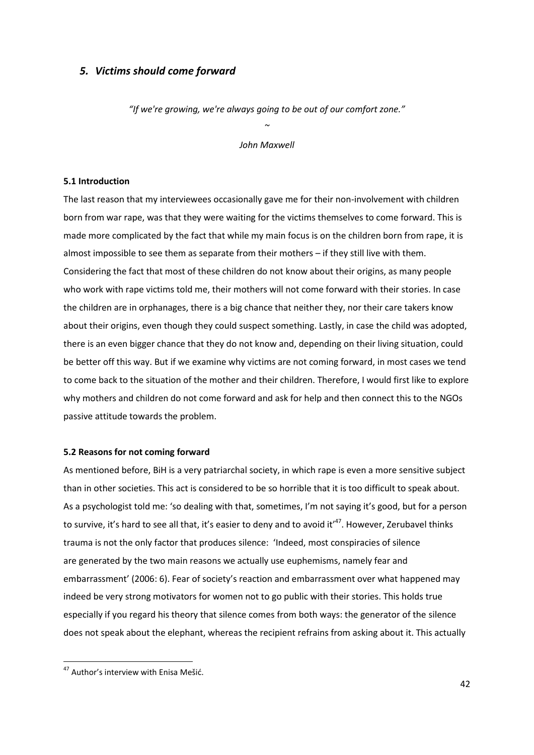## *5. Victims should come forward*

*"If we're growing, we're always going to be out of our comfort zone."*

~

*John Maxwell*

### 5.1 Introduction

The last reason that my interviewees occasionally gave me for their non-involvement with children born from war rape, was that they were waiting for the victims themselves to come forward. This is made more complicated by the fact that while my main focus is on the children born from rape, it is almost impossible to see them as separate from their mothers – if they still live with them. Considering the fact that most of these children do not know about their origins, as many people who work with rape victims told me, their mothers will not come forward with their stories. In case the children are in orphanages, there is a big chance that neither they, nor their care takers know about their origins, even though they could suspect something. Lastly, in case the child was adopted, there is an even bigger chance that they do not know and, depending on their living situation, could be better off this way. But if we examine why victims are not coming forward, in most cases we tend to come back to the situation of the mother and their children. Therefore, I would first like to explore why mothers and children do not come forward and ask for help and then connect this to the NGOs passive attitude towards the problem.

### 5.2 Reasons for not coming forward

As mentioned before, BiH is a very patriarchal society, in which rape is even a more sensitive subject than in other societies. This act is considered to be so horrible that it is too difficult to speak about. As a psychologist told me: 'so dealing with that, sometimes, I'm not saying it's good, but for a person to survive, it's hard to see all that, it's easier to deny and to avoid it'[47]. However, Zerubavel thinks trauma is not the only factor that produces silence: 'Indeed, most conspiracies of silence are generated by the two main reasons we actually use euphemisms, namely fear and embarrassment' (2006: 6). Fear of society's reaction and embarrassment over what happened may indeed be very strong motivators for women not to go public with their stories. This holds true especially if you regard his theory that silence comes from both ways: the generator of the silence does not speak about the elephant, whereas the recipient refrains from asking about it. This actually

---

[47] Author's interview with Enisa Mešić.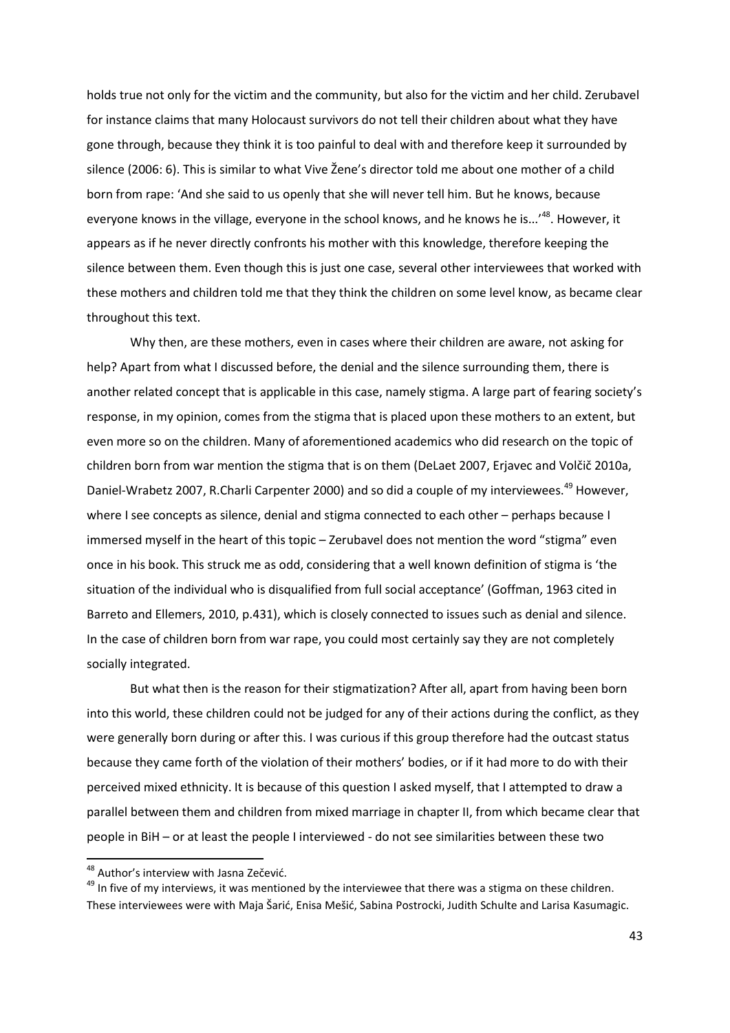holds true not only for the victim and the community, but also for the victim and her child. Zerubavel for instance claims that many Holocaust survivors do not tell their children about what they have gone through, because they think it is too painful to deal with and therefore keep it surrounded by silence (2006: 6). This is similar to what Vive Žene's director told me about one mother of a child born from rape: 'And she said to us openly that she will never tell him. But he knows, because everyone knows in the village, everyone in the school knows, and he knows he is...'[48]. However, it appears as if he never directly confronts his mother with this knowledge, therefore keeping the silence between them. Even though this is just one case, several other interviewees that worked with these mothers and children told me that they think the children on some level know, as became clear throughout this text.

Why then, are these mothers, even in cases where their children are aware, not asking for help? Apart from what I discussed before, the denial and the silence surrounding them, there is another related concept that is applicable in this case, namely stigma. A large part of fearing society's response, in my opinion, comes from the stigma that is placed upon these mothers to an extent, but even more so on the children. Many of aforementioned academics who did research on the topic of children born from war mention the stigma that is on them (DeLaet 2007, Erjavec and Volčič 2010a, Daniel-Wrabetz 2007, R.Charli Carpenter 2000) and so did a couple of my interviewees.[49] However, where I see concepts as silence, denial and stigma connected to each other – perhaps because I immersed myself in the heart of this topic – Zerubavel does not mention the word "stigma" even once in his book. This struck me as odd, considering that a well known definition of stigma is 'the situation of the individual who is disqualified from full social acceptance' (Goffman, 1963 cited in Barreto and Ellemers, 2010, p.431), which is closely connected to issues such as denial and silence. In the case of children born from war rape, you could most certainly say they are not completely socially integrated.

But what then is the reason for their stigmatization? After all, apart from having been born into this world, these children could not be judged for any of their actions during the conflict, as they were generally born during or after this. I was curious if this group therefore had the outcast status because they came forth of the violation of their mothers' bodies, or if it had more to do with their perceived mixed ethnicity. It is because of this question I asked myself, that I attempted to draw a parallel between them and children from mixed marriage in chapter II, from which became clear that people in BiH – or at least the people I interviewed - do not see similarities between these two

[48] Author's interview with Jasna Zečević.

[49] In five of my interviews, it was mentioned by the interviewee that there was a stigma on these children. These interviewees were with Maja Šarić, Enisa Mešić, Sabina Postrocki, Judith Schulte and Larisa Kasumagic.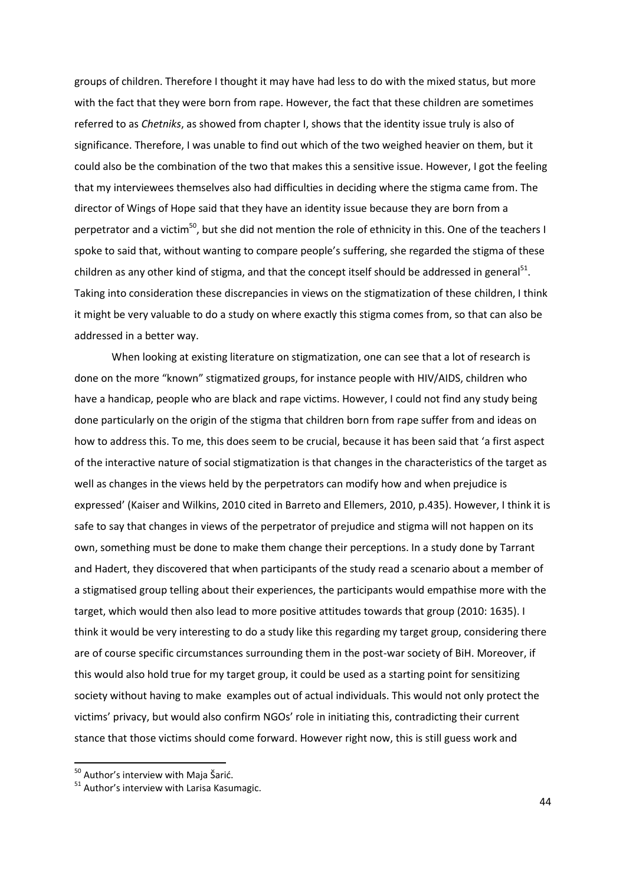groups of children. Therefore I thought it may have had less to do with the mixed status, but more with the fact that they were born from rape. However, the fact that these children are sometimes referred to as *Chetniks*, as showed from chapter I, shows that the identity issue truly is also of significance. Therefore, I was unable to find out which of the two weighed heavier on them, but it could also be the combination of the two that makes this a sensitive issue. However, I got the feeling that my interviewees themselves also had difficulties in deciding where the stigma came from. The director of Wings of Hope said that they have an identity issue because they are born from a perpetrator and a victim[50], but she did not mention the role of ethnicity in this. One of the teachers I spoke to said that, without wanting to compare people's suffering, she regarded the stigma of these children as any other kind of stigma, and that the concept itself should be addressed in general[51]. Taking into consideration these discrepancies in views on the stigmatization of these children, I think it might be very valuable to do a study on where exactly this stigma comes from, so that can also be addressed in a better way.

When looking at existing literature on stigmatization, one can see that a lot of research is done on the more "known" stigmatized groups, for instance people with HIV/AIDS, children who have a handicap, people who are black and rape victims. However, I could not find any study being done particularly on the origin of the stigma that children born from rape suffer from and ideas on how to address this. To me, this does seem to be crucial, because it has been said that 'a first aspect of the interactive nature of social stigmatization is that changes in the characteristics of the target as well as changes in the views held by the perpetrators can modify how and when prejudice is expressed' (Kaiser and Wilkins, 2010 cited in Barreto and Ellemers, 2010, p.435). However, I think it is safe to say that changes in views of the perpetrator of prejudice and stigma will not happen on its own, something must be done to make them change their perceptions. In a study done by Tarrant and Hadert, they discovered that when participants of the study read a scenario about a member of a stigmatised group telling about their experiences, the participants would empathise more with the target, which would then also lead to more positive attitudes towards that group (2010: 1635). I think it would be very interesting to do a study like this regarding my target group, considering there are of course specific circumstances surrounding them in the post-war society of BiH. Moreover, if this would also hold true for my target group, it could be used as a starting point for sensitizing society without having to make examples out of actual individuals. This would not only protect the victims' privacy, but would also confirm NGOs' role in initiating this, contradicting their current stance that those victims should come forward. However right now, this is still guess work and

[50] Author's interview with Maja Šarić.

[51] Author's interview with Larisa Kasumagic.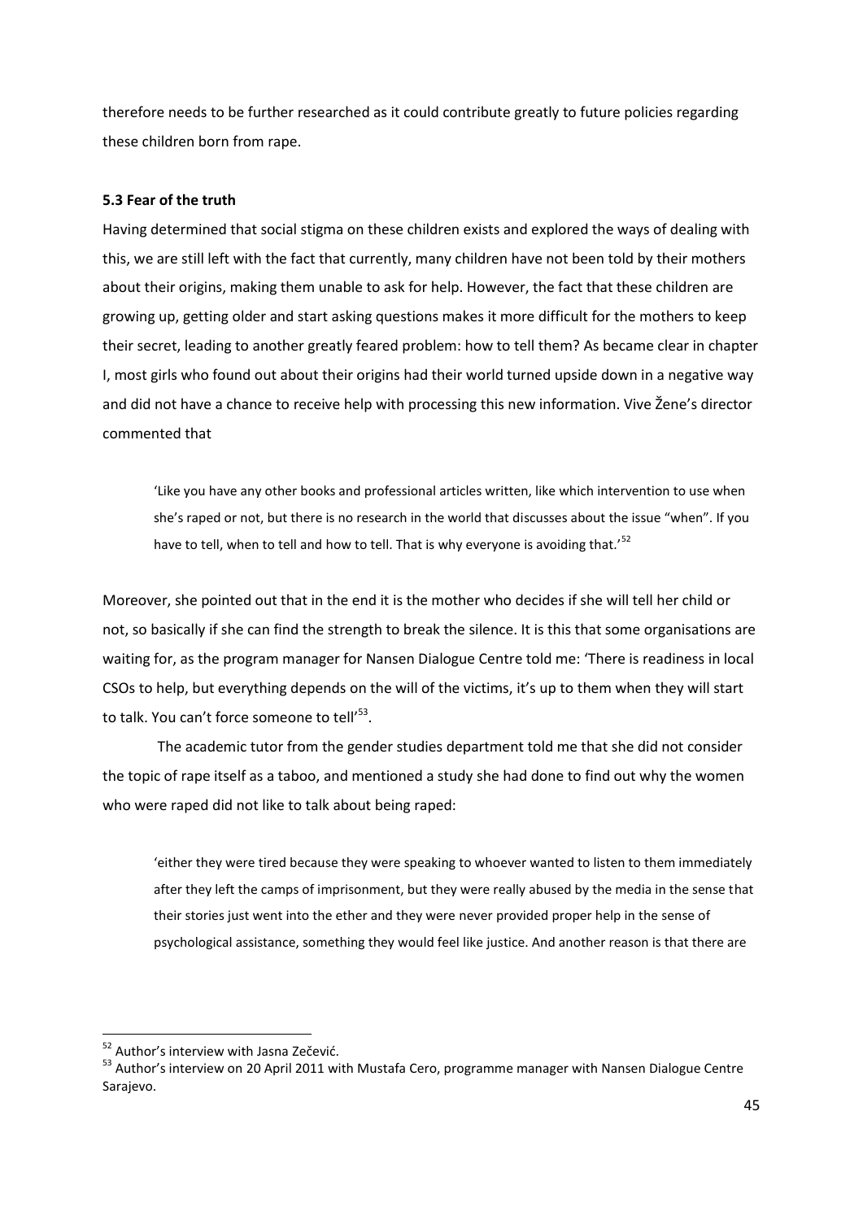therefore needs to be further researched as it could contribute greatly to future policies regarding these children born from rape.

### 5.3 Fear of the truth

Having determined that social stigma on these children exists and explored the ways of dealing with this, we are still left with the fact that currently, many children have not been told by their mothers about their origins, making them unable to ask for help. However, the fact that these children are growing up, getting older and start asking questions makes it more difficult for the mothers to keep their secret, leading to another greatly feared problem: how to tell them? As became clear in chapter I, most girls who found out about their origins had their world turned upside down in a negative way and did not have a chance to receive help with processing this new information. Vive Žene's director commented that

> 'Like you have any other books and professional articles written, like which intervention to use when she's raped or not, but there is no research in the world that discusses about the issue "when". If you have to tell, when to tell and how to tell. That is why everyone is avoiding that.'[52]

Moreover, she pointed out that in the end it is the mother who decides if she will tell her child or not, so basically if she can find the strength to break the silence. It is this that some organisations are waiting for, as the program manager for Nansen Dialogue Centre told me: 'There is readiness in local CSOs to help, but everything depends on the will of the victims, it's up to them when they will start to talk. You can't force someone to tell'[53].

The academic tutor from the gender studies department told me that she did not consider the topic of rape itself as a taboo, and mentioned a study she had done to find out why the women who were raped did not like to talk about being raped:

> 'either they were tired because they were speaking to whoever wanted to listen to them immediately after they left the camps of imprisonment, but they were really abused by the media in the sense that their stories just went into the ether and they were never provided proper help in the sense of psychological assistance, something they would feel like justice. And another reason is that there are

---

[52] Author's interview with Jasna Zečević.

[53] Author's interview on 20 April 2011 with Mustafa Cero, programme manager with Nansen Dialogue Centre Sarajevo.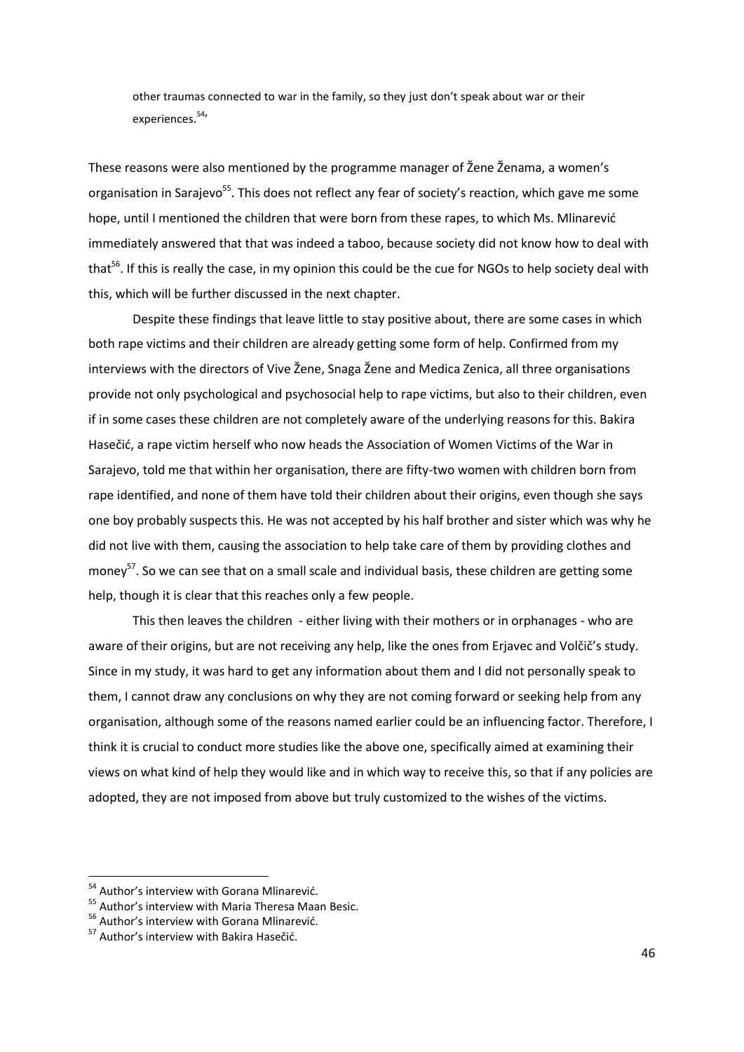> other traumas connected to war in the family, so they just don't speak about war or their experiences.[54]'

These reasons were also mentioned by the programme manager of Žene Ženama, a women's organisation in Sarajevo[55]. This does not reflect any fear of society's reaction, which gave me some hope, until I mentioned the children that were born from these rapes, to which Ms. Mlinarević immediately answered that that was indeed a taboo, because society did not know how to deal with that[56]. If this is really the case, in my opinion this could be the cue for NGOs to help society deal with this, which will be further discussed in the next chapter.

Despite these findings that leave little to stay positive about, there are some cases in which both rape victims and their children are already getting some form of help. Confirmed from my interviews with the directors of Vive Žene, Snaga Žene and Medica Zenica, all three organisations provide not only psychological and psychosocial help to rape victims, but also to their children, even if in some cases these children are not completely aware of the underlying reasons for this. Bakira Hasečić, a rape victim herself who now heads the Association of Women Victims of the War in Sarajevo, told me that within her organisation, there are fifty-two women with children born from rape identified, and none of them have told their children about their origins, even though she says one boy probably suspects this. He was not accepted by his half brother and sister which was why he did not live with them, causing the association to help take care of them by providing clothes and money[57]. So we can see that on a small scale and individual basis, these children are getting some help, though it is clear that this reaches only a few people.

This then leaves the children - either living with their mothers or in orphanages - who are aware of their origins, but are not receiving any help, like the ones from Erjavec and Volčič's study. Since in my study, it was hard to get any information about them and I did not personally speak to them, I cannot draw any conclusions on why they are not coming forward or seeking help from any organisation, although some of the reasons named earlier could be an influencing factor. Therefore, I think it is crucial to conduct more studies like the above one, specifically aimed at examining their views on what kind of help they would like and in which way to receive this, so that if any policies are adopted, they are not imposed from above but truly customized to the wishes of the victims.

---

[54] Author's interview with Gorana Mlinarević.

[55] Author's interview with Maria Theresa Maan Besic.

[56] Author's interview with Gorana Mlinarević.

[57] Author's interview with Bakira Hasečić.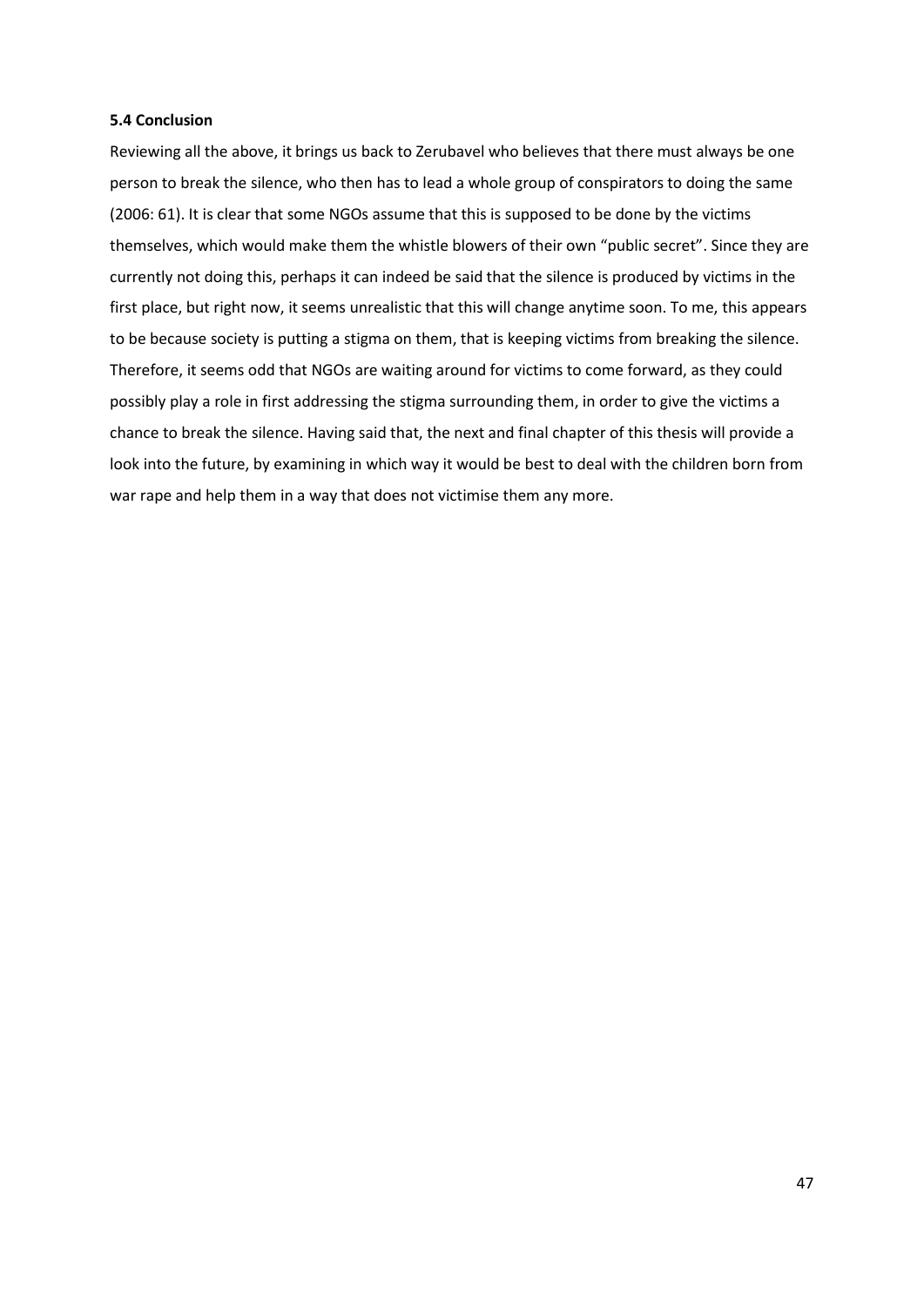### 5.4 Conclusion

Reviewing all the above, it brings us back to Zerubavel who believes that there must always be one person to break the silence, who then has to lead a whole group of conspirators to doing the same (2006: 61). It is clear that some NGOs assume that this is supposed to be done by the victims themselves, which would make them the whistle blowers of their own "public secret". Since they are currently not doing this, perhaps it can indeed be said that the silence is produced by victims in the first place, but right now, it seems unrealistic that this will change anytime soon. To me, this appears to be because society is putting a stigma on them, that is keeping victims from breaking the silence. Therefore, it seems odd that NGOs are waiting around for victims to come forward, as they could possibly play a role in first addressing the stigma surrounding them, in order to give the victims a chance to break the silence. Having said that, the next and final chapter of this thesis will provide a look into the future, by examining in which way it would be best to deal with the children born from war rape and help them in a way that does not victimise them any more.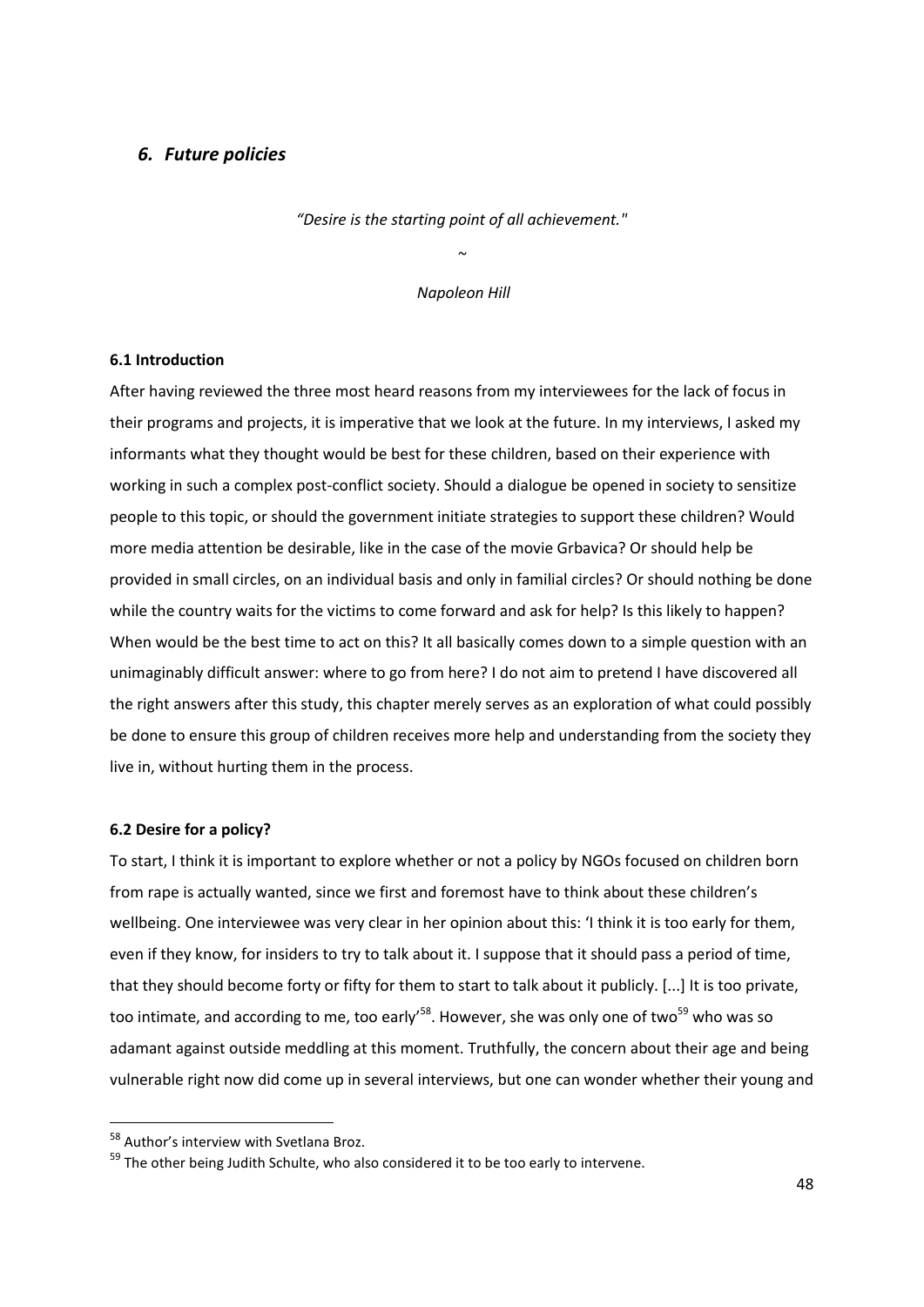## *6. Future policies*

*"Desire is the starting point of all achievement."*

~

*Napoleon Hill*

### 6.1 Introduction

After having reviewed the three most heard reasons from my interviewees for the lack of focus in their programs and projects, it is imperative that we look at the future. In my interviews, I asked my informants what they thought would be best for these children, based on their experience with working in such a complex post-conflict society. Should a dialogue be opened in society to sensitize people to this topic, or should the government initiate strategies to support these children? Would more media attention be desirable, like in the case of the movie Grbavica? Or should help be provided in small circles, on an individual basis and only in familial circles? Or should nothing be done while the country waits for the victims to come forward and ask for help? Is this likely to happen? When would be the best time to act on this? It all basically comes down to a simple question with an unimaginably difficult answer: where to go from here? I do not aim to pretend I have discovered all the right answers after this study, this chapter merely serves as an exploration of what could possibly be done to ensure this group of children receives more help and understanding from the society they live in, without hurting them in the process.

### 6.2 Desire for a policy?

To start, I think it is important to explore whether or not a policy by NGOs focused on children born from rape is actually wanted, since we first and foremost have to think about these children's wellbeing. One interviewee was very clear in her opinion about this: 'I think it is too early for them, even if they know, for insiders to try to talk about it. I suppose that it should pass a period of time, that they should become forty or fifty for them to start to talk about it publicly. [...] It is too private, too intimate, and according to me, too early'[58]. However, she was only one of two[59] who was so adamant against outside meddling at this moment. Truthfully, the concern about their age and being vulnerable right now did come up in several interviews, but one can wonder whether their young and

---

[58] Author's interview with Svetlana Broz.

[59] The other being Judith Schulte, who also considered it to be too early to intervene.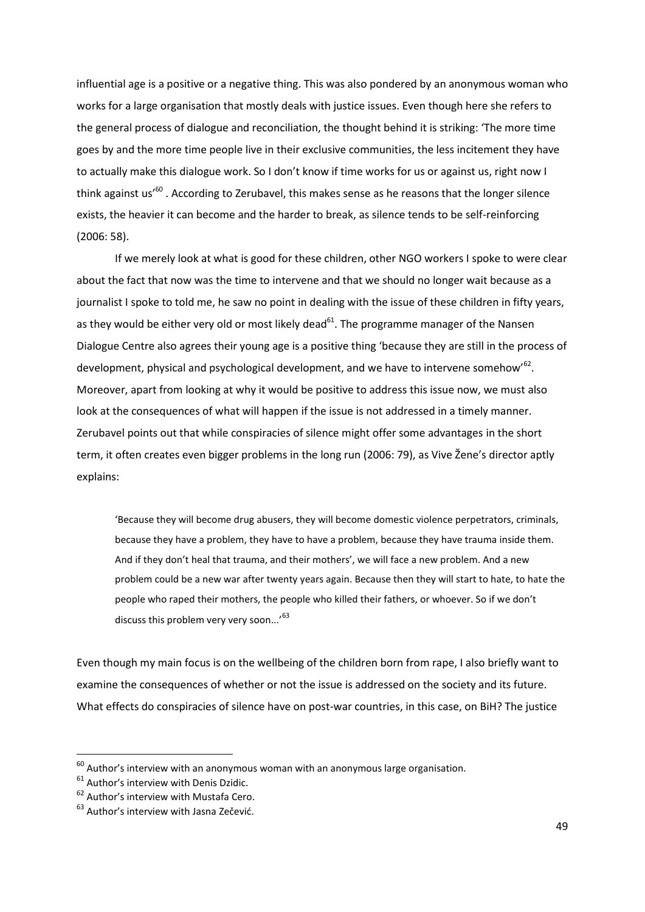influential age is a positive or a negative thing. This was also pondered by an anonymous woman who works for a large organisation that mostly deals with justice issues. Even though here she refers to the general process of dialogue and reconciliation, the thought behind it is striking: 'The more time goes by and the more time people live in their exclusive communities, the less incitement they have to actually make this dialogue work. So I don't know if time works for us or against us, right now I think against us'[60] . According to Zerubavel, this makes sense as he reasons that the longer silence exists, the heavier it can become and the harder to break, as silence tends to be self-reinforcing (2006: 58).

If we merely look at what is good for these children, other NGO workers I spoke to were clear about the fact that now was the time to intervene and that we should no longer wait because as a journalist I spoke to told me, he saw no point in dealing with the issue of these children in fifty years, as they would be either very old or most likely dead[61]. The programme manager of the Nansen Dialogue Centre also agrees their young age is a positive thing 'because they are still in the process of development, physical and psychological development, and we have to intervene somehow'[62]. Moreover, apart from looking at why it would be positive to address this issue now, we must also look at the consequences of what will happen if the issue is not addressed in a timely manner. Zerubavel points out that while conspiracies of silence might offer some advantages in the short term, it often creates even bigger problems in the long run (2006: 79), as Vive Žene's director aptly explains:

> 'Because they will become drug abusers, they will become domestic violence perpetrators, criminals, because they have a problem, they have to have a problem, because they have trauma inside them. And if they don't heal that trauma, and their mothers', we will face a new problem. And a new problem could be a new war after twenty years again. Because then they will start to hate, to hate the people who raped their mothers, the people who killed their fathers, or whoever. So if we don't discuss this problem very very soon…'[63]

Even though my main focus is on the wellbeing of the children born from rape, I also briefly want to examine the consequences of whether or not the issue is addressed on the society and its future. What effects do conspiracies of silence have on post-war countries, in this case, on BiH? The justice

---

[60] Author's interview with an anonymous woman with an anonymous large organisation.

[61] Author's interview with Denis Dzidic.

[62] Author's interview with Mustafa Cero.

[63] Author's interview with Jasna Zečević.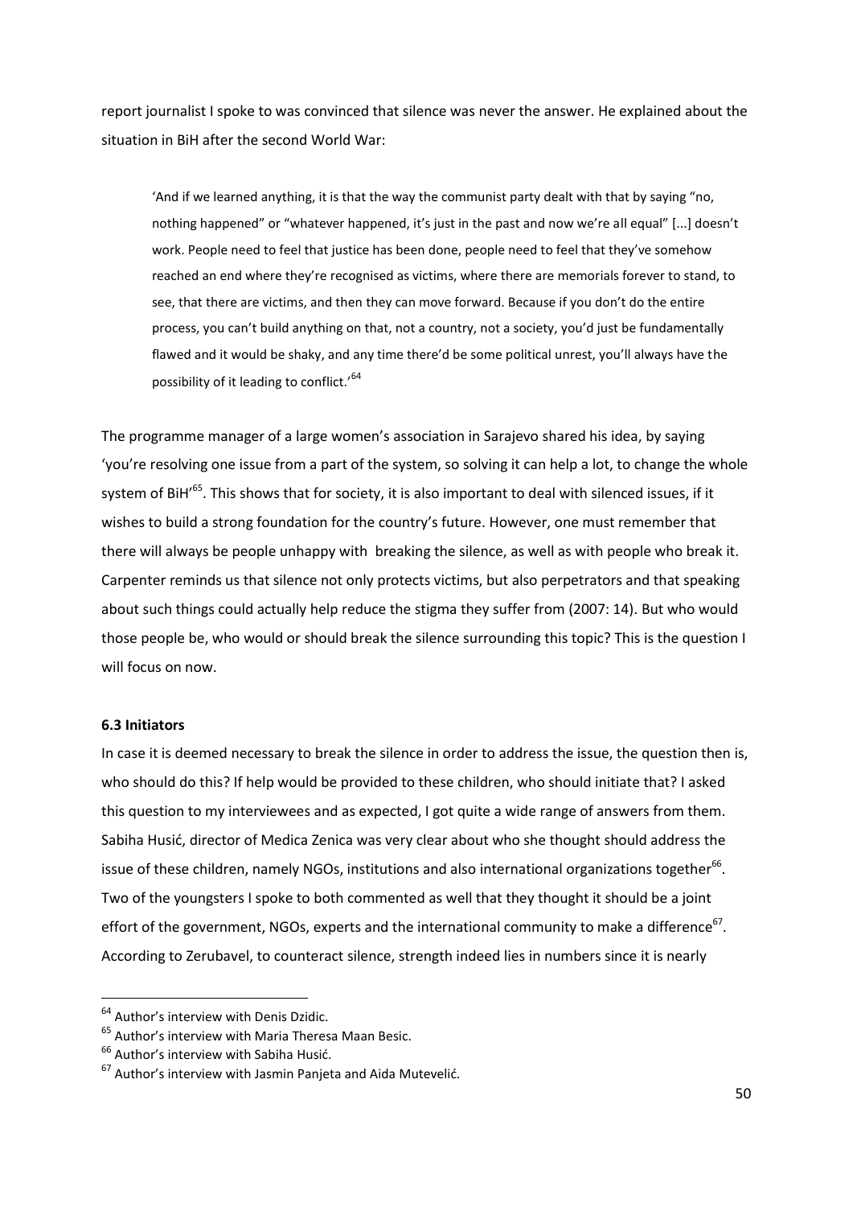report journalist I spoke to was convinced that silence was never the answer. He explained about the situation in BiH after the second World War:

> 'And if we learned anything, it is that the way the communist party dealt with that by saying "no, nothing happened" or "whatever happened, it's just in the past and now we're all equal" [...] doesn't work. People need to feel that justice has been done, people need to feel that they've somehow reached an end where they're recognised as victims, where there are memorials forever to stand, to see, that there are victims, and then they can move forward. Because if you don't do the entire process, you can't build anything on that, not a country, not a society, you'd just be fundamentally flawed and it would be shaky, and any time there'd be some political unrest, you'll always have the possibility of it leading to conflict.'[64]

The programme manager of a large women's association in Sarajevo shared his idea, by saying 'you're resolving one issue from a part of the system, so solving it can help a lot, to change the whole system of BiH'[65]. This shows that for society, it is also important to deal with silenced issues, if it wishes to build a strong foundation for the country's future. However, one must remember that there will always be people unhappy with breaking the silence, as well as with people who break it. Carpenter reminds us that silence not only protects victims, but also perpetrators and that speaking about such things could actually help reduce the stigma they suffer from (2007: 14). But who would those people be, who would or should break the silence surrounding this topic? This is the question I will focus on now.

### 6.3 Initiators

In case it is deemed necessary to break the silence in order to address the issue, the question then is, who should do this? If help would be provided to these children, who should initiate that? I asked this question to my interviewees and as expected, I got quite a wide range of answers from them. Sabiha Husić, director of Medica Zenica was very clear about who she thought should address the issue of these children, namely NGOs, institutions and also international organizations together[66]. Two of the youngsters I spoke to both commented as well that they thought it should be a joint effort of the government, NGOs, experts and the international community to make a difference[67]. According to Zerubavel, to counteract silence, strength indeed lies in numbers since it is nearly

---

[64] Author's interview with Denis Dzidic.

[65] Author's interview with Maria Theresa Maan Besic.

[66] Author's interview with Sabiha Husić.

[67] Author's interview with Jasmin Panjeta and Aida Mutevelić.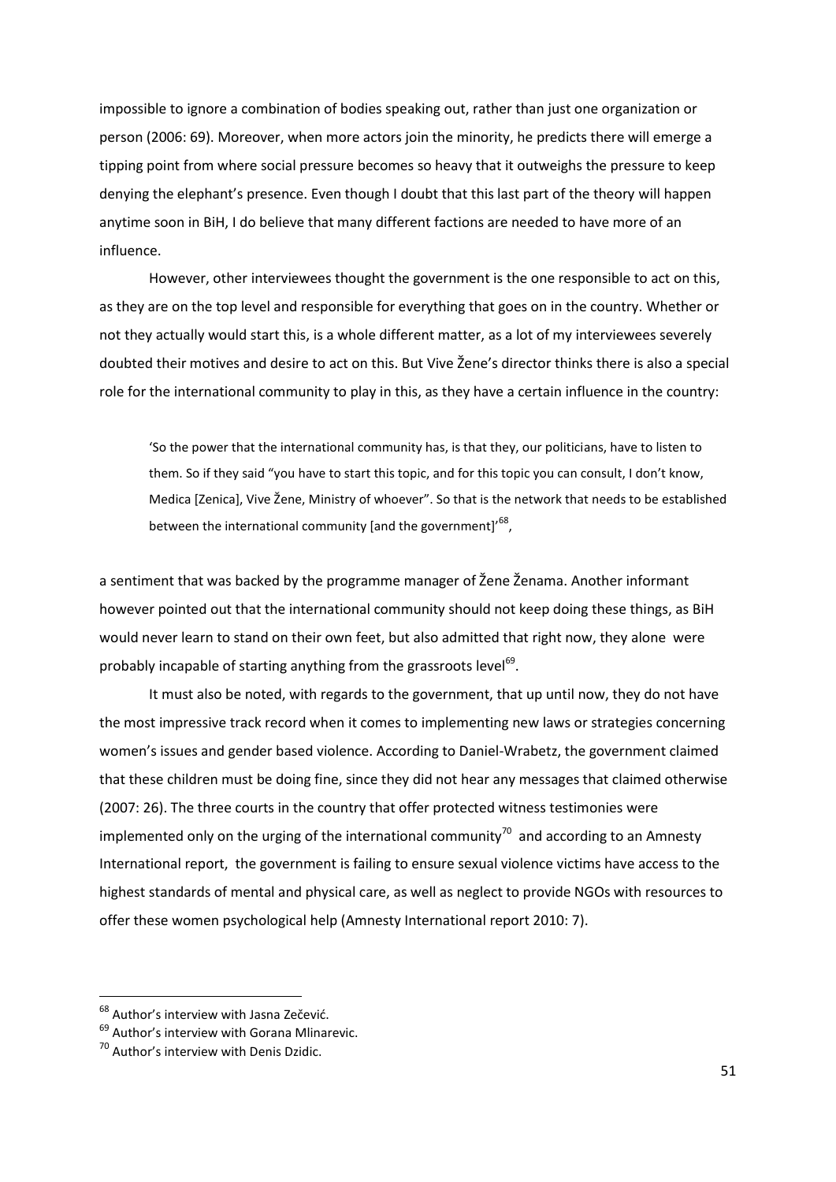impossible to ignore a combination of bodies speaking out, rather than just one organization or person (2006: 69). Moreover, when more actors join the minority, he predicts there will emerge a tipping point from where social pressure becomes so heavy that it outweighs the pressure to keep denying the elephant's presence. Even though I doubt that this last part of the theory will happen anytime soon in BiH, I do believe that many different factions are needed to have more of an influence.

However, other interviewees thought the government is the one responsible to act on this, as they are on the top level and responsible for everything that goes on in the country. Whether or not they actually would start this, is a whole different matter, as a lot of my interviewees severely doubted their motives and desire to act on this. But Vive Žene's director thinks there is also a special role for the international community to play in this, as they have a certain influence in the country:

> 'So the power that the international community has, is that they, our politicians, have to listen to them. So if they said "you have to start this topic, and for this topic you can consult, I don't know, Medica [Zenica], Vive Žene, Ministry of whoever". So that is the network that needs to be established between the international community [and the government]'[68],

a sentiment that was backed by the programme manager of Žene Ženama. Another informant however pointed out that the international community should not keep doing these things, as BiH would never learn to stand on their own feet, but also admitted that right now, they alone were probably incapable of starting anything from the grassroots level[69].

It must also be noted, with regards to the government, that up until now, they do not have the most impressive track record when it comes to implementing new laws or strategies concerning women's issues and gender based violence. According to Daniel-Wrabetz, the government claimed that these children must be doing fine, since they did not hear any messages that claimed otherwise (2007: 26). The three courts in the country that offer protected witness testimonies were implemented only on the urging of the international community[70] and according to an Amnesty International report, the government is failing to ensure sexual violence victims have access to the highest standards of mental and physical care, as well as neglect to provide NGOs with resources to offer these women psychological help (Amnesty International report 2010: 7).

---

[68] Author's interview with Jasna Zečević.

[69] Author's interview with Gorana Mlinarevic.

[70] Author's interview with Denis Dzidic.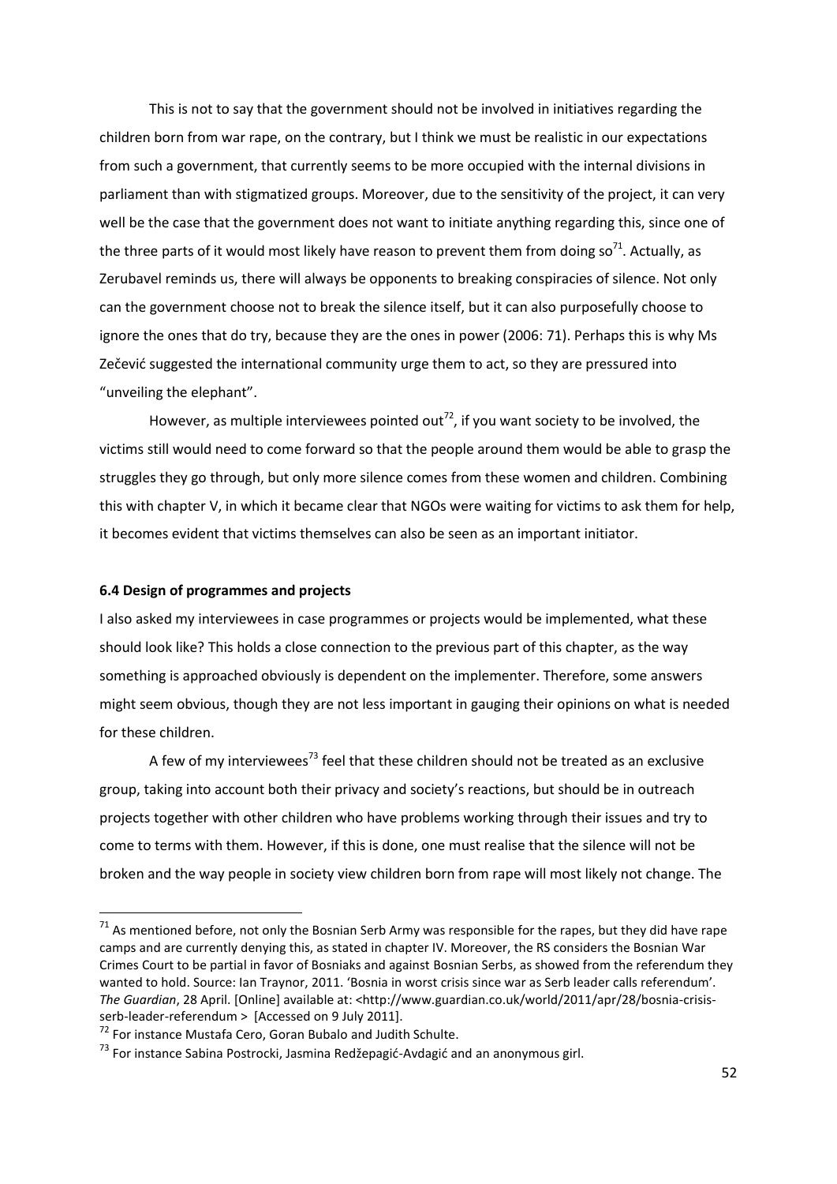This is not to say that the government should not be involved in initiatives regarding the children born from war rape, on the contrary, but I think we must be realistic in our expectations from such a government, that currently seems to be more occupied with the internal divisions in parliament than with stigmatized groups. Moreover, due to the sensitivity of the project, it can very well be the case that the government does not want to initiate anything regarding this, since one of the three parts of it would most likely have reason to prevent them from doing so[71]. Actually, as Zerubavel reminds us, there will always be opponents to breaking conspiracies of silence. Not only can the government choose not to break the silence itself, but it can also purposefully choose to ignore the ones that do try, because they are the ones in power (2006: 71). Perhaps this is why Ms Zečević suggested the international community urge them to act, so they are pressured into "unveiling the elephant".

However, as multiple interviewees pointed out[72], if you want society to be involved, the victims still would need to come forward so that the people around them would be able to grasp the struggles they go through, but only more silence comes from these women and children. Combining this with chapter V, in which it became clear that NGOs were waiting for victims to ask them for help, it becomes evident that victims themselves can also be seen as an important initiator.

### 6.4 Design of programmes and projects

I also asked my interviewees in case programmes or projects would be implemented, what these should look like? This holds a close connection to the previous part of this chapter, as the way something is approached obviously is dependent on the implementer. Therefore, some answers might seem obvious, though they are not less important in gauging their opinions on what is needed for these children.

A few of my interviewees[73] feel that these children should not be treated as an exclusive group, taking into account both their privacy and society's reactions, but should be in outreach projects together with other children who have problems working through their issues and try to come to terms with them. However, if this is done, one must realise that the silence will not be broken and the way people in society view children born from rape will most likely not change. The

---

[71] As mentioned before, not only the Bosnian Serb Army was responsible for the rapes, but they did have rape camps and are currently denying this, as stated in chapter IV. Moreover, the RS considers the Bosnian War Crimes Court to be partial in favor of Bosniaks and against Bosnian Serbs, as showed from the referendum they wanted to hold. Source: Ian Traynor, 2011. 'Bosnia in worst crisis since war as Serb leader calls referendum'. *The Guardian*, 28 April. [Online] available at: <http://www.guardian.co.uk/world/2011/apr/28/bosnia-crisis-serb-leader-referendum > [Accessed on 9 July 2011].

[72] For instance Mustafa Cero, Goran Bubalo and Judith Schulte.

[73] For instance Sabina Postrocki, Jasmina Redžepagić-Avdagić and an anonymous girl.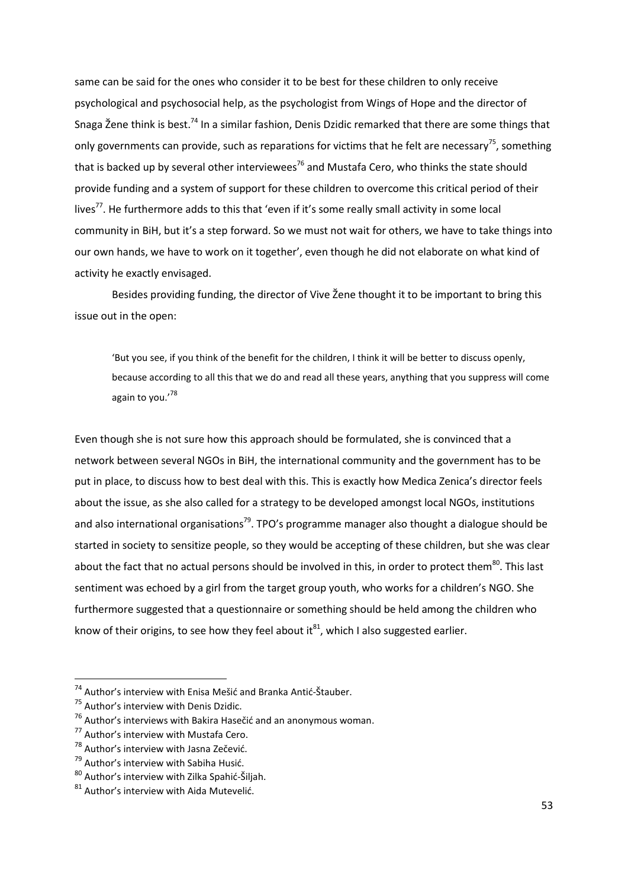same can be said for the ones who consider it to be best for these children to only receive psychological and psychosocial help, as the psychologist from Wings of Hope and the director of Snaga Žene think is best.[74] In a similar fashion, Denis Dzidic remarked that there are some things that only governments can provide, such as reparations for victims that he felt are necessary[75], something that is backed up by several other interviewees[76] and Mustafa Cero, who thinks the state should provide funding and a system of support for these children to overcome this critical period of their lives[77]. He furthermore adds to this that 'even if it's some really small activity in some local community in BiH, but it's a step forward. So we must not wait for others, we have to take things into our own hands, we have to work on it together', even though he did not elaborate on what kind of activity he exactly envisaged.

Besides providing funding, the director of Vive Žene thought it to be important to bring this issue out in the open:

> 'But you see, if you think of the benefit for the children, I think it will be better to discuss openly, because according to all this that we do and read all these years, anything that you suppress will come again to you.'[78]

Even though she is not sure how this approach should be formulated, she is convinced that a network between several NGOs in BiH, the international community and the government has to be put in place, to discuss how to best deal with this. This is exactly how Medica Zenica's director feels about the issue, as she also called for a strategy to be developed amongst local NGOs, institutions and also international organisations[79]. TPO's programme manager also thought a dialogue should be started in society to sensitize people, so they would be accepting of these children, but she was clear about the fact that no actual persons should be involved in this, in order to protect them[80]. This last sentiment was echoed by a girl from the target group youth, who works for a children's NGO. She furthermore suggested that a questionnaire or something should be held among the children who know of their origins, to see how they feel about it[81], which I also suggested earlier.

---

[74] Author's interview with Enisa Mešić and Branka Antić-Štauber.

[75] Author's interview with Denis Dzidic.

[76] Author's interviews with Bakira Hasečić and an anonymous woman.

[77] Author's interview with Mustafa Cero.

[78] Author's interview with Jasna Zečević.

[79] Author's interview with Sabiha Husić.

[80] Author's interview with Zilka Spahić-Šiljah.

[81] Author's interview with Aida Mutevelić.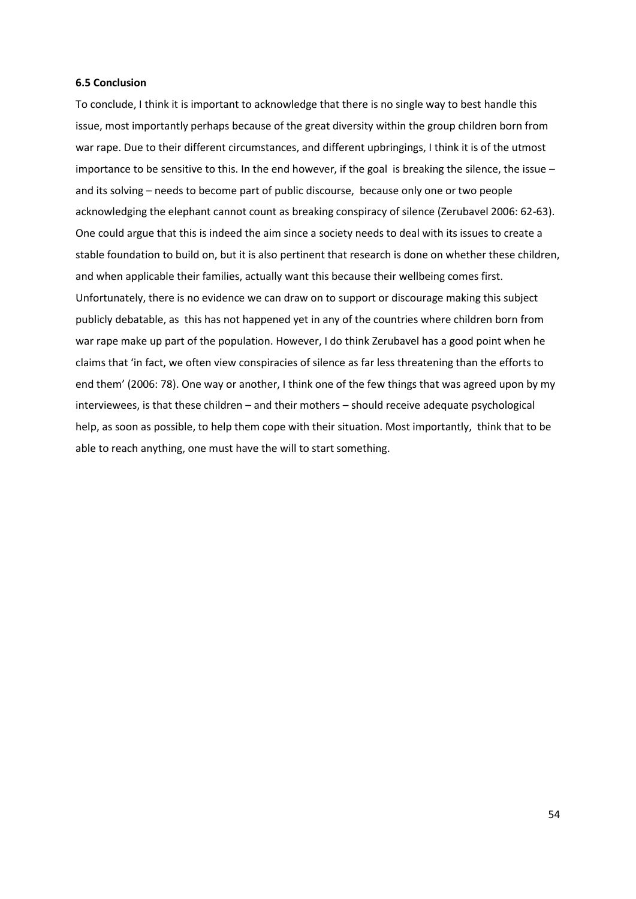### 6.5 Conclusion

To conclude, I think it is important to acknowledge that there is no single way to best handle this issue, most importantly perhaps because of the great diversity within the group children born from war rape. Due to their different circumstances, and different upbringings, I think it is of the utmost importance to be sensitive to this. In the end however, if the goal is breaking the silence, the issue – and its solving – needs to become part of public discourse, because only one or two people acknowledging the elephant cannot count as breaking conspiracy of silence (Zerubavel 2006: 62-63). One could argue that this is indeed the aim since a society needs to deal with its issues to create a stable foundation to build on, but it is also pertinent that research is done on whether these children, and when applicable their families, actually want this because their wellbeing comes first. Unfortunately, there is no evidence we can draw on to support or discourage making this subject publicly debatable, as this has not happened yet in any of the countries where children born from war rape make up part of the population. However, I do think Zerubavel has a good point when he claims that 'in fact, we often view conspiracies of silence as far less threatening than the efforts to end them' (2006: 78). One way or another, I think one of the few things that was agreed upon by my interviewees, is that these children – and their mothers – should receive adequate psychological help, as soon as possible, to help them cope with their situation. Most importantly, think that to be able to reach anything, one must have the will to start something.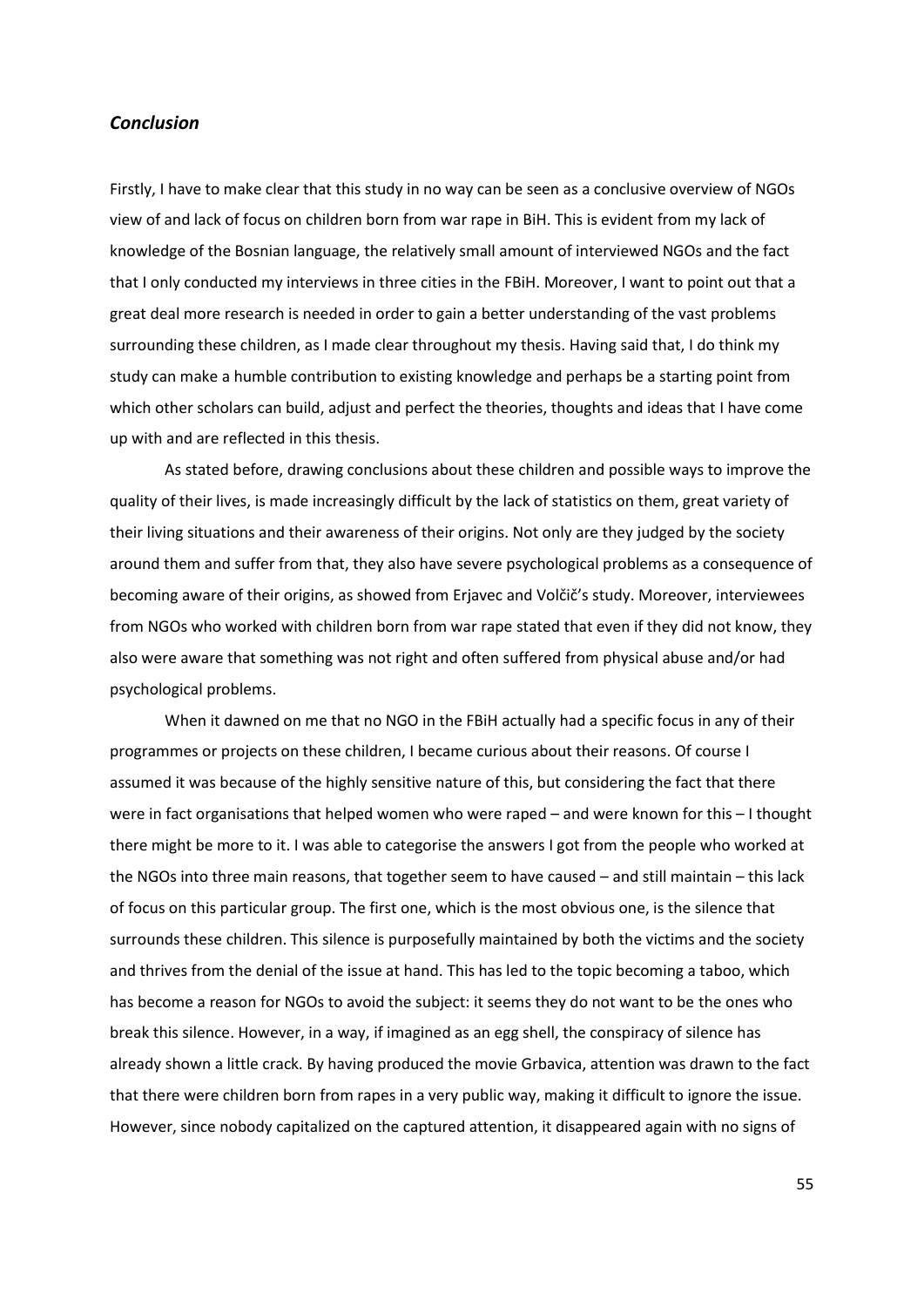## *Conclusion*

Firstly, I have to make clear that this study in no way can be seen as a conclusive overview of NGOs view of and lack of focus on children born from war rape in BiH. This is evident from my lack of knowledge of the Bosnian language, the relatively small amount of interviewed NGOs and the fact that I only conducted my interviews in three cities in the FBiH. Moreover, I want to point out that a great deal more research is needed in order to gain a better understanding of the vast problems surrounding these children, as I made clear throughout my thesis. Having said that, I do think my study can make a humble contribution to existing knowledge and perhaps be a starting point from which other scholars can build, adjust and perfect the theories, thoughts and ideas that I have come up with and are reflected in this thesis.

As stated before, drawing conclusions about these children and possible ways to improve the quality of their lives, is made increasingly difficult by the lack of statistics on them, great variety of their living situations and their awareness of their origins. Not only are they judged by the society around them and suffer from that, they also have severe psychological problems as a consequence of becoming aware of their origins, as showed from Erjavec and Volčič's study. Moreover, interviewees from NGOs who worked with children born from war rape stated that even if they did not know, they also were aware that something was not right and often suffered from physical abuse and/or had psychological problems.

When it dawned on me that no NGO in the FBiH actually had a specific focus in any of their programmes or projects on these children, I became curious about their reasons. Of course I assumed it was because of the highly sensitive nature of this, but considering the fact that there were in fact organisations that helped women who were raped – and were known for this – I thought there might be more to it. I was able to categorise the answers I got from the people who worked at the NGOs into three main reasons, that together seem to have caused – and still maintain – this lack of focus on this particular group. The first one, which is the most obvious one, is the silence that surrounds these children. This silence is purposefully maintained by both the victims and the society and thrives from the denial of the issue at hand. This has led to the topic becoming a taboo, which has become a reason for NGOs to avoid the subject: it seems they do not want to be the ones who break this silence. However, in a way, if imagined as an egg shell, the conspiracy of silence has already shown a little crack. By having produced the movie Grbavica, attention was drawn to the fact that there were children born from rapes in a very public way, making it difficult to ignore the issue. However, since nobody capitalized on the captured attention, it disappeared again with no signs of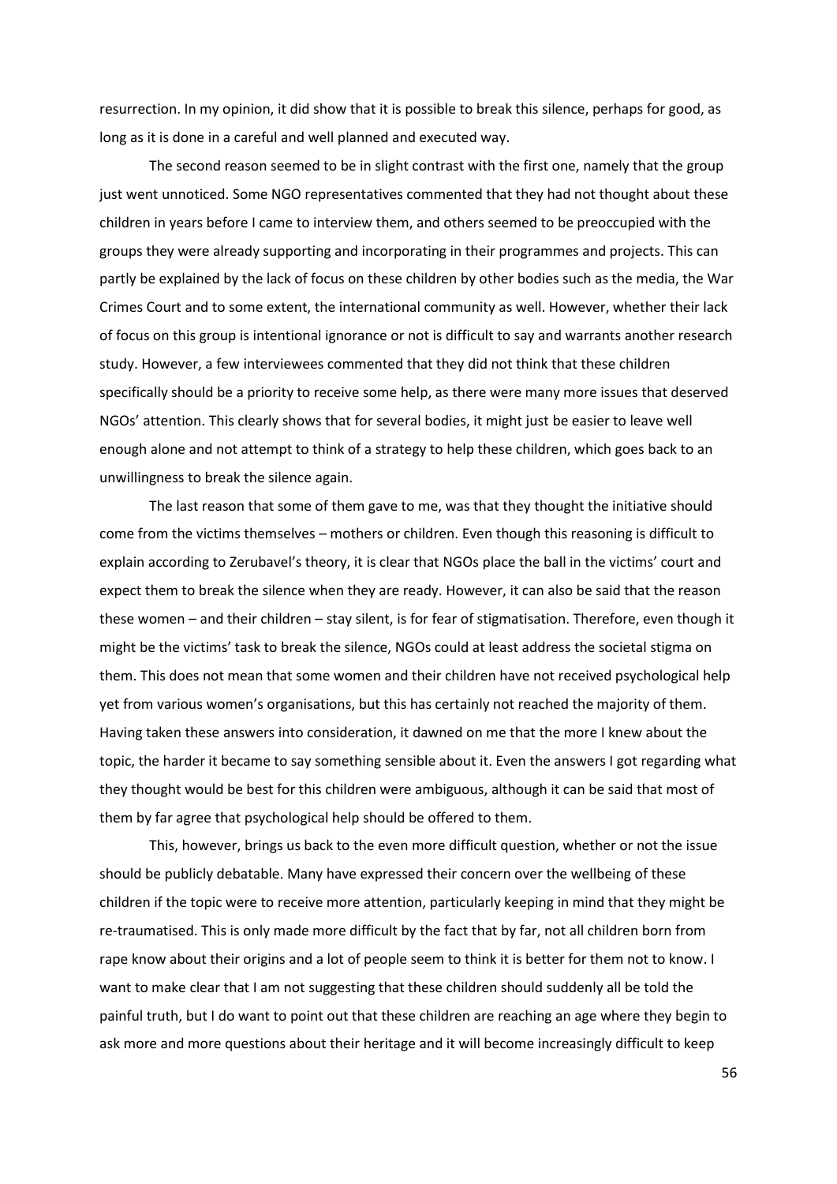resurrection. In my opinion, it did show that it is possible to break this silence, perhaps for good, as long as it is done in a careful and well planned and executed way.

The second reason seemed to be in slight contrast with the first one, namely that the group just went unnoticed. Some NGO representatives commented that they had not thought about these children in years before I came to interview them, and others seemed to be preoccupied with the groups they were already supporting and incorporating in their programmes and projects. This can partly be explained by the lack of focus on these children by other bodies such as the media, the War Crimes Court and to some extent, the international community as well. However, whether their lack of focus on this group is intentional ignorance or not is difficult to say and warrants another research study. However, a few interviewees commented that they did not think that these children specifically should be a priority to receive some help, as there were many more issues that deserved NGOs' attention. This clearly shows that for several bodies, it might just be easier to leave well enough alone and not attempt to think of a strategy to help these children, which goes back to an unwillingness to break the silence again.

The last reason that some of them gave to me, was that they thought the initiative should come from the victims themselves – mothers or children. Even though this reasoning is difficult to explain according to Zerubavel's theory, it is clear that NGOs place the ball in the victims' court and expect them to break the silence when they are ready. However, it can also be said that the reason these women – and their children – stay silent, is for fear of stigmatisation. Therefore, even though it might be the victims' task to break the silence, NGOs could at least address the societal stigma on them. This does not mean that some women and their children have not received psychological help yet from various women's organisations, but this has certainly not reached the majority of them. Having taken these answers into consideration, it dawned on me that the more I knew about the topic, the harder it became to say something sensible about it. Even the answers I got regarding what they thought would be best for this children were ambiguous, although it can be said that most of them by far agree that psychological help should be offered to them.

This, however, brings us back to the even more difficult question, whether or not the issue should be publicly debatable. Many have expressed their concern over the wellbeing of these children if the topic were to receive more attention, particularly keeping in mind that they might be re-traumatised. This is only made more difficult by the fact that by far, not all children born from rape know about their origins and a lot of people seem to think it is better for them not to know. I want to make clear that I am not suggesting that these children should suddenly all be told the painful truth, but I do want to point out that these children are reaching an age where they begin to ask more and more questions about their heritage and it will become increasingly difficult to keep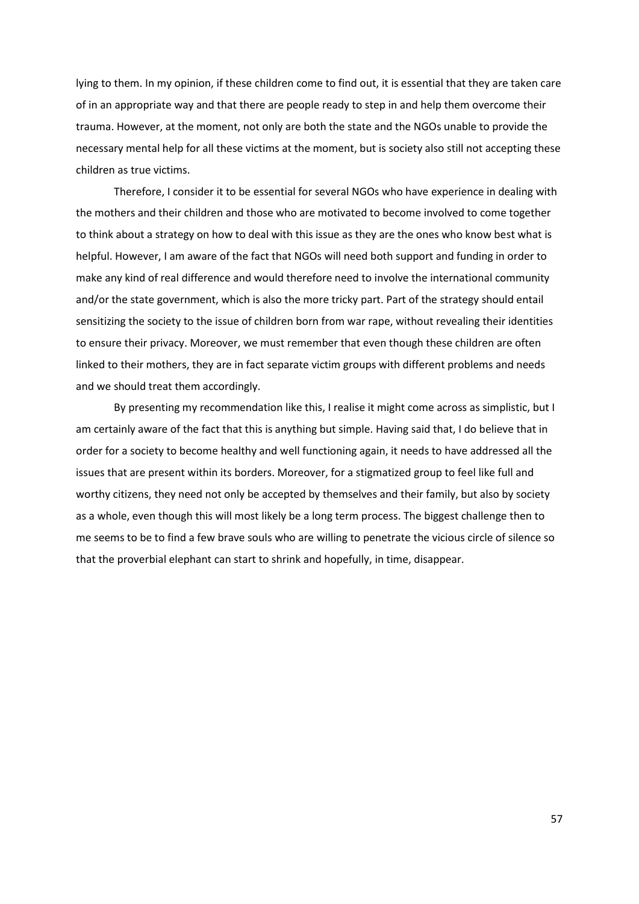lying to them. In my opinion, if these children come to find out, it is essential that they are taken care of in an appropriate way and that there are people ready to step in and help them overcome their trauma. However, at the moment, not only are both the state and the NGOs unable to provide the necessary mental help for all these victims at the moment, but is society also still not accepting these children as true victims.

Therefore, I consider it to be essential for several NGOs who have experience in dealing with the mothers and their children and those who are motivated to become involved to come together to think about a strategy on how to deal with this issue as they are the ones who know best what is helpful. However, I am aware of the fact that NGOs will need both support and funding in order to make any kind of real difference and would therefore need to involve the international community and/or the state government, which is also the more tricky part. Part of the strategy should entail sensitizing the society to the issue of children born from war rape, without revealing their identities to ensure their privacy. Moreover, we must remember that even though these children are often linked to their mothers, they are in fact separate victim groups with different problems and needs and we should treat them accordingly.

By presenting my recommendation like this, I realise it might come across as simplistic, but I am certainly aware of the fact that this is anything but simple. Having said that, I do believe that in order for a society to become healthy and well functioning again, it needs to have addressed all the issues that are present within its borders. Moreover, for a stigmatized group to feel like full and worthy citizens, they need not only be accepted by themselves and their family, but also by society as a whole, even though this will most likely be a long term process. The biggest challenge then to me seems to be to find a few brave souls who are willing to penetrate the vicious circle of silence so that the proverbial elephant can start to shrink and hopefully, in time, disappear.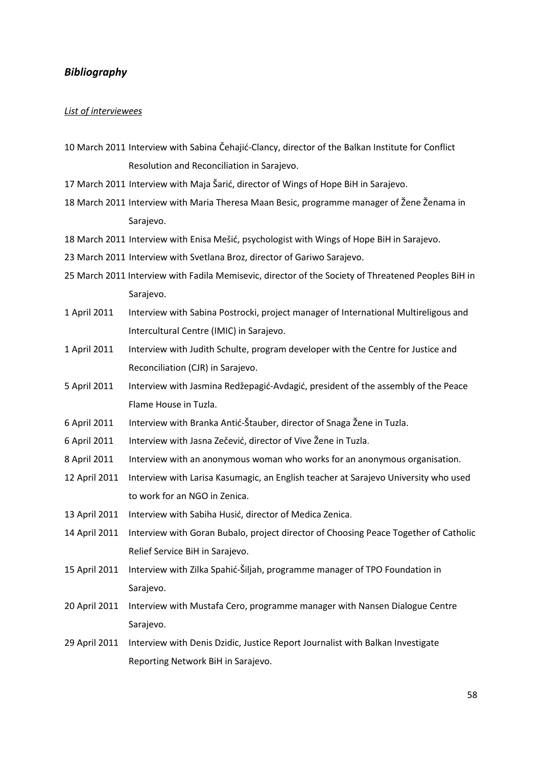## *Bibliography*

*List of interviewees*

10 March 2011 Interview with Sabina Čehajić-Clancy, director of the Balkan Institute for Conflict Resolution and Reconciliation in Sarajevo.

17 March 2011 Interview with Maja Šarić, director of Wings of Hope BiH in Sarajevo.

18 March 2011 Interview with Maria Theresa Maan Besic, programme manager of Žene Ženama in Sarajevo.

18 March 2011 Interview with Enisa Mešić, psychologist with Wings of Hope BiH in Sarajevo.

23 March 2011 Interview with Svetlana Broz, director of Gariwo Sarajevo.

25 March 2011 Interview with Fadila Memisevic, director of the Society of Threatened Peoples BiH in Sarajevo.

1 April 2011 Interview with Sabina Postrocki, project manager of International Multireligous and Intercultural Centre (IMIC) in Sarajevo.

1 April 2011 Interview with Judith Schulte, program developer with the Centre for Justice and Reconciliation (CJR) in Sarajevo.

5 April 2011 Interview with Jasmina Redžepagić-Avdagić, president of the assembly of the Peace Flame House in Tuzla.

6 April 2011 Interview with Branka Antić-Štauber, director of Snaga Žene in Tuzla.

6 April 2011 Interview with Jasna Zečević, director of Vive Žene in Tuzla.

8 April 2011 Interview with an anonymous woman who works for an anonymous organisation.

12 April 2011 Interview with Larisa Kasumagic, an English teacher at Sarajevo University who used to work for an NGO in Zenica.

13 April 2011 Interview with Sabiha Husić, director of Medica Zenica.

14 April 2011 Interview with Goran Bubalo, project director of Choosing Peace Together of Catholic Relief Service BiH in Sarajevo.

15 April 2011 Interview with Zilka Spahić-Šiljah, programme manager of TPO Foundation in Sarajevo.

20 April 2011 Interview with Mustafa Cero, programme manager with Nansen Dialogue Centre Sarajevo.

29 April 2011 Interview with Denis Dzidic, Justice Report Journalist with Balkan Investigate Reporting Network BiH in Sarajevo.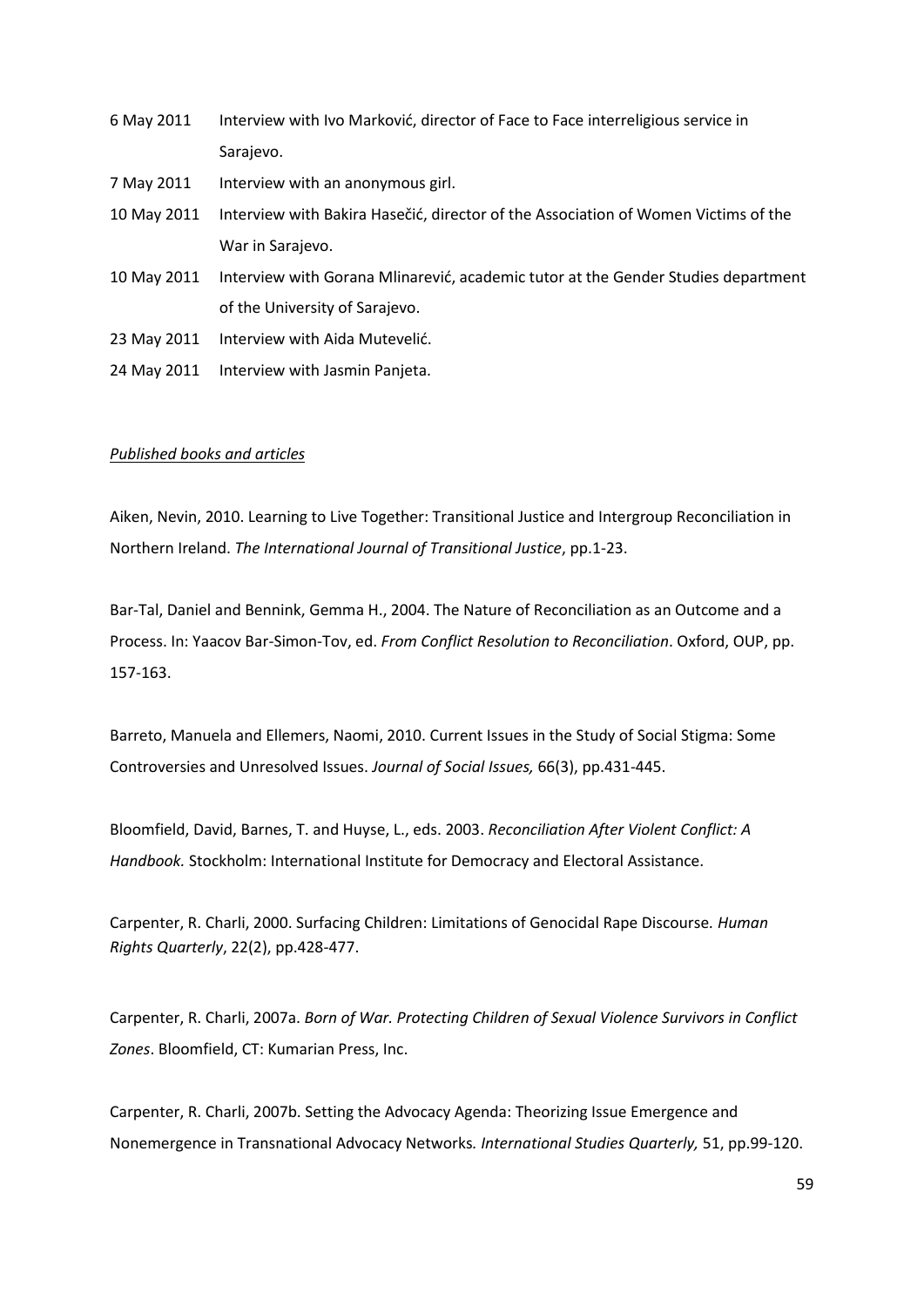6 May 2011 Interview with Ivo Marković, director of Face to Face interreligious service in Sarajevo.

7 May 2011 Interview with an anonymous girl.

10 May 2011 Interview with Bakira Hasečić, director of the Association of Women Victims of the War in Sarajevo.

10 May 2011 Interview with Gorana Mlinarević, academic tutor at the Gender Studies department of the University of Sarajevo.

23 May 2011 Interview with Aida Mutevelić.

24 May 2011 Interview with Jasmin Panjeta.

_Published books and articles_

Aiken, Nevin, 2010. Learning to Live Together: Transitional Justice and Intergroup Reconciliation in Northern Ireland. *The International Journal of Transitional Justice*, pp.1-23.

Bar-Tal, Daniel and Bennink, Gemma H., 2004. The Nature of Reconciliation as an Outcome and a Process. In: Yaacov Bar-Simon-Tov, ed. *From Conflict Resolution to Reconciliation*. Oxford, OUP, pp. 157-163.

Barreto, Manuela and Ellemers, Naomi, 2010. Current Issues in the Study of Social Stigma: Some Controversies and Unresolved Issues. *Journal of Social Issues,* 66(3), pp.431-445.

Bloomfield, David, Barnes, T. and Huyse, L., eds. 2003. *Reconciliation After Violent Conflict: A Handbook.* Stockholm: International Institute for Democracy and Electoral Assistance.

Carpenter, R. Charli, 2000. Surfacing Children: Limitations of Genocidal Rape Discourse. *Human Rights Quarterly*, 22(2), pp.428-477.

Carpenter, R. Charli, 2007a. *Born of War. Protecting Children of Sexual Violence Survivors in Conflict Zones*. Bloomfield, CT: Kumarian Press, Inc.

Carpenter, R. Charli, 2007b. Setting the Advocacy Agenda: Theorizing Issue Emergence and Nonemergence in Transnational Advocacy Networks. *International Studies Quarterly,* 51, pp.99-120.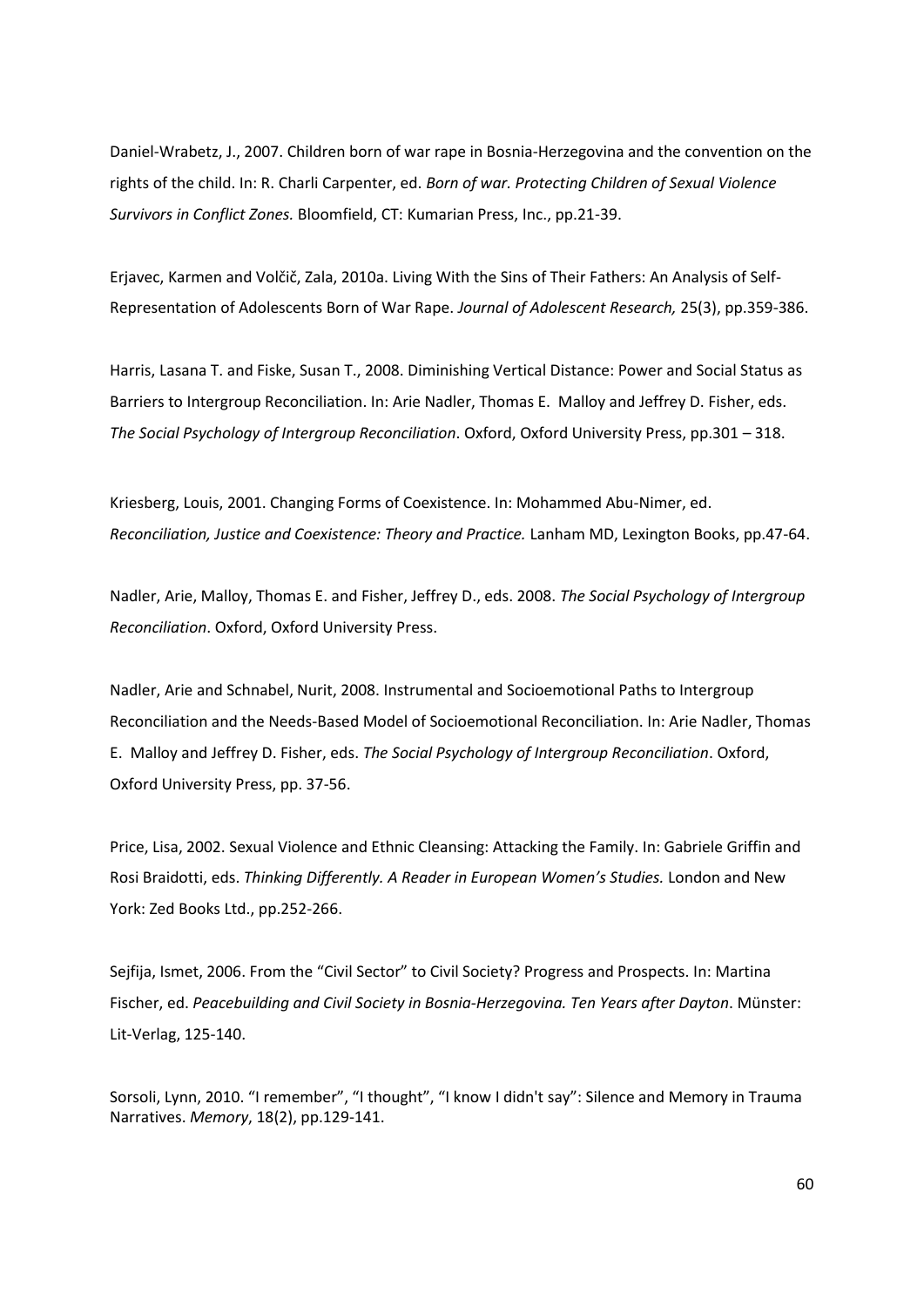Daniel-Wrabetz, J., 2007. Children born of war rape in Bosnia-Herzegovina and the convention on the rights of the child. In: R. Charli Carpenter, ed. *Born of war. Protecting Children of Sexual Violence Survivors in Conflict Zones.* Bloomfield, CT: Kumarian Press, Inc., pp.21-39.

Erjavec, Karmen and Volčič, Zala, 2010a. Living With the Sins of Their Fathers: An Analysis of Self-Representation of Adolescents Born of War Rape. *Journal of Adolescent Research,* 25(3), pp.359-386.

Harris, Lasana T. and Fiske, Susan T., 2008. Diminishing Vertical Distance: Power and Social Status as Barriers to Intergroup Reconciliation. In: Arie Nadler, Thomas E. Malloy and Jeffrey D. Fisher, eds. *The Social Psychology of Intergroup Reconciliation*. Oxford, Oxford University Press, pp.301 – 318.

Kriesberg, Louis, 2001. Changing Forms of Coexistence. In: Mohammed Abu-Nimer, ed. *Reconciliation, Justice and Coexistence: Theory and Practice.* Lanham MD, Lexington Books, pp.47-64.

Nadler, Arie, Malloy, Thomas E. and Fisher, Jeffrey D., eds. 2008. *The Social Psychology of Intergroup Reconciliation*. Oxford, Oxford University Press.

Nadler, Arie and Schnabel, Nurit, 2008. Instrumental and Socioemotional Paths to Intergroup Reconciliation and the Needs-Based Model of Socioemotional Reconciliation. In: Arie Nadler, Thomas E. Malloy and Jeffrey D. Fisher, eds. *The Social Psychology of Intergroup Reconciliation*. Oxford, Oxford University Press, pp. 37-56.

Price, Lisa, 2002. Sexual Violence and Ethnic Cleansing: Attacking the Family. In: Gabriele Griffin and Rosi Braidotti, eds. *Thinking Differently. A Reader in European Women's Studies.* London and New York: Zed Books Ltd., pp.252-266.

Sejfija, Ismet, 2006. From the "Civil Sector" to Civil Society? Progress and Prospects. In: Martina Fischer, ed. *Peacebuilding and Civil Society in Bosnia-Herzegovina. Ten Years after Dayton*. Münster: Lit-Verlag, 125-140.

Sorsoli, Lynn, 2010. "I remember", "I thought", "I know I didn't say": Silence and Memory in Trauma Narratives. *Memory*, 18(2), pp.129-141.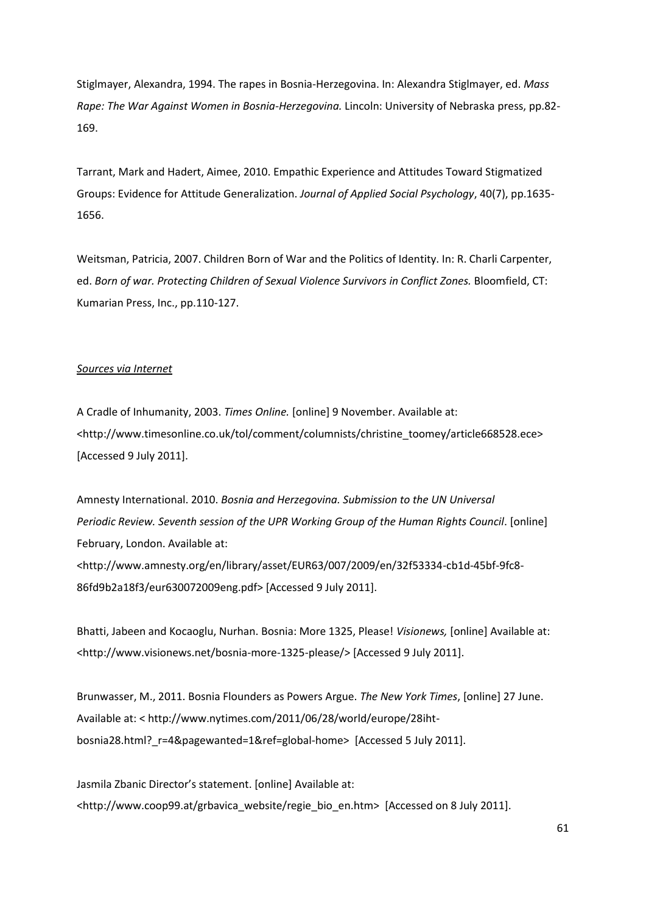Stiglmayer, Alexandra, 1994. The rapes in Bosnia-Herzegovina. In: Alexandra Stiglmayer, ed. *Mass Rape: The War Against Women in Bosnia-Herzegovina.* Lincoln: University of Nebraska press, pp.82-169.

Tarrant, Mark and Hadert, Aimee, 2010. Empathic Experience and Attitudes Toward Stigmatized Groups: Evidence for Attitude Generalization. *Journal of Applied Social Psychology*, 40(7), pp.1635-1656.

Weitsman, Patricia, 2007. Children Born of War and the Politics of Identity. In: R. Charli Carpenter, ed. *Born of war. Protecting Children of Sexual Violence Survivors in Conflict Zones.* Bloomfield, CT: Kumarian Press, Inc., pp.110-127.

*Sources via Internet*

A Cradle of Inhumanity, 2003. *Times Online.* [online] 9 November. Available at: <http://www.timesonline.co.uk/tol/comment/columnists/christine_toomey/article668528.ece> [Accessed 9 July 2011].

Amnesty International. 2010. *Bosnia and Herzegovina. Submission to the UN Universal Periodic Review. Seventh session of the UPR Working Group of the Human Rights Council*. [online] February, London. Available at: <http://www.amnesty.org/en/library/asset/EUR63/007/2009/en/32f53334-cb1d-45bf-9fc8-86fd9b2a18f3/eur630072009eng.pdf> [Accessed 9 July 2011].

Bhatti, Jabeen and Kocaoglu, Nurhan. Bosnia: More 1325, Please! *Visionews,* [online] Available at: <http://www.visionews.net/bosnia-more-1325-please/> [Accessed 9 July 2011].

Brunwasser, M., 2011. Bosnia Flounders as Powers Argue. *The New York Times*, [online] 27 June. Available at: < http://www.nytimes.com/2011/06/28/world/europe/28iht-bosnia28.html?_r=4&pagewanted=1&ref=global-home> [Accessed 5 July 2011].

Jasmila Zbanic Director's statement. [online] Available at: <http://www.coop99.at/grbavica_website/regie_bio_en.htm> [Accessed on 8 July 2011].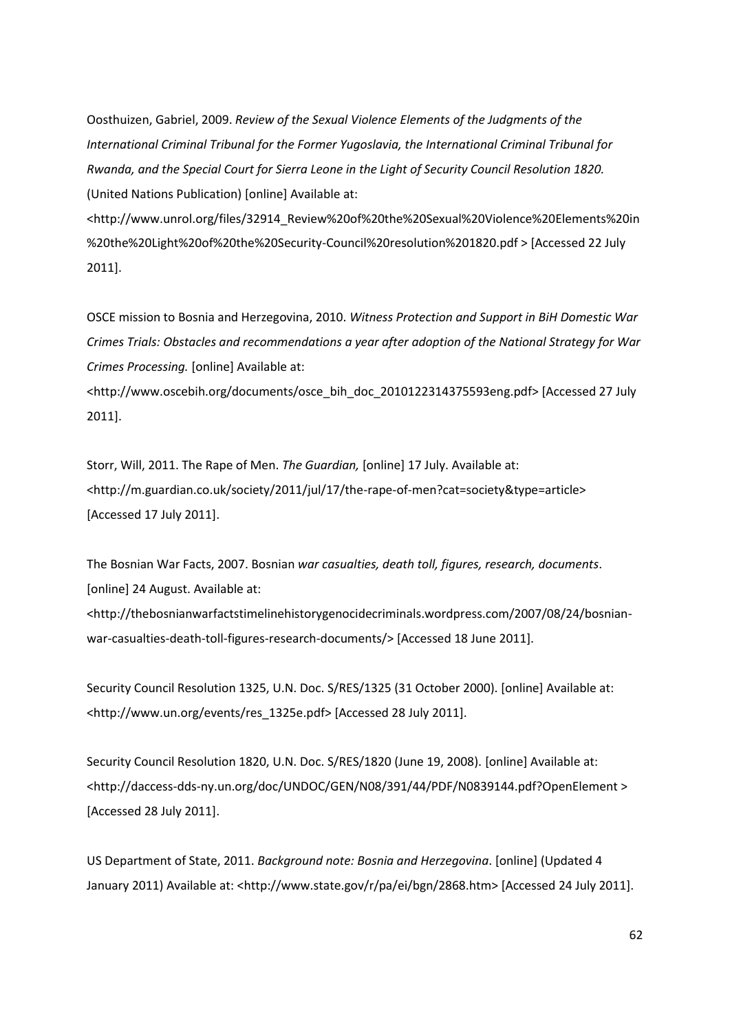Oosthuizen, Gabriel, 2009. *Review of the Sexual Violence Elements of the Judgments of the International Criminal Tribunal for the Former Yugoslavia, the International Criminal Tribunal for Rwanda, and the Special Court for Sierra Leone in the Light of Security Council Resolution 1820.* (United Nations Publication) [online] Available at: <http://www.unrol.org/files/32914_Review%20of%20the%20Sexual%20Violence%20Elements%20in%20the%20Light%20of%20the%20Security-Council%20resolution%201820.pdf > [Accessed 22 July 2011].

OSCE mission to Bosnia and Herzegovina, 2010. *Witness Protection and Support in BiH Domestic War Crimes Trials: Obstacles and recommendations a year after adoption of the National Strategy for War Crimes Processing.* [online] Available at: <http://www.oscebih.org/documents/osce_bih_doc_2010122314375593eng.pdf> [Accessed 27 July 2011].

Storr, Will, 2011. The Rape of Men. *The Guardian,* [online] 17 July. Available at: <http://m.guardian.co.uk/society/2011/jul/17/the-rape-of-men?cat=society&type=article> [Accessed 17 July 2011].

The Bosnian War Facts, 2007. Bosnian *war casualties, death toll, figures, research, documents*. [online] 24 August. Available at: <http://thebosnianwarfactstimelinehistorygenocidecriminals.wordpress.com/2007/08/24/bosnian-war-casualties-death-toll-figures-research-documents/> [Accessed 18 June 2011].

Security Council Resolution 1325, U.N. Doc. S/RES/1325 (31 October 2000). [online] Available at: <http://www.un.org/events/res_1325e.pdf> [Accessed 28 July 2011].

Security Council Resolution 1820, U.N. Doc. S/RES/1820 (June 19, 2008). [online] Available at: <http://daccess-dds-ny.un.org/doc/UNDOC/GEN/N08/391/44/PDF/N0839144.pdf?OpenElement > [Accessed 28 July 2011].

US Department of State, 2011. *Background note: Bosnia and Herzegovina*. [online] (Updated 4 January 2011) Available at: <http://www.state.gov/r/pa/ei/bgn/2868.htm> [Accessed 24 July 2011].